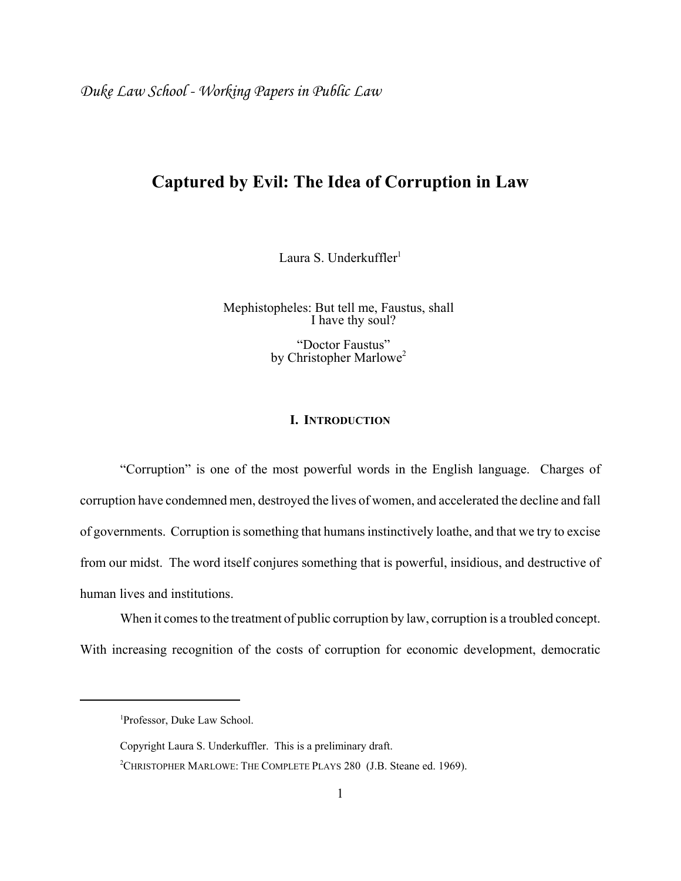*Duke Law School - Working Papers in Public Law*

# Captured by Evil: The Idea of Corruption in Law

Laura S. Underkuffler[1]

Mephistopheles: But tell me, Faustus, shall I have thy soul?

"Doctor Faustus"
by Christopher Marlowe[2]

## I. Introduction

"Corruption" is one of the most powerful words in the English language. Charges of corruption have condemned men, destroyed the lives of women, and accelerated the decline and fall of governments. Corruption is something that humans instinctively loathe, and that we try to excise from our midst. The word itself conjures something that is powerful, insidious, and destructive of human lives and institutions.

When it comes to the treatment of public corruption by law, corruption is a troubled concept. With increasing recognition of the costs of corruption for economic development, democratic

---

[1]Professor, Duke Law School.

Copyright Laura S. Underkuffler. This is a preliminary draft.

[2]CHRISTOPHER MARLOWE: THE COMPLETE PLAYS 280 (J.B. Steane ed. 1969).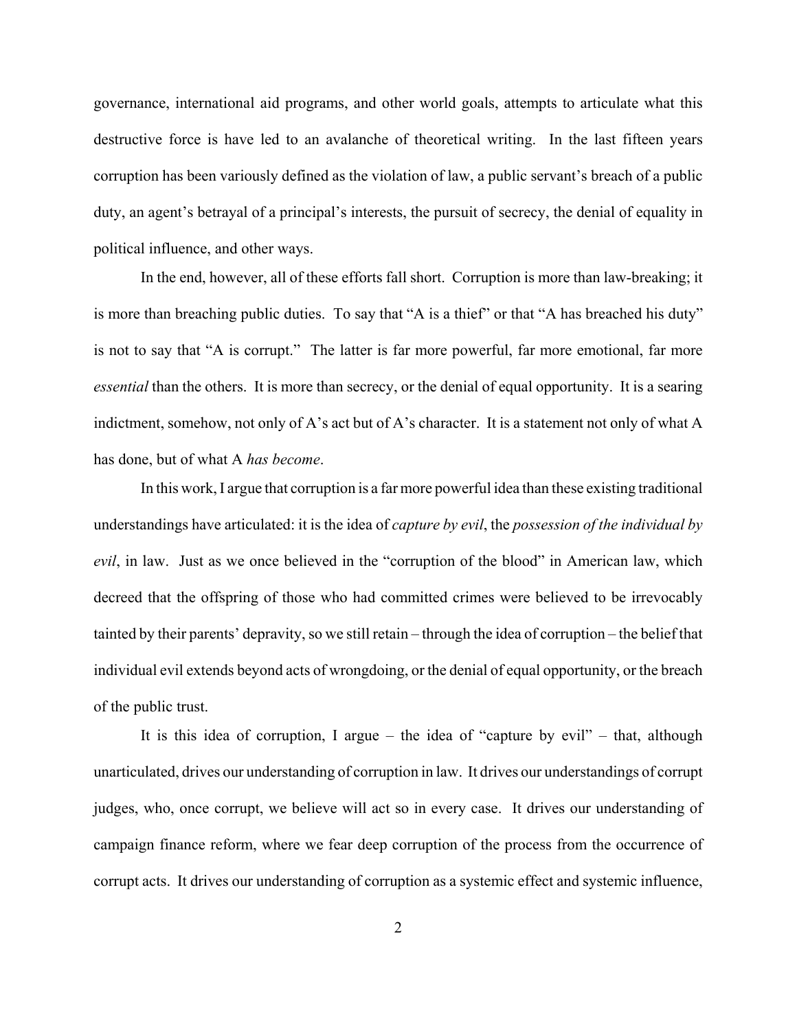governance, international aid programs, and other world goals, attempts to articulate what this destructive force is have led to an avalanche of theoretical writing. In the last fifteen years corruption has been variously defined as the violation of law, a public servant's breach of a public duty, an agent's betrayal of a principal's interests, the pursuit of secrecy, the denial of equality in political influence, and other ways.

In the end, however, all of these efforts fall short. Corruption is more than law-breaking; it is more than breaching public duties. To say that "A is a thief" or that "A has breached his duty" is not to say that "A is corrupt." The latter is far more powerful, far more emotional, far more *essential* than the others. It is more than secrecy, or the denial of equal opportunity. It is a searing indictment, somehow, not only of A's act but of A's character. It is a statement not only of what A has done, but of what A *has become*.

In this work, I argue that corruption is a far more powerful idea than these existing traditional understandings have articulated: it is the idea of *capture by evil*, the *possession of the individual by evil*, in law. Just as we once believed in the "corruption of the blood" in American law, which decreed that the offspring of those who had committed crimes were believed to be irrevocably tainted by their parents' depravity, so we still retain – through the idea of corruption – the belief that individual evil extends beyond acts of wrongdoing, or the denial of equal opportunity, or the breach of the public trust.

It is this idea of corruption, I argue – the idea of "capture by evil" – that, although unarticulated, drives our understanding of corruption in law. It drives our understandings of corrupt judges, who, once corrupt, we believe will act so in every case. It drives our understanding of campaign finance reform, where we fear deep corruption of the process from the occurrence of corrupt acts. It drives our understanding of corruption as a systemic effect and systemic influence,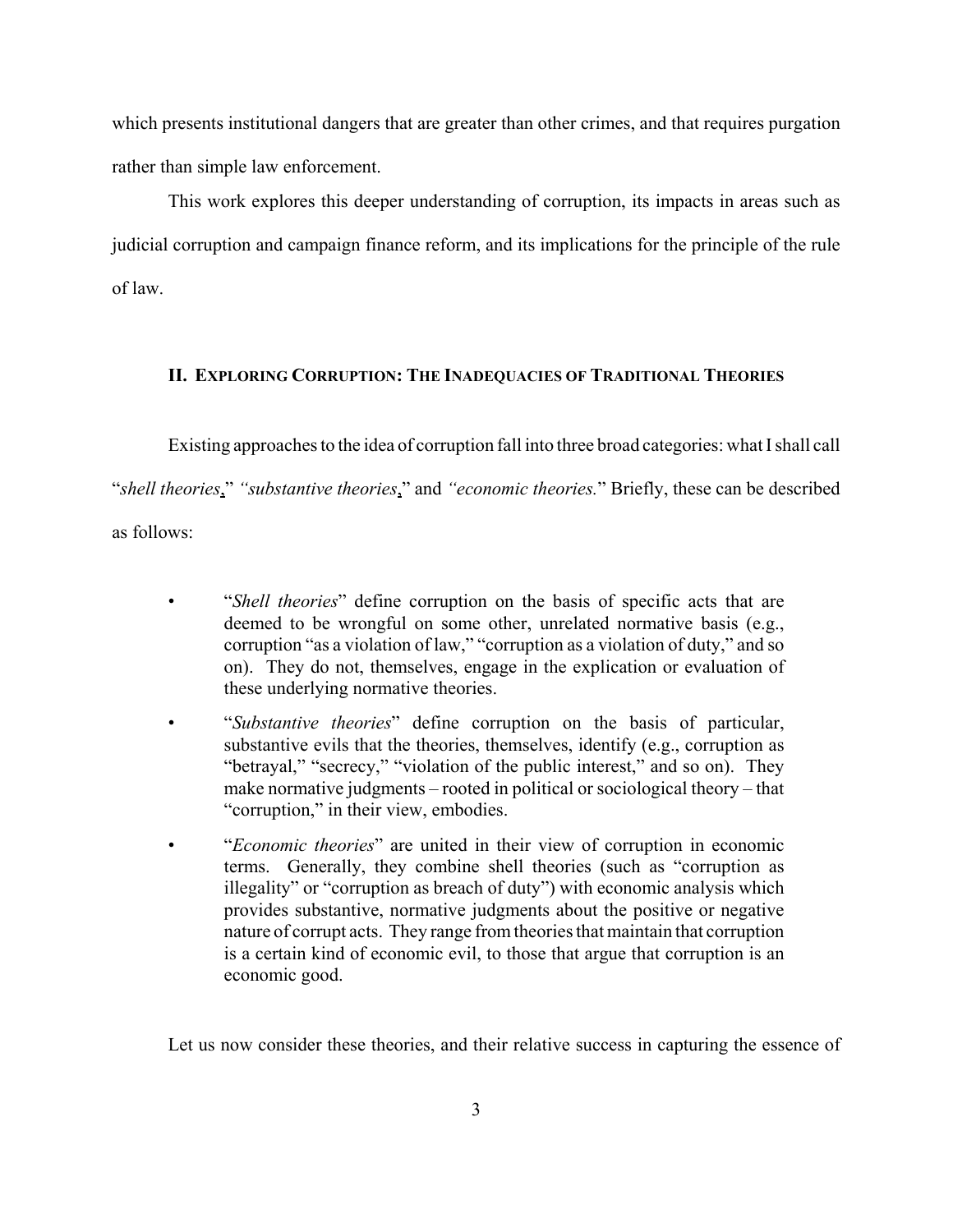which presents institutional dangers that are greater than other crimes, and that requires purgation rather than simple law enforcement.

This work explores this deeper understanding of corruption, its impacts in areas such as judicial corruption and campaign finance reform, and its implications for the principle of the rule of law.

## II. Exploring Corruption: The Inadequacies of Traditional Theories

Existing approaches to the idea of corruption fall into three broad categories: what I shall call "*shell theories*," "*substantive theories*," and "*economic theories.*" Briefly, these can be described as follows:

- "*Shell theories*" define corruption on the basis of specific acts that are deemed to be wrongful on some other, unrelated normative basis (e.g., corruption "as a violation of law," "corruption as a violation of duty," and so on). They do not, themselves, engage in the explication or evaluation of these underlying normative theories.
- "*Substantive theories*" define corruption on the basis of particular, substantive evils that the theories, themselves, identify (e.g., corruption as "betrayal," "secrecy," "violation of the public interest," and so on). They make normative judgments – rooted in political or sociological theory – that "corruption," in their view, embodies.
- "*Economic theories*" are united in their view of corruption in economic terms. Generally, they combine shell theories (such as "corruption as illegality" or "corruption as breach of duty") with economic analysis which provides substantive, normative judgments about the positive or negative nature of corrupt acts. They range from theories that maintain that corruption is a certain kind of economic evil, to those that argue that corruption is an economic good.

Let us now consider these theories, and their relative success in capturing the essence of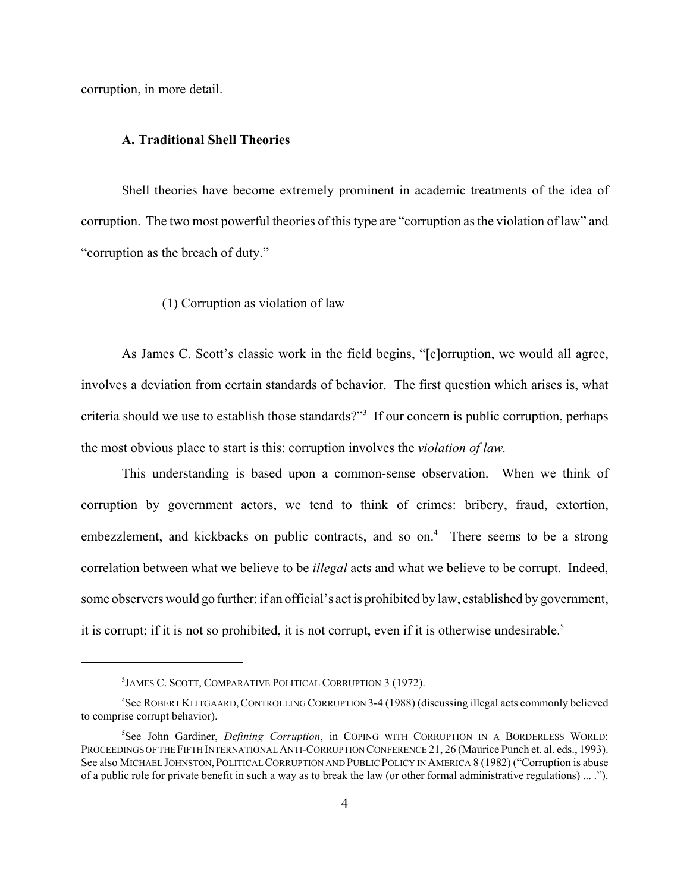corruption, in more detail.

### A. Traditional Shell Theories

Shell theories have become extremely prominent in academic treatments of the idea of corruption. The two most powerful theories of this type are "corruption as the violation of law" and "corruption as the breach of duty."

#### (1) Corruption as violation of law

As James C. Scott's classic work in the field begins, "[c]orruption, we would all agree, involves a deviation from certain standards of behavior. The first question which arises is, what criteria should we use to establish those standards?"[3] If our concern is public corruption, perhaps the most obvious place to start is this: corruption involves the *violation of law.*

This understanding is based upon a common-sense observation. When we think of corruption by government actors, we tend to think of crimes: bribery, fraud, extortion, embezzlement, and kickbacks on public contracts, and so on.[4] There seems to be a strong correlation between what we believe to be *illegal* acts and what we believe to be corrupt. Indeed, some observers would go further: if an official's act is prohibited by law, established by government, it is corrupt; if it is not so prohibited, it is not corrupt, even if it is otherwise undesirable.[5]

---

[3] JAMES C. SCOTT, COMPARATIVE POLITICAL CORRUPTION 3 (1972).

[4] See ROBERT KLITGAARD, CONTROLLING CORRUPTION 3-4 (1988) (discussing illegal acts commonly believed to comprise corrupt behavior).

[5] See John Gardiner, *Defining Corruption*, in COPING WITH CORRUPTION IN A BORDERLESS WORLD: PROCEEDINGS OF THE FIFTH INTERNATIONAL ANTI-CORRUPTION CONFERENCE 21, 26 (Maurice Punch et. al. eds., 1993). See also MICHAEL JOHNSTON, POLITICAL CORRUPTION AND PUBLIC POLICY IN AMERICA 8 (1982) ("Corruption is abuse of a public role for private benefit in such a way as to break the law (or other formal administrative regulations) ... .").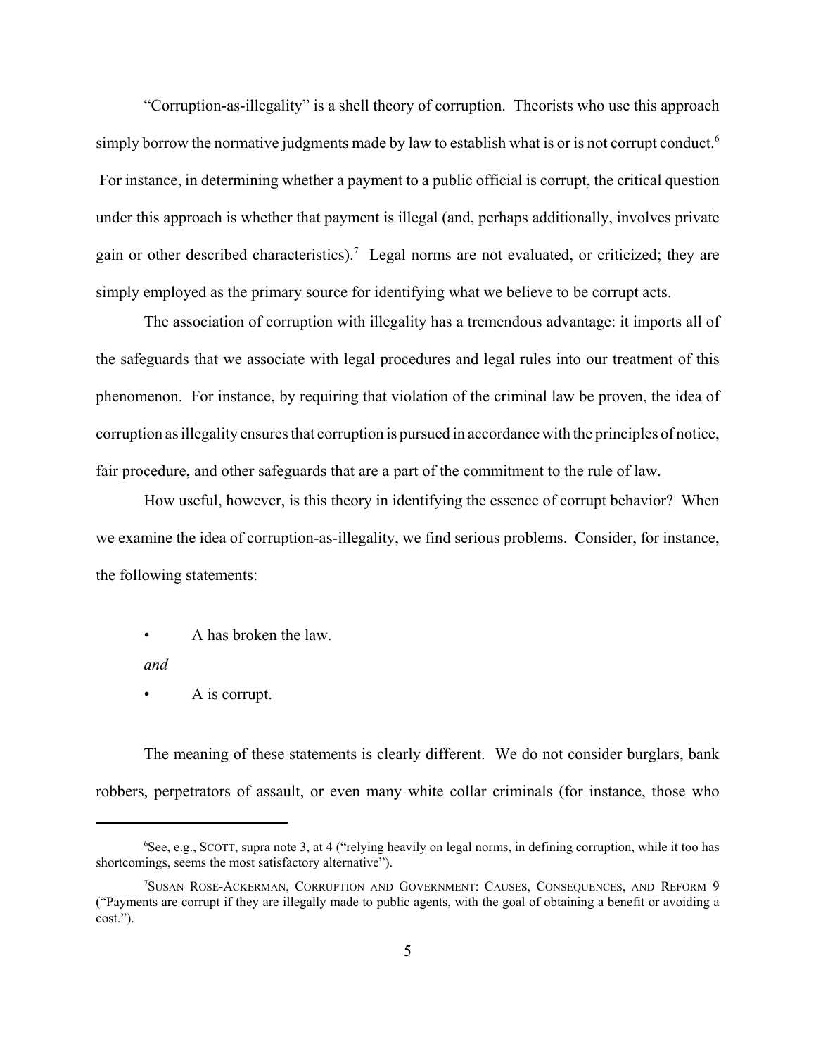"Corruption-as-illegality" is a shell theory of corruption. Theorists who use this approach simply borrow the normative judgments made by law to establish what is or is not corrupt conduct.[6] For instance, in determining whether a payment to a public official is corrupt, the critical question under this approach is whether that payment is illegal (and, perhaps additionally, involves private gain or other described characteristics).[7] Legal norms are not evaluated, or criticized; they are simply employed as the primary source for identifying what we believe to be corrupt acts.

The association of corruption with illegality has a tremendous advantage: it imports all of the safeguards that we associate with legal procedures and legal rules into our treatment of this phenomenon. For instance, by requiring that violation of the criminal law be proven, the idea of corruption as illegality ensures that corruption is pursued in accordance with the principles of notice, fair procedure, and other safeguards that are a part of the commitment to the rule of law.

How useful, however, is this theory in identifying the essence of corrupt behavior? When we examine the idea of corruption-as-illegality, we find serious problems. Consider, for instance, the following statements:

- A has broken the law.

*and*

- A is corrupt.

The meaning of these statements is clearly different. We do not consider burglars, bank robbers, perpetrators of assault, or even many white collar criminals (for instance, those who

---

[6] See, e.g., SCOTT, supra note 3, at 4 ("relying heavily on legal norms, in defining corruption, while it too has shortcomings, seems the most satisfactory alternative").

[7] SUSAN ROSE-ACKERMAN, CORRUPTION AND GOVERNMENT: CAUSES, CONSEQUENCES, AND REFORM 9 ("Payments are corrupt if they are illegally made to public agents, with the goal of obtaining a benefit or avoiding a cost.").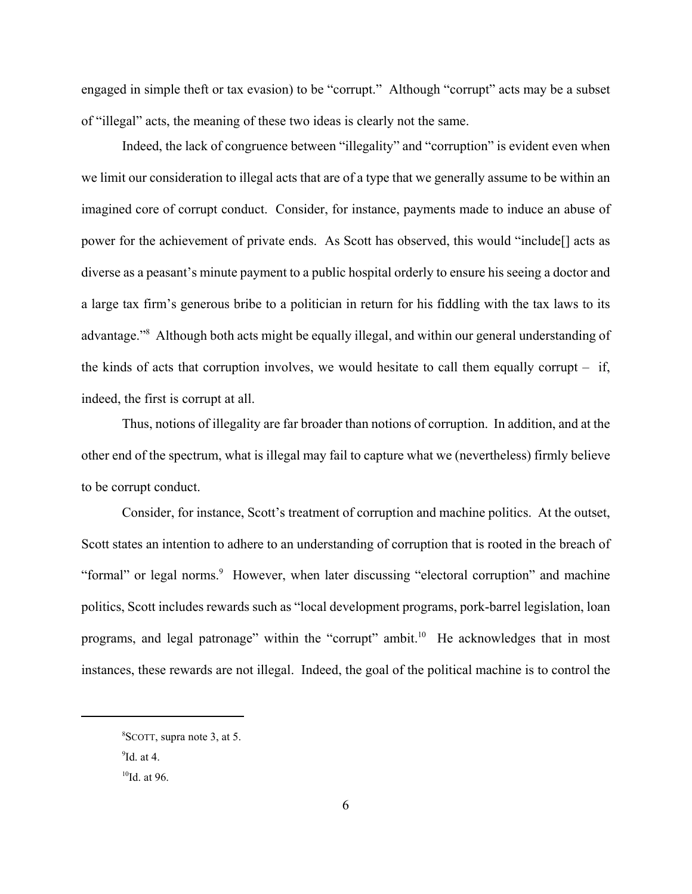engaged in simple theft or tax evasion) to be "corrupt." Although "corrupt" acts may be a subset of "illegal" acts, the meaning of these two ideas is clearly not the same.

Indeed, the lack of congruence between "illegality" and "corruption" is evident even when we limit our consideration to illegal acts that are of a type that we generally assume to be within an imagined core of corrupt conduct. Consider, for instance, payments made to induce an abuse of power for the achievement of private ends. As Scott has observed, this would "include[] acts as diverse as a peasant's minute payment to a public hospital orderly to ensure his seeing a doctor and a large tax firm's generous bribe to a politician in return for his fiddling with the tax laws to its advantage."[8] Although both acts might be equally illegal, and within our general understanding of the kinds of acts that corruption involves, we would hesitate to call them equally corrupt – if, indeed, the first is corrupt at all.

Thus, notions of illegality are far broader than notions of corruption. In addition, and at the other end of the spectrum, what is illegal may fail to capture what we (nevertheless) firmly believe to be corrupt conduct.

Consider, for instance, Scott's treatment of corruption and machine politics. At the outset, Scott states an intention to adhere to an understanding of corruption that is rooted in the breach of "formal" or legal norms.[9] However, when later discussing "electoral corruption" and machine politics, Scott includes rewards such as "local development programs, pork-barrel legislation, loan programs, and legal patronage" within the "corrupt" ambit.[10] He acknowledges that in most instances, these rewards are not illegal. Indeed, the goal of the political machine is to control the

---

[8] SCOTT, supra note 3, at 5.

[9] Id. at 4.

[10] Id. at 96.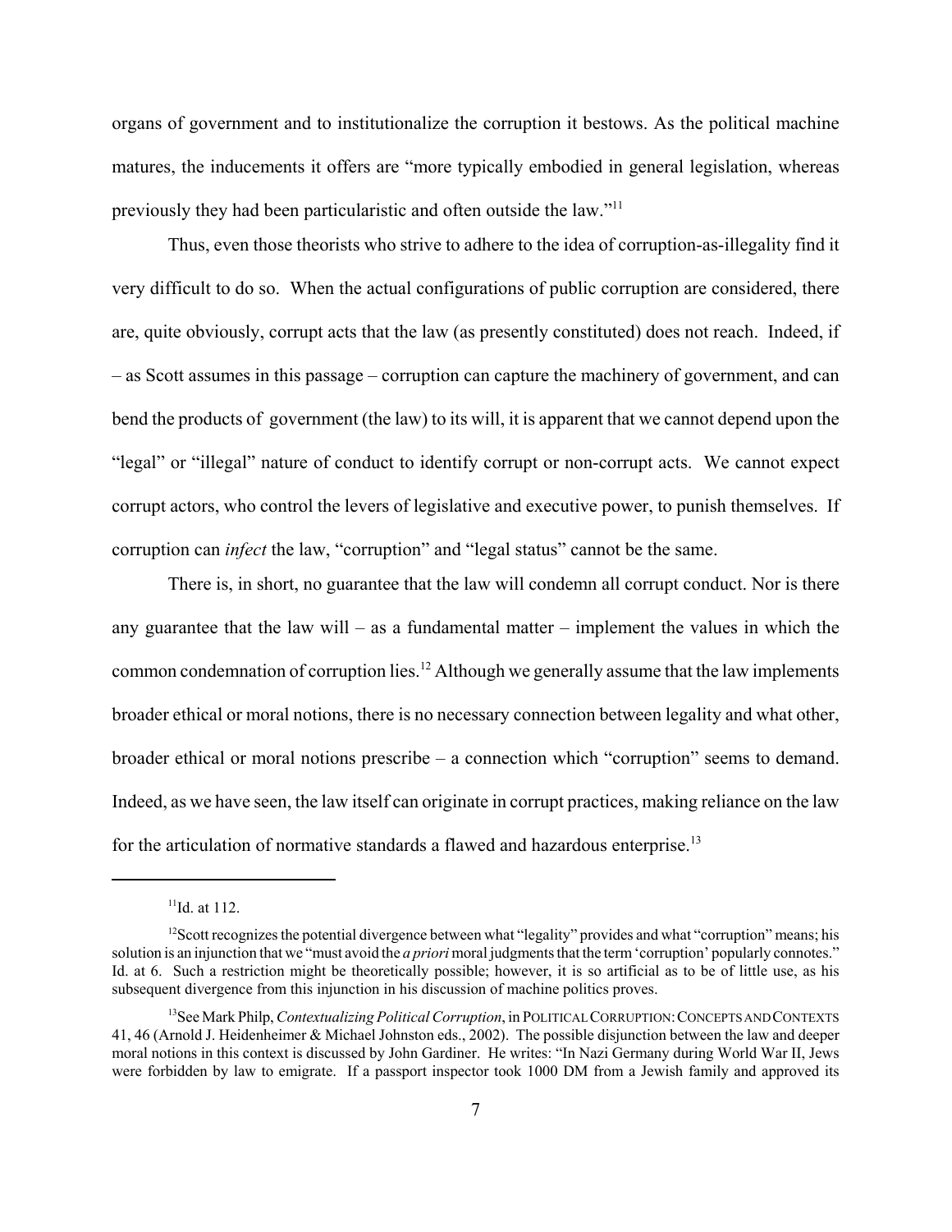organs of government and to institutionalize the corruption it bestows. As the political machine matures, the inducements it offers are "more typically embodied in general legislation, whereas previously they had been particularistic and often outside the law."[11]

Thus, even those theorists who strive to adhere to the idea of corruption-as-illegality find it very difficult to do so. When the actual configurations of public corruption are considered, there are, quite obviously, corrupt acts that the law (as presently constituted) does not reach. Indeed, if – as Scott assumes in this passage – corruption can capture the machinery of government, and can bend the products of government (the law) to its will, it is apparent that we cannot depend upon the "legal" or "illegal" nature of conduct to identify corrupt or non-corrupt acts. We cannot expect corrupt actors, who control the levers of legislative and executive power, to punish themselves. If corruption can *infect* the law, "corruption" and "legal status" cannot be the same.

There is, in short, no guarantee that the law will condemn all corrupt conduct. Nor is there any guarantee that the law will – as a fundamental matter – implement the values in which the common condemnation of corruption lies.[12] Although we generally assume that the law implements broader ethical or moral notions, there is no necessary connection between legality and what other, broader ethical or moral notions prescribe – a connection which "corruption" seems to demand. Indeed, as we have seen, the law itself can originate in corrupt practices, making reliance on the law for the articulation of normative standards a flawed and hazardous enterprise.[13]

---

[11] Id. at 112.

[12] Scott recognizes the potential divergence between what "legality" provides and what "corruption" means; his solution is an injunction that we "must avoid the *a priori* moral judgments that the term 'corruption' popularly connotes." Id. at 6. Such a restriction might be theoretically possible; however, it is so artificial as to be of little use, as his subsequent divergence from this injunction in his discussion of machine politics proves.

[13] See Mark Philp, *Contextualizing Political Corruption*, in POLITICAL CORRUPTION: CONCEPTS AND CONTEXTS 41, 46 (Arnold J. Heidenheimer & Michael Johnston eds., 2002). The possible disjunction between the law and deeper moral notions in this context is discussed by John Gardiner. He writes: "In Nazi Germany during World War II, Jews were forbidden by law to emigrate. If a passport inspector took 1000 DM from a Jewish family and approved its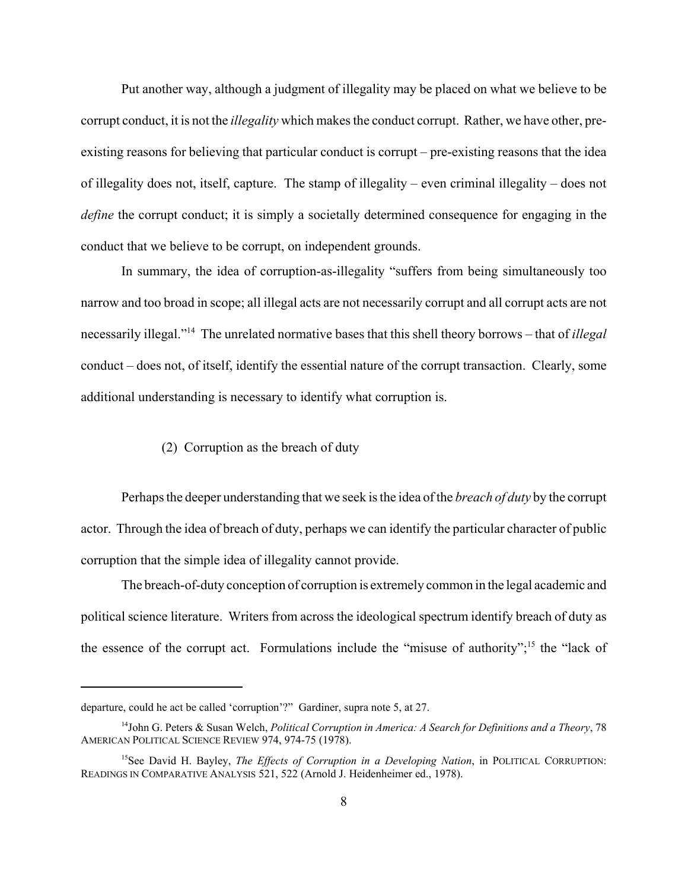Put another way, although a judgment of illegality may be placed on what we believe to be corrupt conduct, it is not the *illegality* which makes the conduct corrupt. Rather, we have other, pre-existing reasons for believing that particular conduct is corrupt – pre-existing reasons that the idea of illegality does not, itself, capture. The stamp of illegality – even criminal illegality – does not *define* the corrupt conduct; it is simply a societally determined consequence for engaging in the conduct that we believe to be corrupt, on independent grounds.

In summary, the idea of corruption-as-illegality "suffers from being simultaneously too narrow and too broad in scope; all illegal acts are not necessarily corrupt and all corrupt acts are not necessarily illegal."[14] The unrelated normative bases that this shell theory borrows – that of *illegal* conduct – does not, of itself, identify the essential nature of the corrupt transaction. Clearly, some additional understanding is necessary to identify what corruption is.

### (2) Corruption as the breach of duty

Perhaps the deeper understanding that we seek is the idea of the *breach of duty* by the corrupt actor. Through the idea of breach of duty, perhaps we can identify the particular character of public corruption that the simple idea of illegality cannot provide.

The breach-of-duty conception of corruption is extremely common in the legal academic and political science literature. Writers from across the ideological spectrum identify breach of duty as the essence of the corrupt act. Formulations include the "misuse of authority";[15] the "lack of

---

departure, could he act be called 'corruption'?" Gardiner, supra note 5, at 27.

[14] John G. Peters & Susan Welch, *Political Corruption in America: A Search for Definitions and a Theory*, 78 AMERICAN POLITICAL SCIENCE REVIEW 974, 974-75 (1978).

[15] See David H. Bayley, *The Effects of Corruption in a Developing Nation*, in POLITICAL CORRUPTION: READINGS IN COMPARATIVE ANALYSIS 521, 522 (Arnold J. Heidenheimer ed., 1978).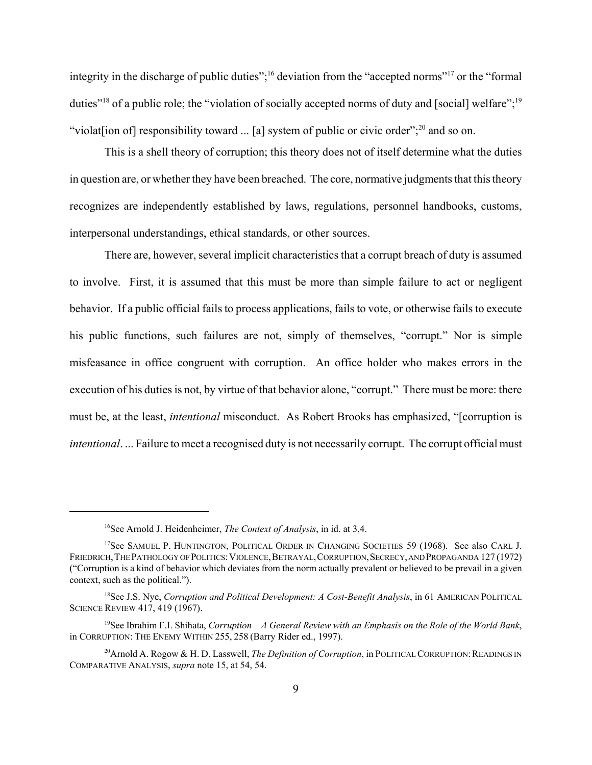integrity in the discharge of public duties";[16] deviation from the "accepted norms"[17] or the "formal duties"[18] of a public role; the "violation of socially accepted norms of duty and [social] welfare";[19] "violat[ion of] responsibility toward ... [a] system of public or civic order";[20] and so on.

This is a shell theory of corruption; this theory does not of itself determine what the duties in question are, or whether they have been breached. The core, normative judgments that this theory recognizes are independently established by laws, regulations, personnel handbooks, customs, interpersonal understandings, ethical standards, or other sources.

There are, however, several implicit characteristics that a corrupt breach of duty is assumed to involve. First, it is assumed that this must be more than simple failure to act or negligent behavior. If a public official fails to process applications, fails to vote, or otherwise fails to execute his public functions, such failures are not, simply of themselves, "corrupt." Nor is simple misfeasance in office congruent with corruption. An office holder who makes errors in the execution of his duties is not, by virtue of that behavior alone, "corrupt." There must be more: there must be, at the least, *intentional* misconduct. As Robert Brooks has emphasized, "[corruption is *intentional*. ... Failure to meet a recognised duty is not necessarily corrupt. The corrupt official must

---

[16] See Arnold J. Heidenheimer, *The Context of Analysis*, in id. at 3,4.

[17] See SAMUEL P. HUNTINGTON, POLITICAL ORDER IN CHANGING SOCIETIES 59 (1968). See also CARL J. FRIEDRICH, THE PATHOLOGY OF POLITICS: VIOLENCE, BETRAYAL, CORRUPTION, SECRECY, AND PROPAGANDA 127 (1972) ("Corruption is a kind of behavior which deviates from the norm actually prevalent or believed to be prevail in a given context, such as the political.").

[18] See J.S. Nye, *Corruption and Political Development: A Cost-Benefit Analysis*, in 61 AMERICAN POLITICAL SCIENCE REVIEW 417, 419 (1967).

[19] See Ibrahim F.I. Shihata, *Corruption – A General Review with an Emphasis on the Role of the World Bank*, in CORRUPTION: THE ENEMY WITHIN 255, 258 (Barry Rider ed., 1997).

[20] Arnold A. Rogow & H. D. Lasswell, *The Definition of Corruption*, in POLITICAL CORRUPTION: READINGS IN COMPARATIVE ANALYSIS, *supra* note 15, at 54, 54.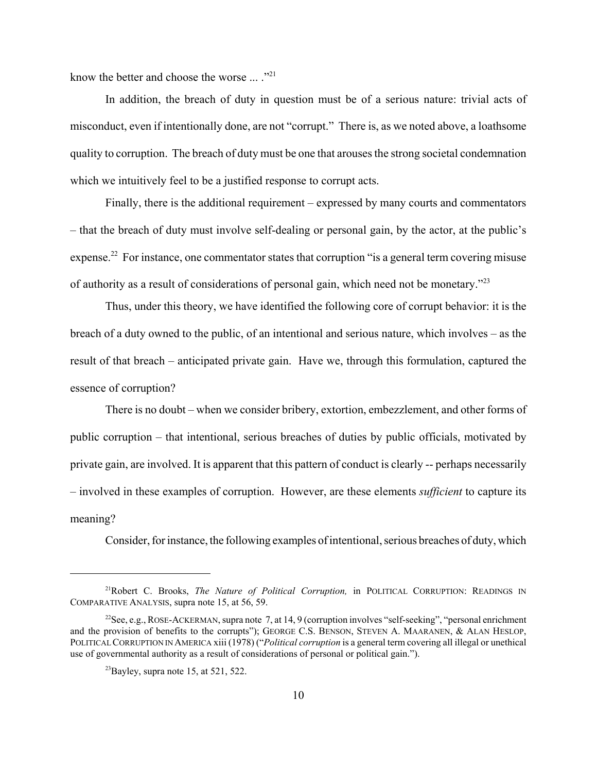know the better and choose the worse ... ."[21]

In addition, the breach of duty in question must be of a serious nature: trivial acts of misconduct, even if intentionally done, are not "corrupt." There is, as we noted above, a loathsome quality to corruption. The breach of duty must be one that arouses the strong societal condemnation which we intuitively feel to be a justified response to corrupt acts.

Finally, there is the additional requirement – expressed by many courts and commentators – that the breach of duty must involve self-dealing or personal gain, by the actor, at the public's expense.[22] For instance, one commentator states that corruption "is a general term covering misuse of authority as a result of considerations of personal gain, which need not be monetary."[23]

Thus, under this theory, we have identified the following core of corrupt behavior: it is the breach of a duty owned to the public, of an intentional and serious nature, which involves – as the result of that breach – anticipated private gain. Have we, through this formulation, captured the essence of corruption?

There is no doubt – when we consider bribery, extortion, embezzlement, and other forms of public corruption – that intentional, serious breaches of duties by public officials, motivated by private gain, are involved. It is apparent that this pattern of conduct is clearly -- perhaps necessarily – involved in these examples of corruption. However, are these elements *sufficient* to capture its meaning?

Consider, for instance, the following examples of intentional, serious breaches of duty, which

---

[21] Robert C. Brooks, *The Nature of Political Corruption,* in POLITICAL CORRUPTION: READINGS IN COMPARATIVE ANALYSIS, supra note 15, at 56, 59.

[22] See, e.g., ROSE-ACKERMAN, supra note 7, at 14, 9 (corruption involves "self-seeking", "personal enrichment and the provision of benefits to the corrupts"); GEORGE C.S. BENSON, STEVEN A. MAARANEN, & ALAN HESLOP, POLITICAL CORRUPTION IN AMERICA xiii (1978) ("*Political corruption* is a general term covering all illegal or unethical use of governmental authority as a result of considerations of personal or political gain.").

[23] Bayley, supra note 15, at 521, 522.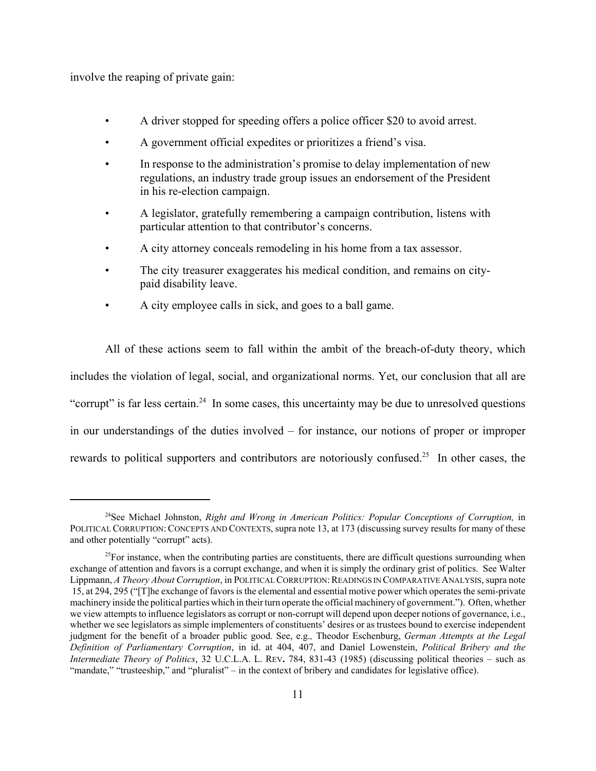involve the reaping of private gain:

- A driver stopped for speeding offers a police officer $20 to avoid arrest.
- A government official expedites or prioritizes a friend's visa.
- In response to the administration's promise to delay implementation of new regulations, an industry trade group issues an endorsement of the President in his re-election campaign.
- A legislator, gratefully remembering a campaign contribution, listens with particular attention to that contributor's concerns.
- A city attorney conceals remodeling in his home from a tax assessor.
- The city treasurer exaggerates his medical condition, and remains on city-paid disability leave.
- A city employee calls in sick, and goes to a ball game.

All of these actions seem to fall within the ambit of the breach-of-duty theory, which includes the violation of legal, social, and organizational norms. Yet, our conclusion that all are "corrupt" is far less certain.[24] In some cases, this uncertainty may be due to unresolved questions in our understandings of the duties involved – for instance, our notions of proper or improper rewards to political supporters and contributors are notoriously confused.[25] In other cases, the

---

[24]See Michael Johnston, *Right and Wrong in American Politics: Popular Conceptions of Corruption,* in POLITICAL CORRUPTION: CONCEPTS AND CONTEXTS, supra note 13, at 173 (discussing survey results for many of these and other potentially "corrupt" acts).

[25]For instance, when the contributing parties are constituents, there are difficult questions surrounding when exchange of attention and favors is a corrupt exchange, and when it is simply the ordinary grist of politics. See Walter Lippmann, *A Theory About Corruption*, in POLITICAL CORRUPTION: READINGS IN COMPARATIVE ANALYSIS, supra note 15, at 294, 295 ("[T]he exchange of favors is the elemental and essential motive power which operates the semi-private machinery inside the political parties which in their turn operate the official machinery of government."). Often, whether we view attempts to influence legislators as corrupt or non-corrupt will depend upon deeper notions of governance, i.e., whether we see legislators as simple implementers of constituents' desires or as trustees bound to exercise independent judgment for the benefit of a broader public good. See, e.g., Theodor Eschenburg, *German Attempts at the Legal Definition of Parliamentary Corruption*, in id. at 404, 407, and Daniel Lowenstein, *Political Bribery and the Intermediate Theory of Politics*, 32 U.C.L.A. L. REV. 784, 831-43 (1985) (discussing political theories – such as "mandate," "trusteeship," and "pluralist" – in the context of bribery and candidates for legislative office).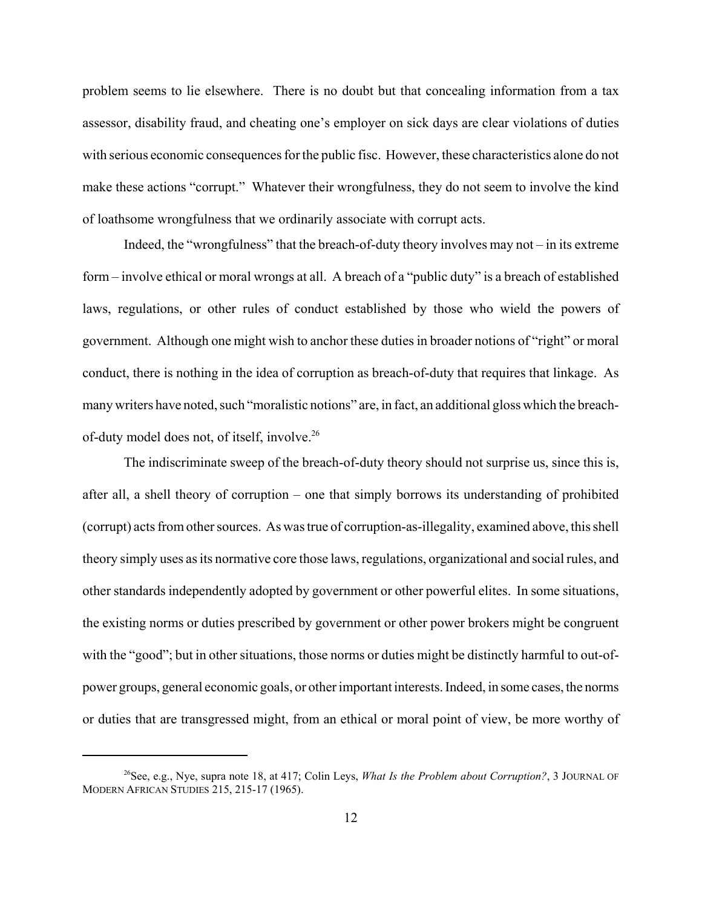problem seems to lie elsewhere. There is no doubt but that concealing information from a tax assessor, disability fraud, and cheating one's employer on sick days are clear violations of duties with serious economic consequences for the public fisc. However, these characteristics alone do not make these actions "corrupt." Whatever their wrongfulness, they do not seem to involve the kind of loathsome wrongfulness that we ordinarily associate with corrupt acts.

Indeed, the "wrongfulness" that the breach-of-duty theory involves may not – in its extreme form – involve ethical or moral wrongs at all. A breach of a "public duty" is a breach of established laws, regulations, or other rules of conduct established by those who wield the powers of government. Although one might wish to anchor these duties in broader notions of "right" or moral conduct, there is nothing in the idea of corruption as breach-of-duty that requires that linkage. As many writers have noted, such "moralistic notions" are, in fact, an additional gloss which the breach-of-duty model does not, of itself, involve.[26]

The indiscriminate sweep of the breach-of-duty theory should not surprise us, since this is, after all, a shell theory of corruption – one that simply borrows its understanding of prohibited (corrupt) acts from other sources. As was true of corruption-as-illegality, examined above, this shell theory simply uses as its normative core those laws, regulations, organizational and social rules, and other standards independently adopted by government or other powerful elites. In some situations, the existing norms or duties prescribed by government or other power brokers might be congruent with the "good"; but in other situations, those norms or duties might be distinctly harmful to out-of-power groups, general economic goals, or other important interests. Indeed, in some cases, the norms or duties that are transgressed might, from an ethical or moral point of view, be more worthy of

---

[26]See, e.g., Nye, supra note 18, at 417; Colin Leys, *What Is the Problem about Corruption?*, 3 JOURNAL OF MODERN AFRICAN STUDIES 215, 215-17 (1965).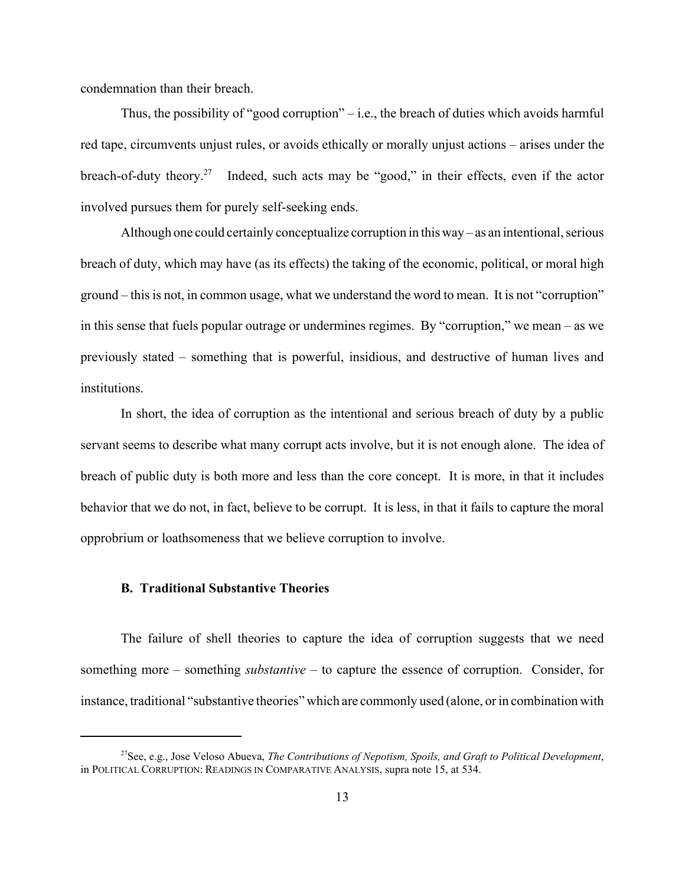condemnation than their breach.

Thus, the possibility of "good corruption" – i.e., the breach of duties which avoids harmful red tape, circumvents unjust rules, or avoids ethically or morally unjust actions – arises under the breach-of-duty theory.[27] Indeed, such acts may be "good," in their effects, even if the actor involved pursues them for purely self-seeking ends.

Although one could certainly conceptualize corruption in this way – as an intentional, serious breach of duty, which may have (as its effects) the taking of the economic, political, or moral high ground – this is not, in common usage, what we understand the word to mean. It is not "corruption" in this sense that fuels popular outrage or undermines regimes. By "corruption," we mean – as we previously stated – something that is powerful, insidious, and destructive of human lives and institutions.

In short, the idea of corruption as the intentional and serious breach of duty by a public servant seems to describe what many corrupt acts involve, but it is not enough alone. The idea of breach of public duty is both more and less than the core concept. It is more, in that it includes behavior that we do not, in fact, believe to be corrupt. It is less, in that it fails to capture the moral opprobrium or loathsomeness that we believe corruption to involve.

### B. Traditional Substantive Theories

The failure of shell theories to capture the idea of corruption suggests that we need something more – something *substantive* – to capture the essence of corruption. Consider, for instance, traditional "substantive theories" which are commonly used (alone, or in combination with

---

[27]See, e.g., Jose Veloso Abueva, *The Contributions of Nepotism, Spoils, and Graft to Political Development*, in POLITICAL CORRUPTION: READINGS IN COMPARATIVE ANALYSIS, supra note 15, at 534.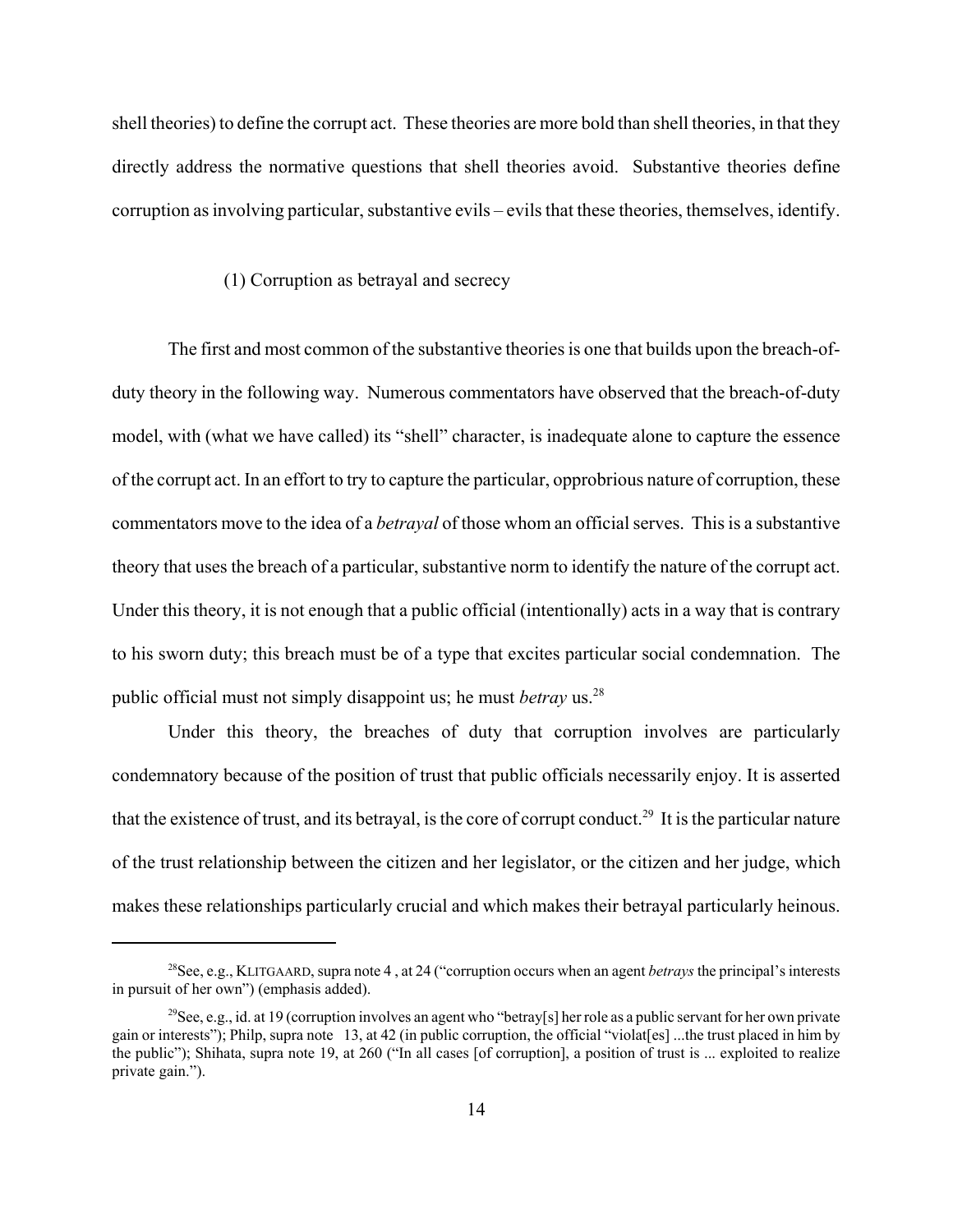shell theories) to define the corrupt act. These theories are more bold than shell theories, in that they directly address the normative questions that shell theories avoid. Substantive theories define corruption as involving particular, substantive evils – evils that these theories, themselves, identify.

(1) Corruption as betrayal and secrecy

The first and most common of the substantive theories is one that builds upon the breach-of-duty theory in the following way. Numerous commentators have observed that the breach-of-duty model, with (what we have called) its "shell" character, is inadequate alone to capture the essence of the corrupt act. In an effort to try to capture the particular, opprobrious nature of corruption, these commentators move to the idea of a *betrayal* of those whom an official serves. This is a substantive theory that uses the breach of a particular, substantive norm to identify the nature of the corrupt act. Under this theory, it is not enough that a public official (intentionally) acts in a way that is contrary to his sworn duty; this breach must be of a type that excites particular social condemnation. The public official must not simply disappoint us; he must *betray* us.[28]

Under this theory, the breaches of duty that corruption involves are particularly condemnatory because of the position of trust that public officials necessarily enjoy. It is asserted that the existence of trust, and its betrayal, is the core of corrupt conduct.[29] It is the particular nature of the trust relationship between the citizen and her legislator, or the citizen and her judge, which makes these relationships particularly crucial and which makes their betrayal particularly heinous.

---

[28]See, e.g., KLITGAARD, supra note 4 , at 24 ("corruption occurs when an agent *betrays* the principal's interests in pursuit of her own") (emphasis added).

[29]See, e.g., id. at 19 (corruption involves an agent who "betray[s] her role as a public servant for her own private gain or interests"); Philp, supra note 13, at 42 (in public corruption, the official "violat[es] ...the trust placed in him by the public"); Shihata, supra note 19, at 260 ("In all cases [of corruption], a position of trust is ... exploited to realize private gain.").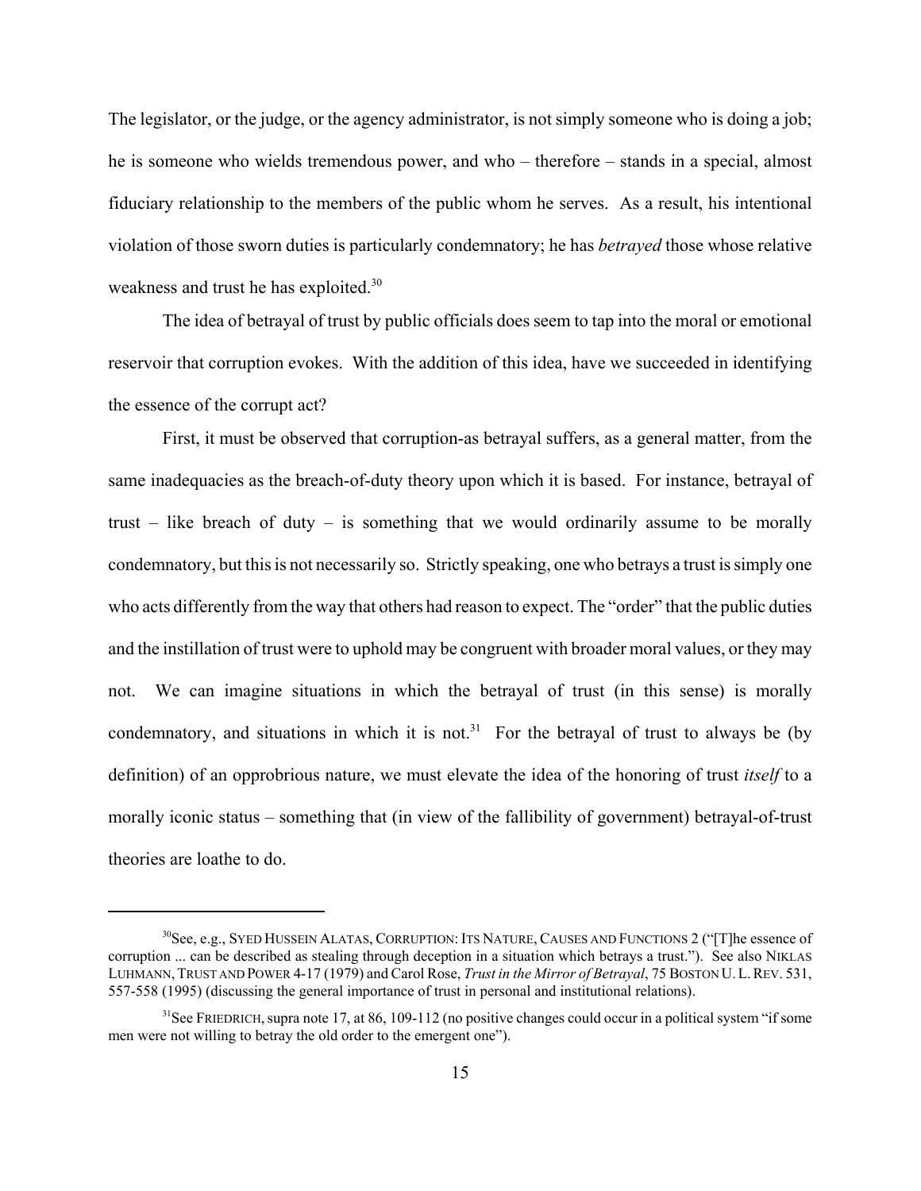The legislator, or the judge, or the agency administrator, is not simply someone who is doing a job; he is someone who wields tremendous power, and who – therefore – stands in a special, almost fiduciary relationship to the members of the public whom he serves. As a result, his intentional violation of those sworn duties is particularly condemnatory; he has *betrayed* those whose relative weakness and trust he has exploited.[30]

The idea of betrayal of trust by public officials does seem to tap into the moral or emotional reservoir that corruption evokes. With the addition of this idea, have we succeeded in identifying the essence of the corrupt act?

First, it must be observed that corruption-as betrayal suffers, as a general matter, from the same inadequacies as the breach-of-duty theory upon which it is based. For instance, betrayal of trust – like breach of duty – is something that we would ordinarily assume to be morally condemnatory, but this is not necessarily so. Strictly speaking, one who betrays a trust is simply one who acts differently from the way that others had reason to expect. The "order" that the public duties and the instillation of trust were to uphold may be congruent with broader moral values, or they may not. We can imagine situations in which the betrayal of trust (in this sense) is morally condemnatory, and situations in which it is not.[31] For the betrayal of trust to always be (by definition) of an opprobrious nature, we must elevate the idea of the honoring of trust *itself* to a morally iconic status – something that (in view of the fallibility of government) betrayal-of-trust theories are loathe to do.

---

[30]See, e.g., SYED HUSSEIN ALATAS, CORRUPTION: ITS NATURE, CAUSES AND FUNCTIONS 2 ("[T]he essence of corruption ... can be described as stealing through deception in a situation which betrays a trust."). See also NIKLAS LUHMANN, TRUST AND POWER 4-17 (1979) and Carol Rose, *Trust in the Mirror of Betrayal*, 75 BOSTON U. L. REV. 531, 557-558 (1995) (discussing the general importance of trust in personal and institutional relations).

[31]See FRIEDRICH, supra note 17, at 86, 109-112 (no positive changes could occur in a political system "if some men were not willing to betray the old order to the emergent one").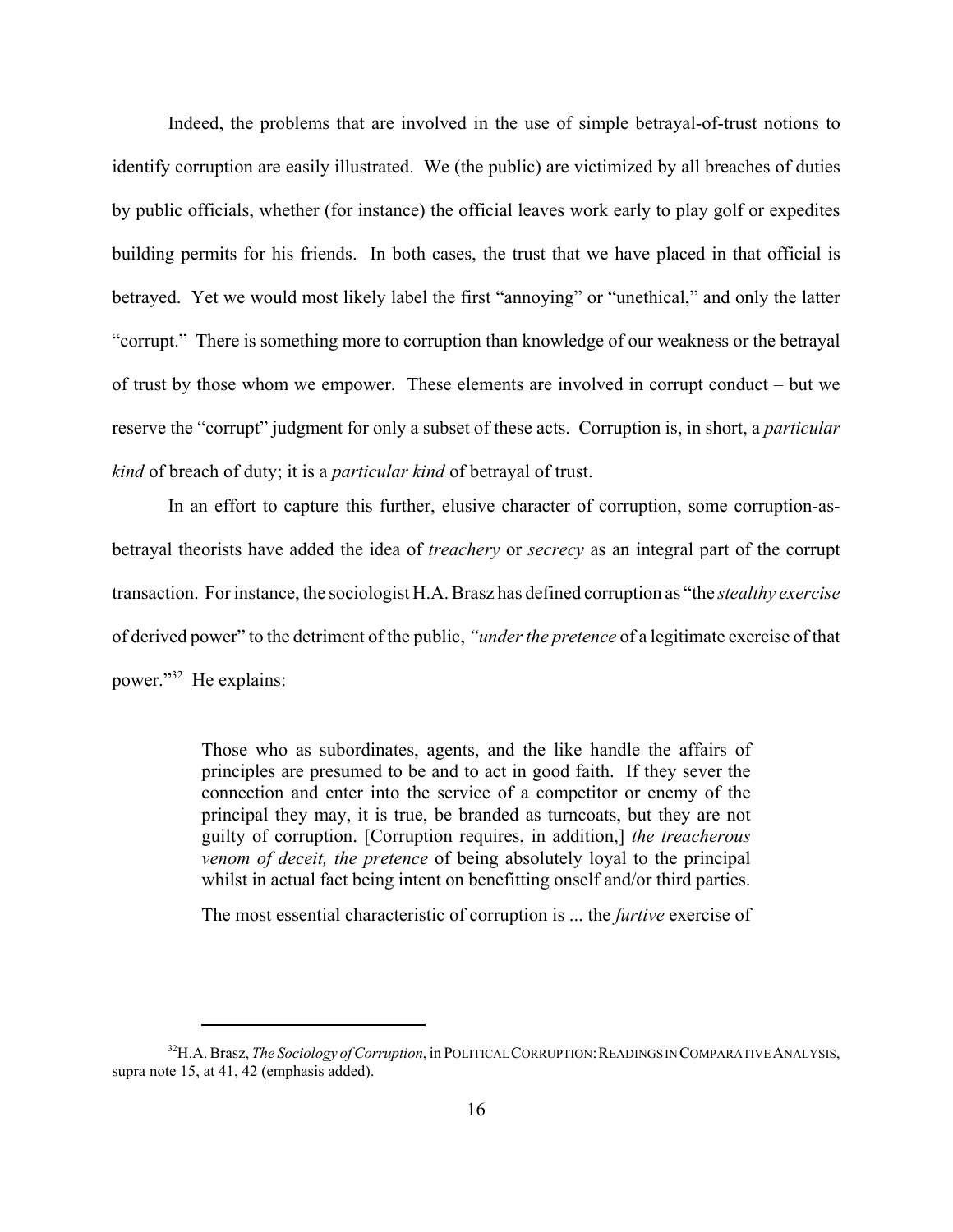Indeed, the problems that are involved in the use of simple betrayal-of-trust notions to identify corruption are easily illustrated. We (the public) are victimized by all breaches of duties by public officials, whether (for instance) the official leaves work early to play golf or expedites building permits for his friends. In both cases, the trust that we have placed in that official is betrayed. Yet we would most likely label the first "annoying" or "unethical," and only the latter "corrupt." There is something more to corruption than knowledge of our weakness or the betrayal of trust by those whom we empower. These elements are involved in corrupt conduct – but we reserve the "corrupt" judgment for only a subset of these acts. Corruption is, in short, a *particular kind* of breach of duty; it is a *particular kind* of betrayal of trust.

In an effort to capture this further, elusive character of corruption, some corruption-as-betrayal theorists have added the idea of *treachery* or *secrecy* as an integral part of the corrupt transaction. For instance, the sociologist H.A. Brasz has defined corruption as "the *stealthy exercise* of derived power" to the detriment of the public, *"under the pretence* of a legitimate exercise of that power."[32] He explains:

> Those who as subordinates, agents, and the like handle the affairs of principles are presumed to be and to act in good faith. If they sever the connection and enter into the service of a competitor or enemy of the principal they may, it is true, be branded as turncoats, but they are not guilty of corruption. [Corruption requires, in addition,] *the treacherous venom of deceit, the pretence* of being absolutely loyal to the principal whilst in actual fact being intent on benefitting onself and/or third parties.
>
> The most essential characteristic of corruption is ... the *furtive* exercise of

---

[32] H.A. Brasz, *The Sociology of Corruption*, in POLITICAL CORRUPTION: READINGS IN COMPARATIVE ANALYSIS, supra note 15, at 41, 42 (emphasis added).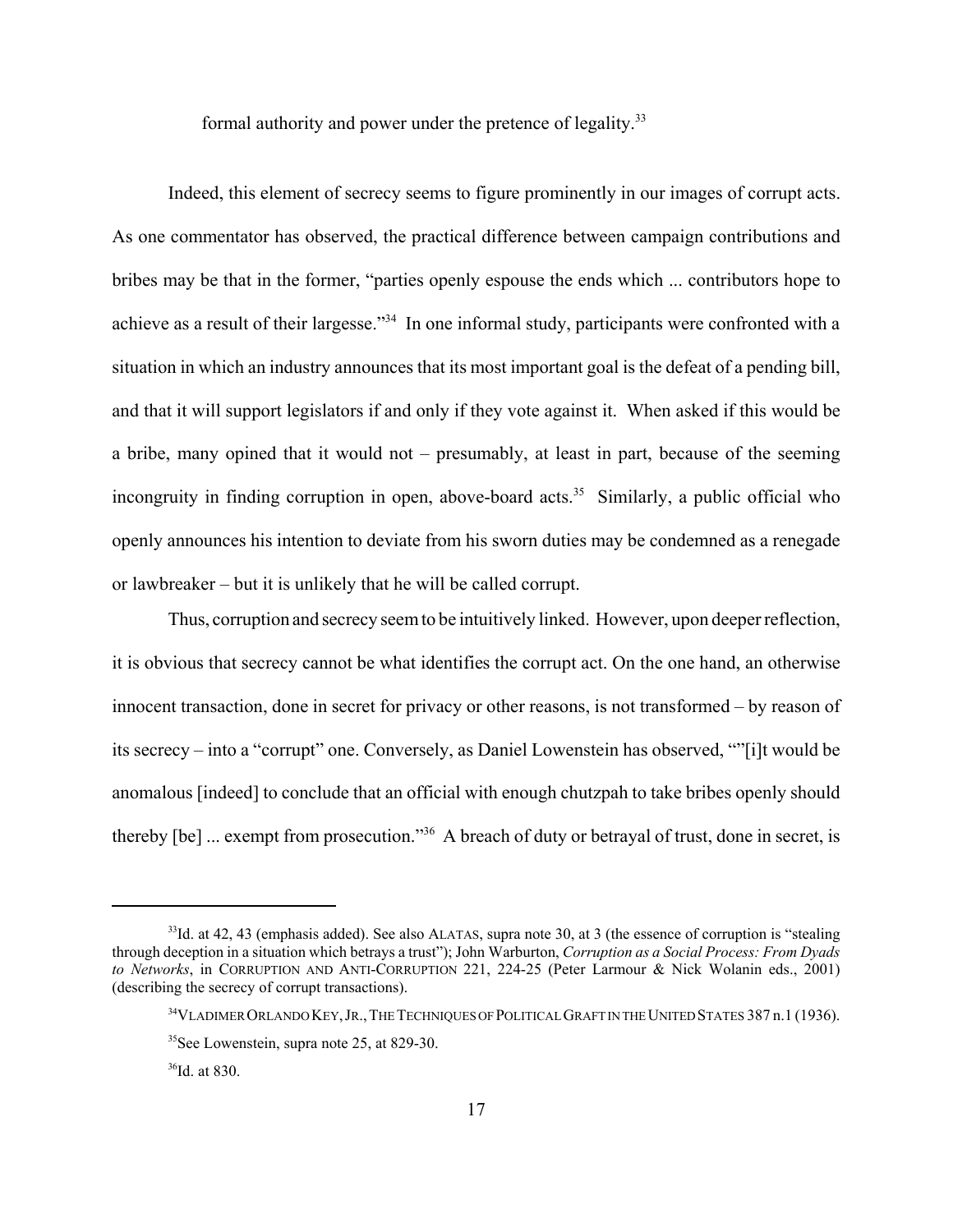formal authority and power under the pretence of legality.[33]

Indeed, this element of secrecy seems to figure prominently in our images of corrupt acts. As one commentator has observed, the practical difference between campaign contributions and bribes may be that in the former, "parties openly espouse the ends which ... contributors hope to achieve as a result of their largesse."[34] In one informal study, participants were confronted with a situation in which an industry announces that its most important goal is the defeat of a pending bill, and that it will support legislators if and only if they vote against it. When asked if this would be a bribe, many opined that it would not – presumably, at least in part, because of the seeming incongruity in finding corruption in open, above-board acts.[35] Similarly, a public official who openly announces his intention to deviate from his sworn duties may be condemned as a renegade or lawbreaker – but it is unlikely that he will be called corrupt.

Thus, corruption and secrecy seem to be intuitively linked. However, upon deeper reflection, it is obvious that secrecy cannot be what identifies the corrupt act. On the one hand, an otherwise innocent transaction, done in secret for privacy or other reasons, is not transformed – by reason of its secrecy – into a "corrupt" one. Conversely, as Daniel Lowenstein has observed, ""[i]t would be anomalous [indeed] to conclude that an official with enough chutzpah to take bribes openly should thereby [be] ... exempt from prosecution."[36] A breach of duty or betrayal of trust, done in secret, is

---

[33] Id. at 42, 43 (emphasis added). See also ALATAS, supra note 30, at 3 (the essence of corruption is "stealing through deception in a situation which betrays a trust"); John Warburton, *Corruption as a Social Process: From Dyads to Networks*, in CORRUPTION AND ANTI-CORRUPTION 221, 224-25 (Peter Larmour & Nick Wolanin eds., 2001) (describing the secrecy of corrupt transactions).

[34] VLADIMER ORLANDO KEY, JR., THE TECHNIQUES OF POLITICAL GRAFT IN THE UNITED STATES 387 n.1 (1936).

[35] See Lowenstein, supra note 25, at 829-30.

[36] Id. at 830.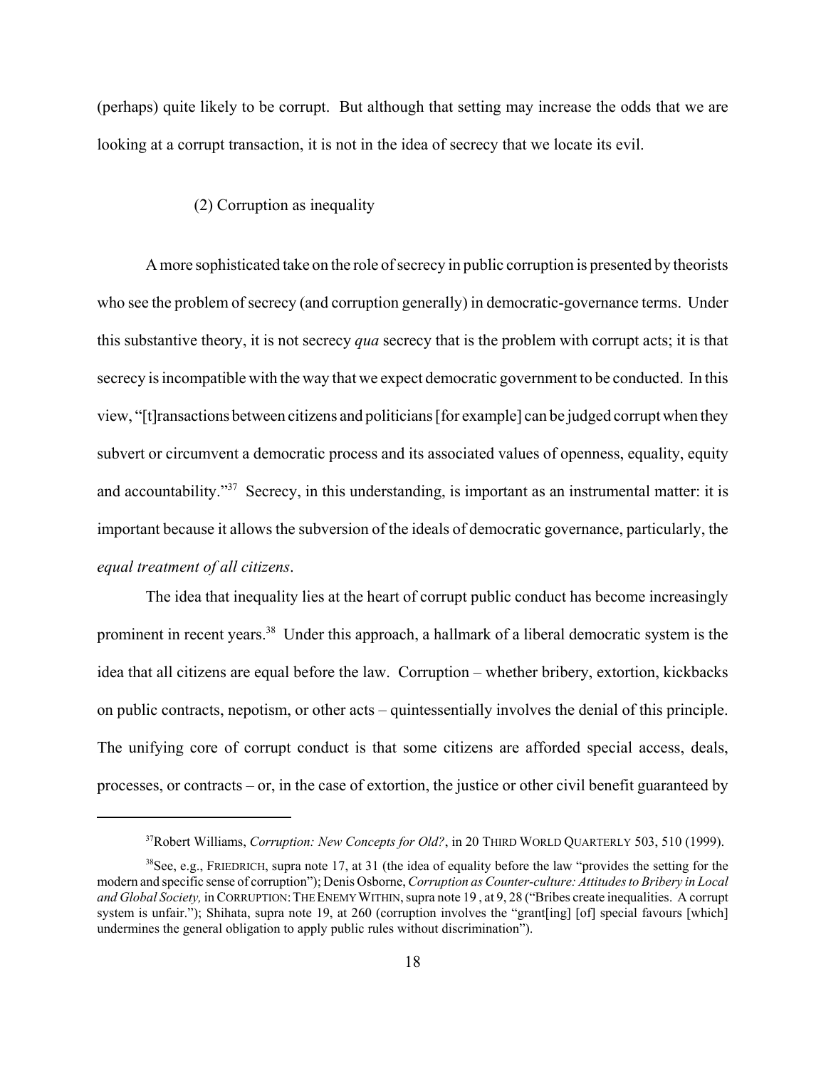(perhaps) quite likely to be corrupt. But although that setting may increase the odds that we are looking at a corrupt transaction, it is not in the idea of secrecy that we locate its evil.

(2) Corruption as inequality

A more sophisticated take on the role of secrecy in public corruption is presented by theorists who see the problem of secrecy (and corruption generally) in democratic-governance terms. Under this substantive theory, it is not secrecy *qua* secrecy that is the problem with corrupt acts; it is that secrecy is incompatible with the way that we expect democratic government to be conducted. In this view, "[t]ransactions between citizens and politicians [for example] can be judged corrupt when they subvert or circumvent a democratic process and its associated values of openness, equality, equity and accountability."[37] Secrecy, in this understanding, is important as an instrumental matter: it is important because it allows the subversion of the ideals of democratic governance, particularly, the *equal treatment of all citizens*.

The idea that inequality lies at the heart of corrupt public conduct has become increasingly prominent in recent years.[38] Under this approach, a hallmark of a liberal democratic system is the idea that all citizens are equal before the law. Corruption – whether bribery, extortion, kickbacks on public contracts, nepotism, or other acts – quintessentially involves the denial of this principle. The unifying core of corrupt conduct is that some citizens are afforded special access, deals, processes, or contracts – or, in the case of extortion, the justice or other civil benefit guaranteed by

---

[37] Robert Williams, *Corruption: New Concepts for Old?*, in 20 THIRD WORLD QUARTERLY 503, 510 (1999).

[38] See, e.g., FRIEDRICH, supra note 17, at 31 (the idea of equality before the law "provides the setting for the modern and specific sense of corruption"); Denis Osborne, *Corruption as Counter-culture: Attitudes to Bribery in Local and Global Society,* in CORRUPTION: THE ENEMY WITHIN, supra note 19 , at 9, 28 ("Bribes create inequalities. A corrupt system is unfair."); Shihata, supra note 19, at 260 (corruption involves the "grant[ing] [of] special favours [which] undermines the general obligation to apply public rules without discrimination").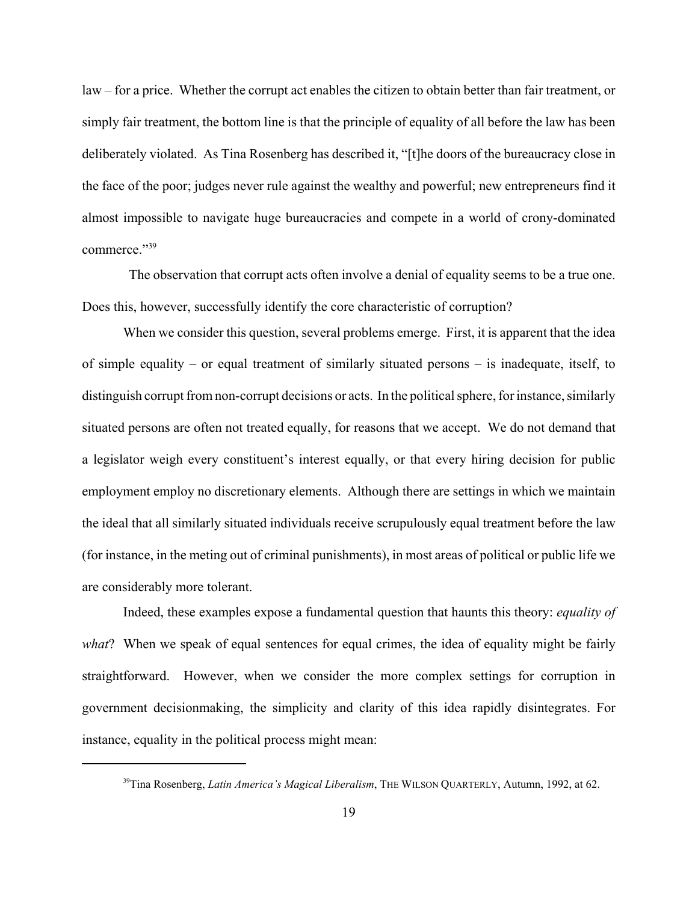law – for a price. Whether the corrupt act enables the citizen to obtain better than fair treatment, or simply fair treatment, the bottom line is that the principle of equality of all before the law has been deliberately violated. As Tina Rosenberg has described it, "[t]he doors of the bureaucracy close in the face of the poor; judges never rule against the wealthy and powerful; new entrepreneurs find it almost impossible to navigate huge bureaucracies and compete in a world of crony-dominated commerce."[39]

The observation that corrupt acts often involve a denial of equality seems to be a true one. Does this, however, successfully identify the core characteristic of corruption?

When we consider this question, several problems emerge. First, it is apparent that the idea of simple equality – or equal treatment of similarly situated persons – is inadequate, itself, to distinguish corrupt from non-corrupt decisions or acts. In the political sphere, for instance, similarly situated persons are often not treated equally, for reasons that we accept. We do not demand that a legislator weigh every constituent's interest equally, or that every hiring decision for public employment employ no discretionary elements. Although there are settings in which we maintain the ideal that all similarly situated individuals receive scrupulously equal treatment before the law (for instance, in the meting out of criminal punishments), in most areas of political or public life we are considerably more tolerant.

Indeed, these examples expose a fundamental question that haunts this theory: *equality of what*? When we speak of equal sentences for equal crimes, the idea of equality might be fairly straightforward. However, when we consider the more complex settings for corruption in government decisionmaking, the simplicity and clarity of this idea rapidly disintegrates. For instance, equality in the political process might mean:

---

[39]Tina Rosenberg, *Latin America's Magical Liberalism*, THE WILSON QUARTERLY, Autumn, 1992, at 62.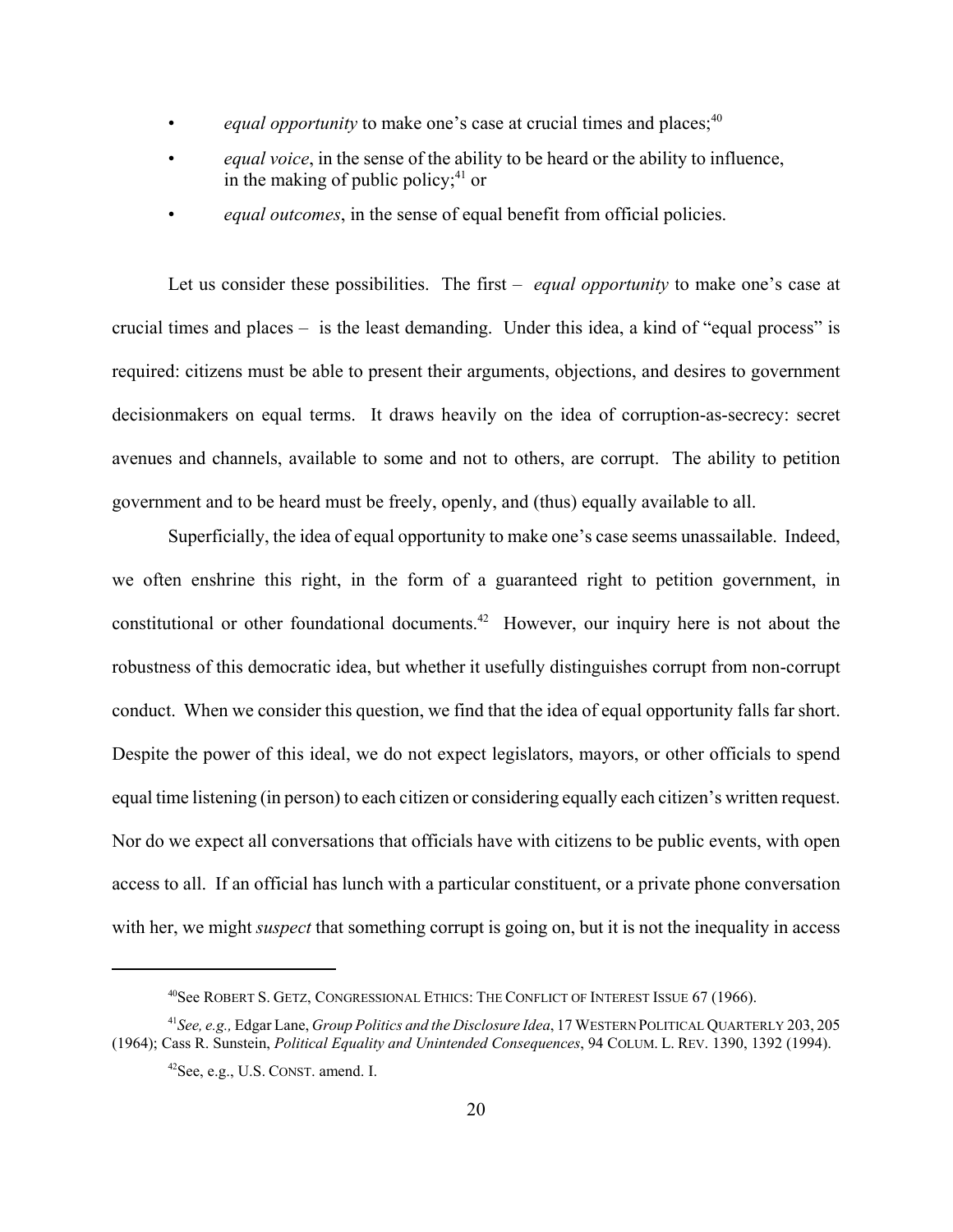- *equal opportunity* to make one's case at crucial times and places;[40]
- *equal voice*, in the sense of the ability to be heard or the ability to influence, in the making of public policy;[41] or
- *equal outcomes*, in the sense of equal benefit from official policies.

Let us consider these possibilities. The first – *equal opportunity* to make one's case at crucial times and places – is the least demanding. Under this idea, a kind of "equal process" is required: citizens must be able to present their arguments, objections, and desires to government decisionmakers on equal terms. It draws heavily on the idea of corruption-as-secrecy: secret avenues and channels, available to some and not to others, are corrupt. The ability to petition government and to be heard must be freely, openly, and (thus) equally available to all.

Superficially, the idea of equal opportunity to make one's case seems unassailable. Indeed, we often enshrine this right, in the form of a guaranteed right to petition government, in constitutional or other foundational documents.[42] However, our inquiry here is not about the robustness of this democratic idea, but whether it usefully distinguishes corrupt from non-corrupt conduct. When we consider this question, we find that the idea of equal opportunity falls far short. Despite the power of this ideal, we do not expect legislators, mayors, or other officials to spend equal time listening (in person) to each citizen or considering equally each citizen's written request. Nor do we expect all conversations that officials have with citizens to be public events, with open access to all. If an official has lunch with a particular constituent, or a private phone conversation with her, we might *suspect* that something corrupt is going on, but it is not the inequality in access

---

[40] See ROBERT S. GETZ, CONGRESSIONAL ETHICS: THE CONFLICT OF INTEREST ISSUE 67 (1966).

[41] *See, e.g.,* Edgar Lane, *Group Politics and the Disclosure Idea*, 17 WESTERN POLITICAL QUARTERLY 203, 205 (1964); Cass R. Sunstein, *Political Equality and Unintended Consequences*, 94 COLUM. L. REV. 1390, 1392 (1994).

[42] See, e.g., U.S. CONST. amend. I.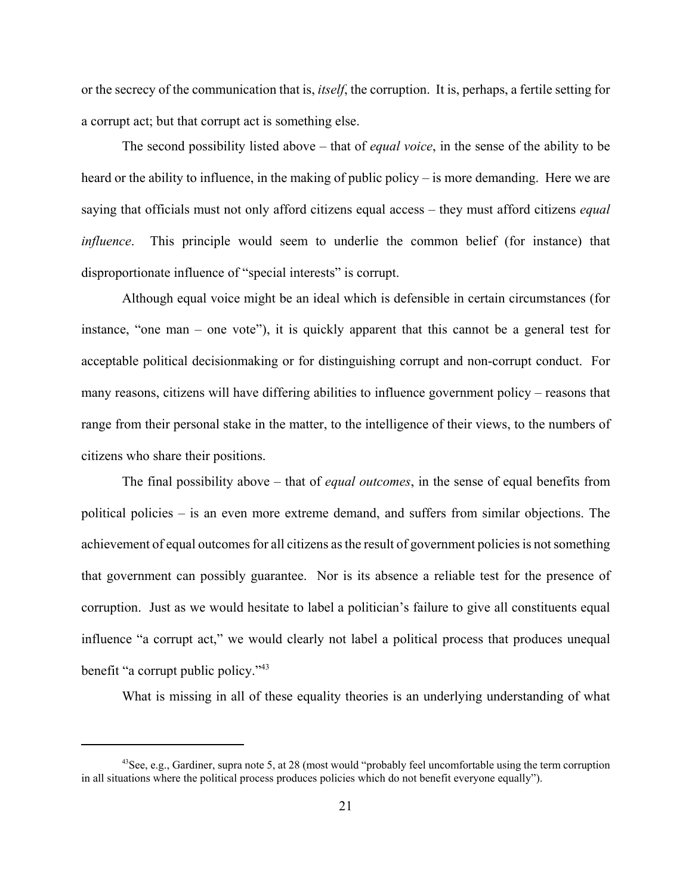or the secrecy of the communication that is, *itself*, the corruption. It is, perhaps, a fertile setting for a corrupt act; but that corrupt act is something else.

The second possibility listed above – that of *equal voice*, in the sense of the ability to be heard or the ability to influence, in the making of public policy – is more demanding. Here we are saying that officials must not only afford citizens equal access – they must afford citizens *equal influence*. This principle would seem to underlie the common belief (for instance) that disproportionate influence of "special interests" is corrupt.

Although equal voice might be an ideal which is defensible in certain circumstances (for instance, "one man – one vote"), it is quickly apparent that this cannot be a general test for acceptable political decisionmaking or for distinguishing corrupt and non-corrupt conduct. For many reasons, citizens will have differing abilities to influence government policy – reasons that range from their personal stake in the matter, to the intelligence of their views, to the numbers of citizens who share their positions.

The final possibility above – that of *equal outcomes*, in the sense of equal benefits from political policies – is an even more extreme demand, and suffers from similar objections. The achievement of equal outcomes for all citizens as the result of government policies is not something that government can possibly guarantee. Nor is its absence a reliable test for the presence of corruption. Just as we would hesitate to label a politician's failure to give all constituents equal influence "a corrupt act," we would clearly not label a political process that produces unequal benefit "a corrupt public policy."[43]

What is missing in all of these equality theories is an underlying understanding of what

---

[43] See, e.g., Gardiner, supra note 5, at 28 (most would "probably feel uncomfortable using the term corruption in all situations where the political process produces policies which do not benefit everyone equally").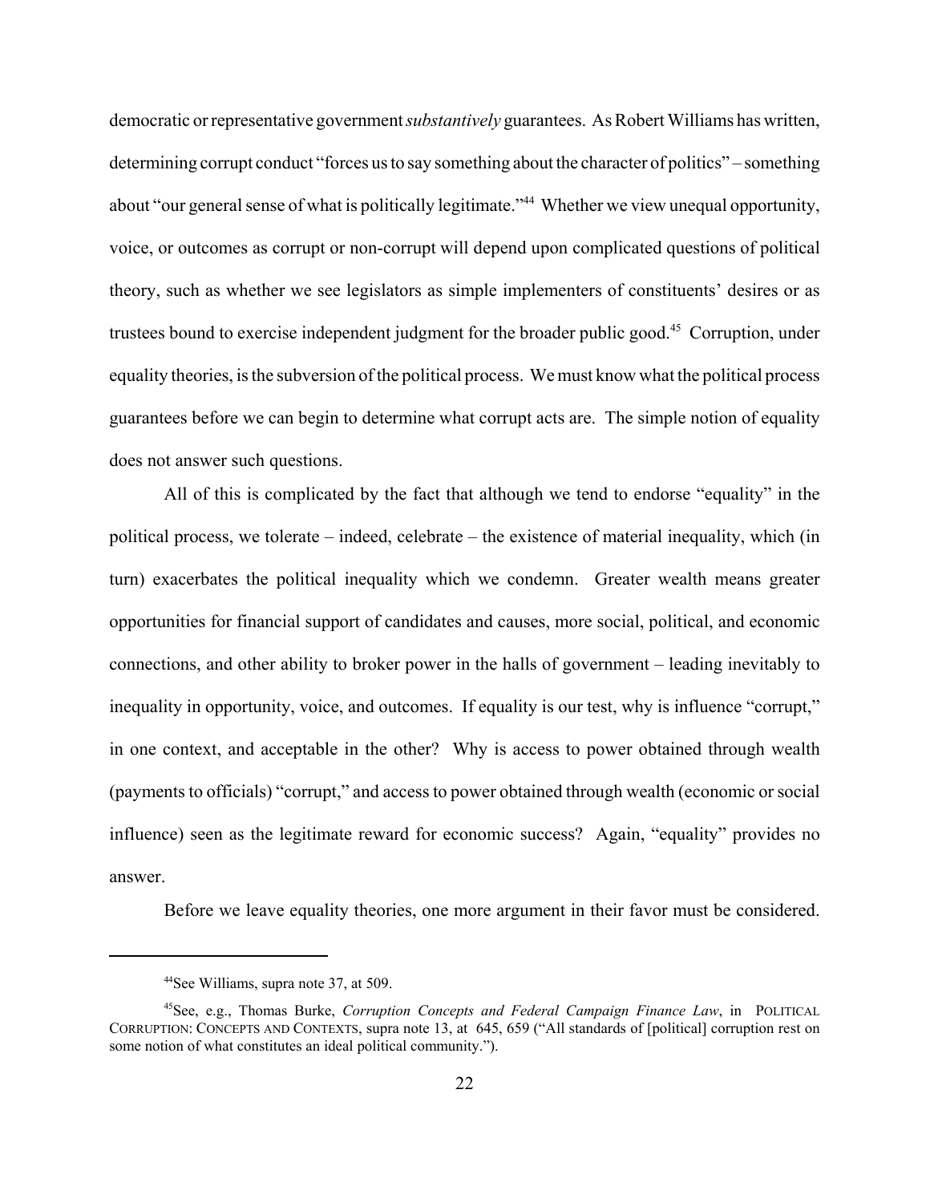democratic or representative government *substantively* guarantees. As Robert Williams has written, determining corrupt conduct "forces us to say something about the character of politics" – something about "our general sense of what is politically legitimate."[44] Whether we view unequal opportunity, voice, or outcomes as corrupt or non-corrupt will depend upon complicated questions of political theory, such as whether we see legislators as simple implementers of constituents' desires or as trustees bound to exercise independent judgment for the broader public good.[45] Corruption, under equality theories, is the subversion of the political process. We must know what the political process guarantees before we can begin to determine what corrupt acts are. The simple notion of equality does not answer such questions.

All of this is complicated by the fact that although we tend to endorse "equality" in the political process, we tolerate – indeed, celebrate – the existence of material inequality, which (in turn) exacerbates the political inequality which we condemn. Greater wealth means greater opportunities for financial support of candidates and causes, more social, political, and economic connections, and other ability to broker power in the halls of government – leading inevitably to inequality in opportunity, voice, and outcomes. If equality is our test, why is influence "corrupt," in one context, and acceptable in the other? Why is access to power obtained through wealth (payments to officials) "corrupt," and access to power obtained through wealth (economic or social influence) seen as the legitimate reward for economic success? Again, "equality" provides no answer.

Before we leave equality theories, one more argument in their favor must be considered.

---

[44] See Williams, supra note 37, at 509.

[45] See, e.g., Thomas Burke, *Corruption Concepts and Federal Campaign Finance Law*, in POLITICAL CORRUPTION: CONCEPTS AND CONTEXTS, supra note 13, at 645, 659 ("All standards of [political] corruption rest on some notion of what constitutes an ideal political community.").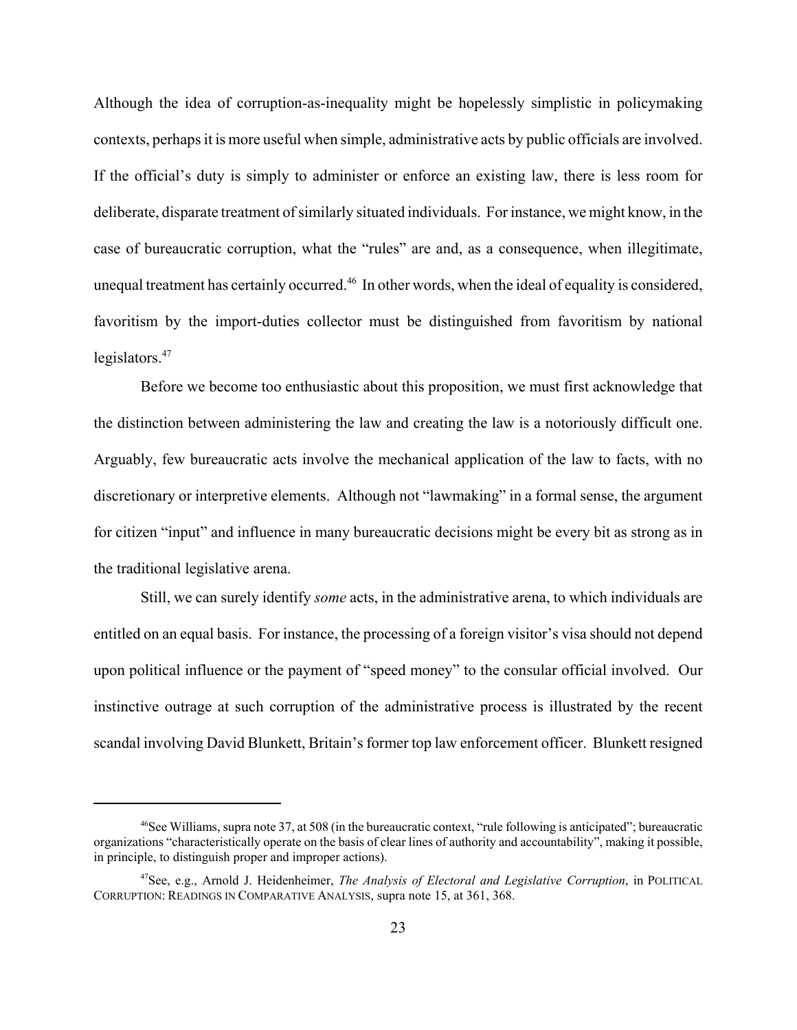Although the idea of corruption-as-inequality might be hopelessly simplistic in policymaking contexts, perhaps it is more useful when simple, administrative acts by public officials are involved. If the official's duty is simply to administer or enforce an existing law, there is less room for deliberate, disparate treatment of similarly situated individuals. For instance, we might know, in the case of bureaucratic corruption, what the "rules" are and, as a consequence, when illegitimate, unequal treatment has certainly occurred.[46] In other words, when the ideal of equality is considered, favoritism by the import-duties collector must be distinguished from favoritism by national legislators.[47]

Before we become too enthusiastic about this proposition, we must first acknowledge that the distinction between administering the law and creating the law is a notoriously difficult one. Arguably, few bureaucratic acts involve the mechanical application of the law to facts, with no discretionary or interpretive elements. Although not "lawmaking" in a formal sense, the argument for citizen "input" and influence in many bureaucratic decisions might be every bit as strong as in the traditional legislative arena.

Still, we can surely identify *some* acts, in the administrative arena, to which individuals are entitled on an equal basis. For instance, the processing of a foreign visitor's visa should not depend upon political influence or the payment of "speed money" to the consular official involved. Our instinctive outrage at such corruption of the administrative process is illustrated by the recent scandal involving David Blunkett, Britain's former top law enforcement officer. Blunkett resigned

---

[46] See Williams, supra note 37, at 508 (in the bureaucratic context, "rule following is anticipated"; bureaucratic organizations "characteristically operate on the basis of clear lines of authority and accountability", making it possible, in principle, to distinguish proper and improper actions).

[47] See, e.g., Arnold J. Heidenheimer, *The Analysis of Electoral and Legislative Corruption*, in POLITICAL CORRUPTION: READINGS IN COMPARATIVE ANALYSIS, supra note 15, at 361, 368.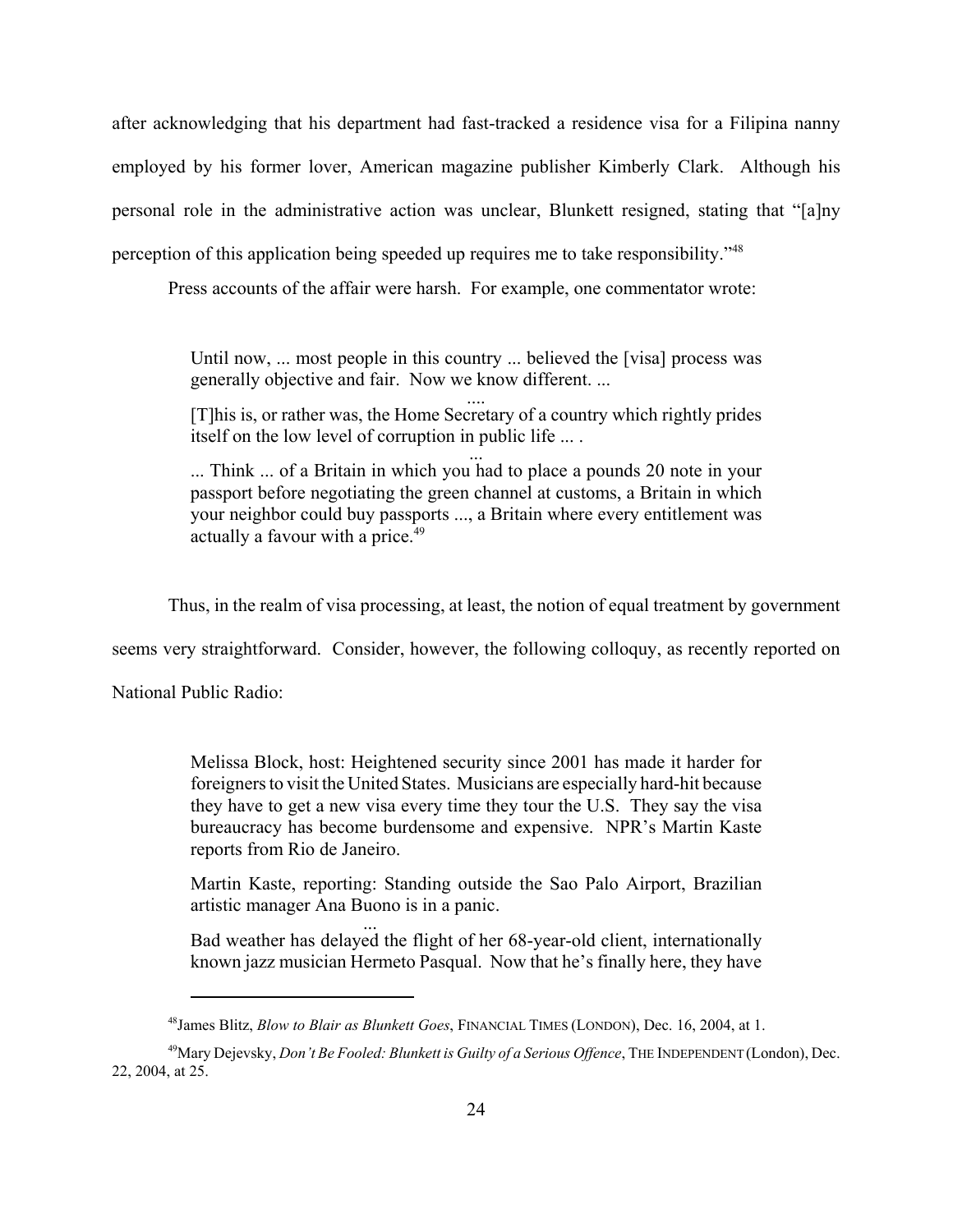after acknowledging that his department had fast-tracked a residence visa for a Filipina nanny employed by his former lover, American magazine publisher Kimberly Clark. Although his personal role in the administrative action was unclear, Blunkett resigned, stating that "[a]ny perception of this application being speeded up requires me to take responsibility."[48]

Press accounts of the affair were harsh. For example, one commentator wrote:

> Until now, ... most people in this country ... believed the [visa] process was generally objective and fair. Now we know different. ...
>
> ....
>
> [T]his is, or rather was, the Home Secretary of a country which rightly prides itself on the low level of corruption in public life ... .
>
> ...
>
> ... Think ... of a Britain in which you had to place a pounds 20 note in your passport before negotiating the green channel at customs, a Britain in which your neighbor could buy passports ..., a Britain where every entitlement was actually a favour with a price.[49]

Thus, in the realm of visa processing, at least, the notion of equal treatment by government seems very straightforward. Consider, however, the following colloquy, as recently reported on National Public Radio:

> Melissa Block, host: Heightened security since 2001 has made it harder for foreigners to visit the United States. Musicians are especially hard-hit because they have to get a new visa every time they tour the U.S. They say the visa bureaucracy has become burdensome and expensive. NPR's Martin Kaste reports from Rio de Janeiro.
>
> Martin Kaste, reporting: Standing outside the Sao Palo Airport, Brazilian artistic manager Ana Buono is in a panic.
>
> ...
>
> Bad weather has delayed the flight of her 68-year-old client, internationally known jazz musician Hermeto Pasqual. Now that he's finally here, they have

[48] James Blitz, *Blow to Blair as Blunkett Goes*, FINANCIAL TIMES (LONDON), Dec. 16, 2004, at 1.

[49] Mary Dejevsky, *Don't Be Fooled: Blunkett is Guilty of a Serious Offence*, THE INDEPENDENT (London), Dec. 22, 2004, at 25.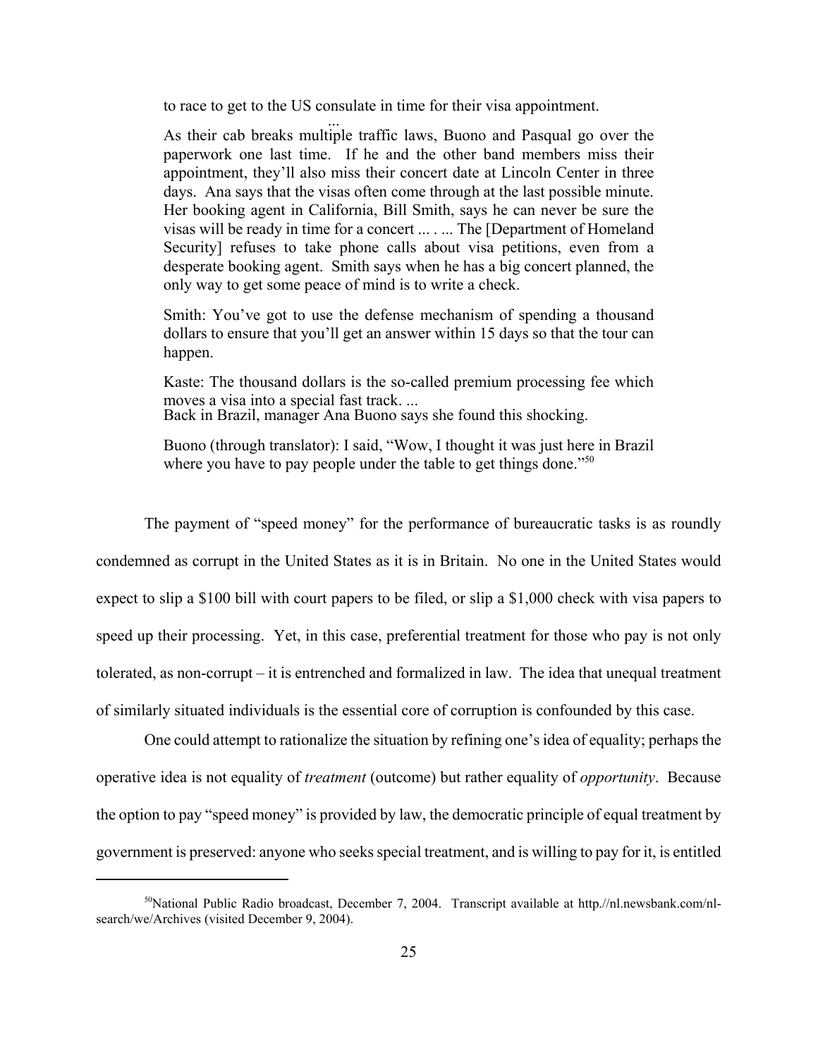> to race to get to the US consulate in time for their visa appointment.
>
> ...
>
> As their cab breaks multiple traffic laws, Buono and Pasqual go over the paperwork one last time. If he and the other band members miss their appointment, they'll also miss their concert date at Lincoln Center in three days. Ana says that the visas often come through at the last possible minute. Her booking agent in California, Bill Smith, says he can never be sure the visas will be ready in time for a concert ... . ... The [Department of Homeland Security] refuses to take phone calls about visa petitions, even from a desperate booking agent. Smith says when he has a big concert planned, the only way to get some peace of mind is to write a check.
>
> Smith: You've got to use the defense mechanism of spending a thousand dollars to ensure that you'll get an answer within 15 days so that the tour can happen.
>
> Kaste: The thousand dollars is the so-called premium processing fee which moves a visa into a special fast track. ...
> Back in Brazil, manager Ana Buono says she found this shocking.
>
> Buono (through translator): I said, "Wow, I thought it was just here in Brazil where you have to pay people under the table to get things done."[50]

The payment of "speed money" for the performance of bureaucratic tasks is as roundly condemned as corrupt in the United States as it is in Britain. No one in the United States would expect to slip a $100 bill with court papers to be filed, or slip a $1,000 check with visa papers to speed up their processing. Yet, in this case, preferential treatment for those who pay is not only tolerated, as non-corrupt – it is entrenched and formalized in law. The idea that unequal treatment of similarly situated individuals is the essential core of corruption is confounded by this case.

One could attempt to rationalize the situation by refining one's idea of equality; perhaps the operative idea is not equality of *treatment* (outcome) but rather equality of *opportunity*. Because the option to pay "speed money" is provided by law, the democratic principle of equal treatment by government is preserved: anyone who seeks special treatment, and is willing to pay for it, is entitled

[50]National Public Radio broadcast, December 7, 2004. Transcript available at http.//nl.newsbank.com/nl-search/we/Archives (visited December 9, 2004).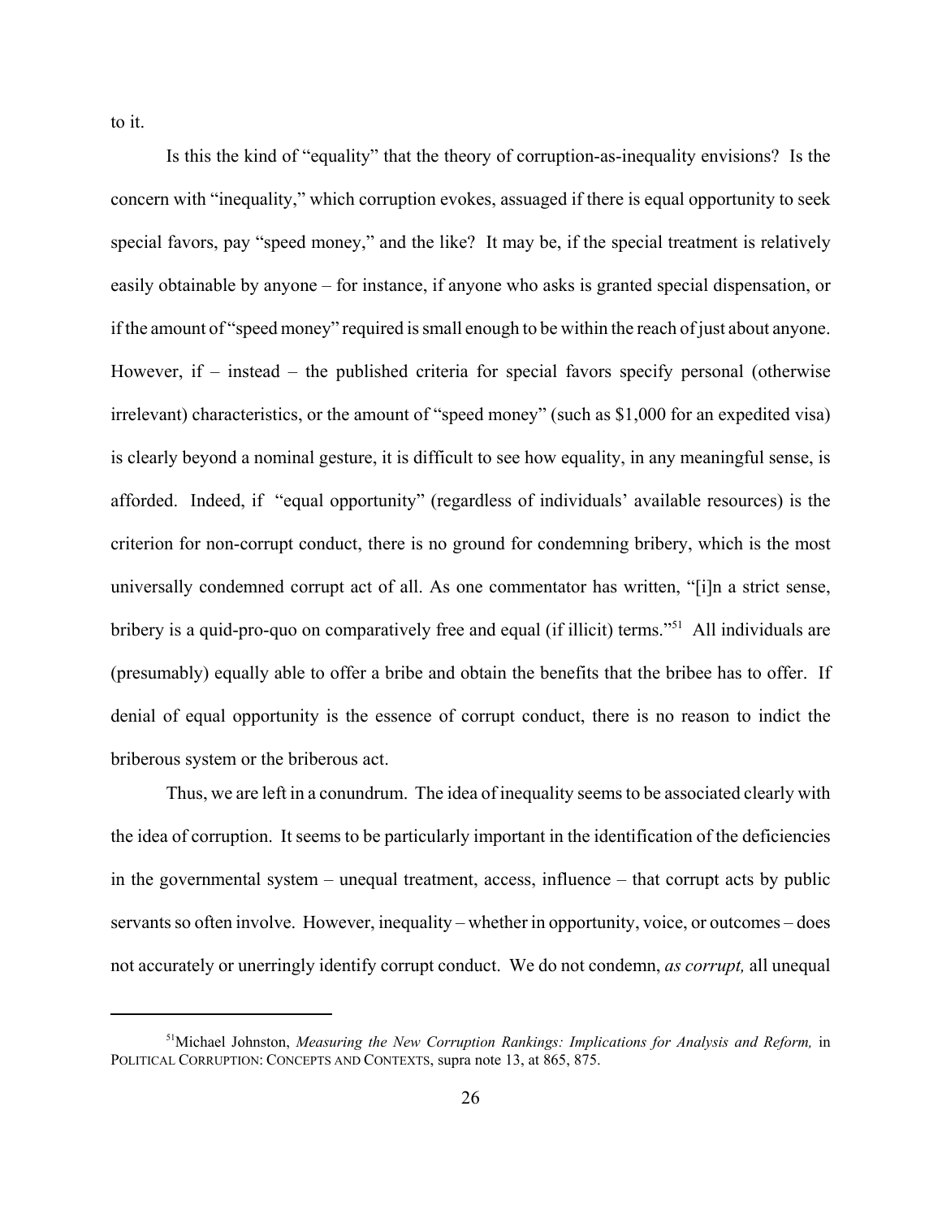to it.

Is this the kind of "equality" that the theory of corruption-as-inequality envisions? Is the concern with "inequality," which corruption evokes, assuaged if there is equal opportunity to seek special favors, pay "speed money," and the like? It may be, if the special treatment is relatively easily obtainable by anyone – for instance, if anyone who asks is granted special dispensation, or if the amount of "speed money" required is small enough to be within the reach of just about anyone. However, if – instead – the published criteria for special favors specify personal (otherwise irrelevant) characteristics, or the amount of "speed money" (such as $1,000 for an expedited visa) is clearly beyond a nominal gesture, it is difficult to see how equality, in any meaningful sense, is afforded. Indeed, if "equal opportunity" (regardless of individuals' available resources) is the criterion for non-corrupt conduct, there is no ground for condemning bribery, which is the most universally condemned corrupt act of all. As one commentator has written, "[i]n a strict sense, bribery is a quid-pro-quo on comparatively free and equal (if illicit) terms."[51] All individuals are (presumably) equally able to offer a bribe and obtain the benefits that the bribee has to offer. If denial of equal opportunity is the essence of corrupt conduct, there is no reason to indict the briberous system or the briberous act.

Thus, we are left in a conundrum. The idea of inequality seems to be associated clearly with the idea of corruption. It seems to be particularly important in the identification of the deficiencies in the governmental system – unequal treatment, access, influence – that corrupt acts by public servants so often involve. However, inequality – whether in opportunity, voice, or outcomes – does not accurately or unerringly identify corrupt conduct. We do not condemn, *as corrupt,* all unequal

---

[51] Michael Johnston, *Measuring the New Corruption Rankings: Implications for Analysis and Reform,* in POLITICAL CORRUPTION: CONCEPTS AND CONTEXTS, supra note 13, at 865, 875.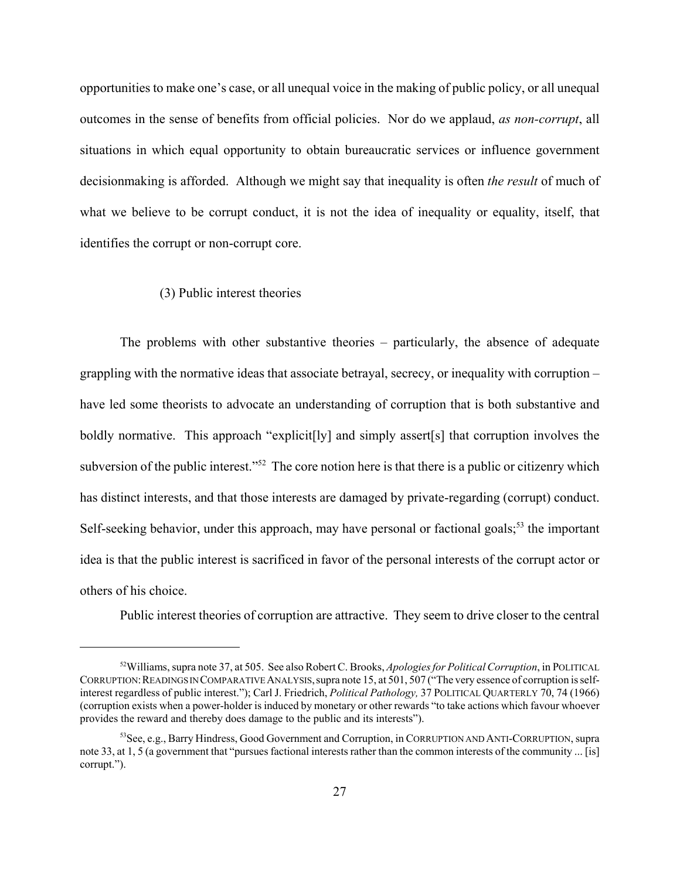opportunities to make one's case, or all unequal voice in the making of public policy, or all unequal outcomes in the sense of benefits from official policies. Nor do we applaud, *as non-corrupt*, all situations in which equal opportunity to obtain bureaucratic services or influence government decisionmaking is afforded. Although we might say that inequality is often *the result* of much of what we believe to be corrupt conduct, it is not the idea of inequality or equality, itself, that identifies the corrupt or non-corrupt core.

(3) Public interest theories

The problems with other substantive theories – particularly, the absence of adequate grappling with the normative ideas that associate betrayal, secrecy, or inequality with corruption – have led some theorists to advocate an understanding of corruption that is both substantive and boldly normative. This approach "explicit[ly] and simply assert[s] that corruption involves the subversion of the public interest."[52] The core notion here is that there is a public or citizenry which has distinct interests, and that those interests are damaged by private-regarding (corrupt) conduct. Self-seeking behavior, under this approach, may have personal or factional goals;[53] the important idea is that the public interest is sacrificed in favor of the personal interests of the corrupt actor or others of his choice.

Public interest theories of corruption are attractive. They seem to drive closer to the central

---

[52] Williams, supra note 37, at 505. See also Robert C. Brooks, *Apologies for Political Corruption*, in POLITICAL CORRUPTION: READINGS IN COMPARATIVE ANALYSIS, supra note 15, at 501, 507 ("The very essence of corruption is self-interest regardless of public interest."); Carl J. Friedrich, *Political Pathology,* 37 POLITICAL QUARTERLY 70, 74 (1966) (corruption exists when a power-holder is induced by monetary or other rewards "to take actions which favour whoever provides the reward and thereby does damage to the public and its interests").

[53] See, e.g., Barry Hindress, Good Government and Corruption, in CORRUPTION AND ANTI-CORRUPTION, supra note 33, at 1, 5 (a government that "pursues factional interests rather than the common interests of the community ... [is] corrupt.").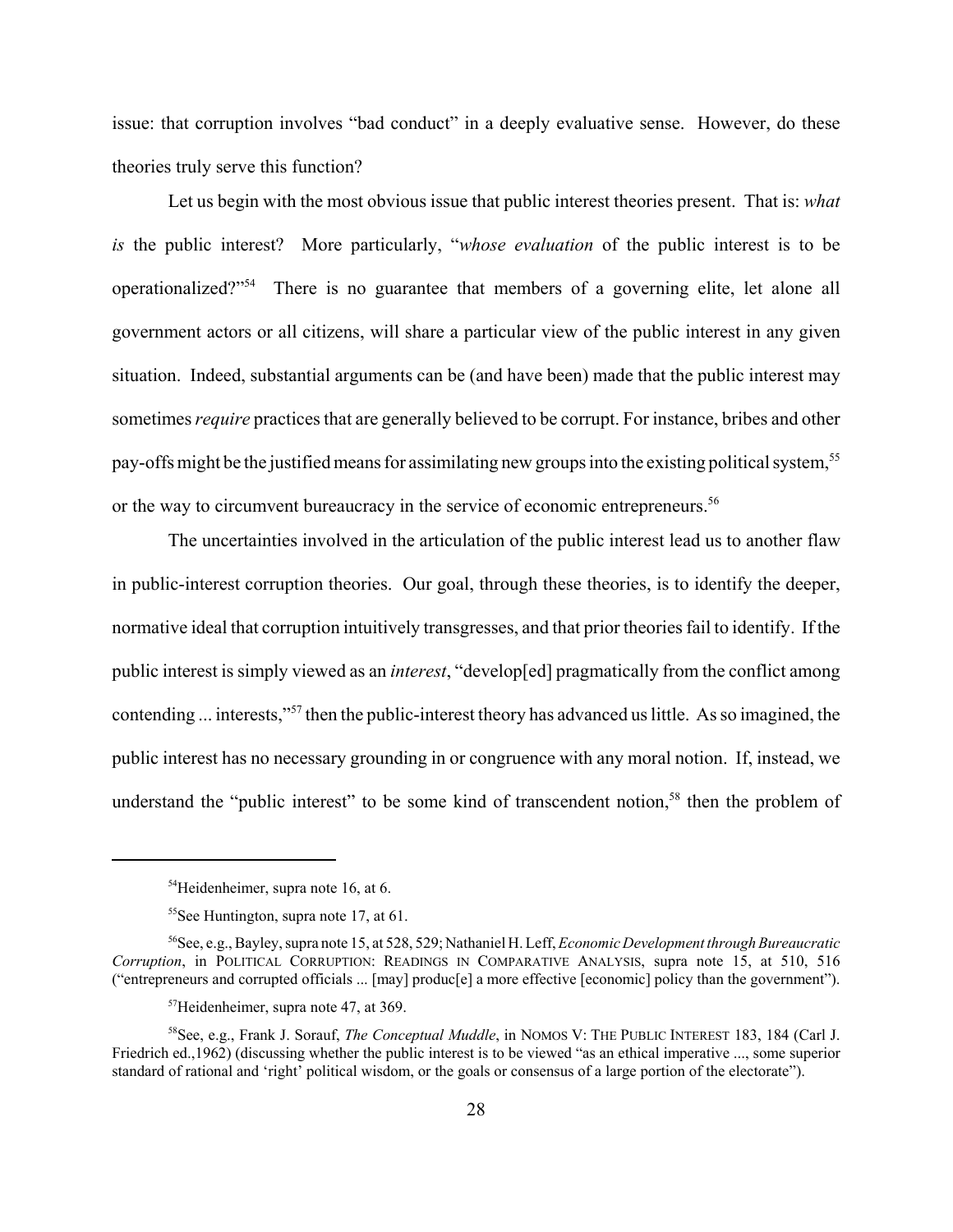issue: that corruption involves "bad conduct" in a deeply evaluative sense. However, do these theories truly serve this function?

Let us begin with the most obvious issue that public interest theories present. That is: *what is* the public interest? More particularly, "*whose evaluation* of the public interest is to be operationalized?"[54] There is no guarantee that members of a governing elite, let alone all government actors or all citizens, will share a particular view of the public interest in any given situation. Indeed, substantial arguments can be (and have been) made that the public interest may sometimes *require* practices that are generally believed to be corrupt. For instance, bribes and other pay-offs might be the justified means for assimilating new groups into the existing political system,[55] or the way to circumvent bureaucracy in the service of economic entrepreneurs.[56]

The uncertainties involved in the articulation of the public interest lead us to another flaw in public-interest corruption theories. Our goal, through these theories, is to identify the deeper, normative ideal that corruption intuitively transgresses, and that prior theories fail to identify. If the public interest is simply viewed as an *interest*, "develop[ed] pragmatically from the conflict among contending ... interests,"[57] then the public-interest theory has advanced us little. As so imagined, the public interest has no necessary grounding in or congruence with any moral notion. If, instead, we understand the "public interest" to be some kind of transcendent notion,[58] then the problem of

---

[54] Heidenheimer, supra note 16, at 6.

[55] See Huntington, supra note 17, at 61.

[56] See, e.g., Bayley, supra note 15, at 528, 529; Nathaniel H. Leff, *Economic Development through Bureaucratic Corruption*, in POLITICAL CORRUPTION: READINGS IN COMPARATIVE ANALYSIS, supra note 15, at 510, 516 ("entrepreneurs and corrupted officials ... [may] produc[e] a more effective [economic] policy than the government").

[57] Heidenheimer, supra note 47, at 369.

[58] See, e.g., Frank J. Sorauf, *The Conceptual Muddle*, in NOMOS V: THE PUBLIC INTEREST 183, 184 (Carl J. Friedrich ed.,1962) (discussing whether the public interest is to be viewed "as an ethical imperative ..., some superior standard of rational and 'right' political wisdom, or the goals or consensus of a large portion of the electorate").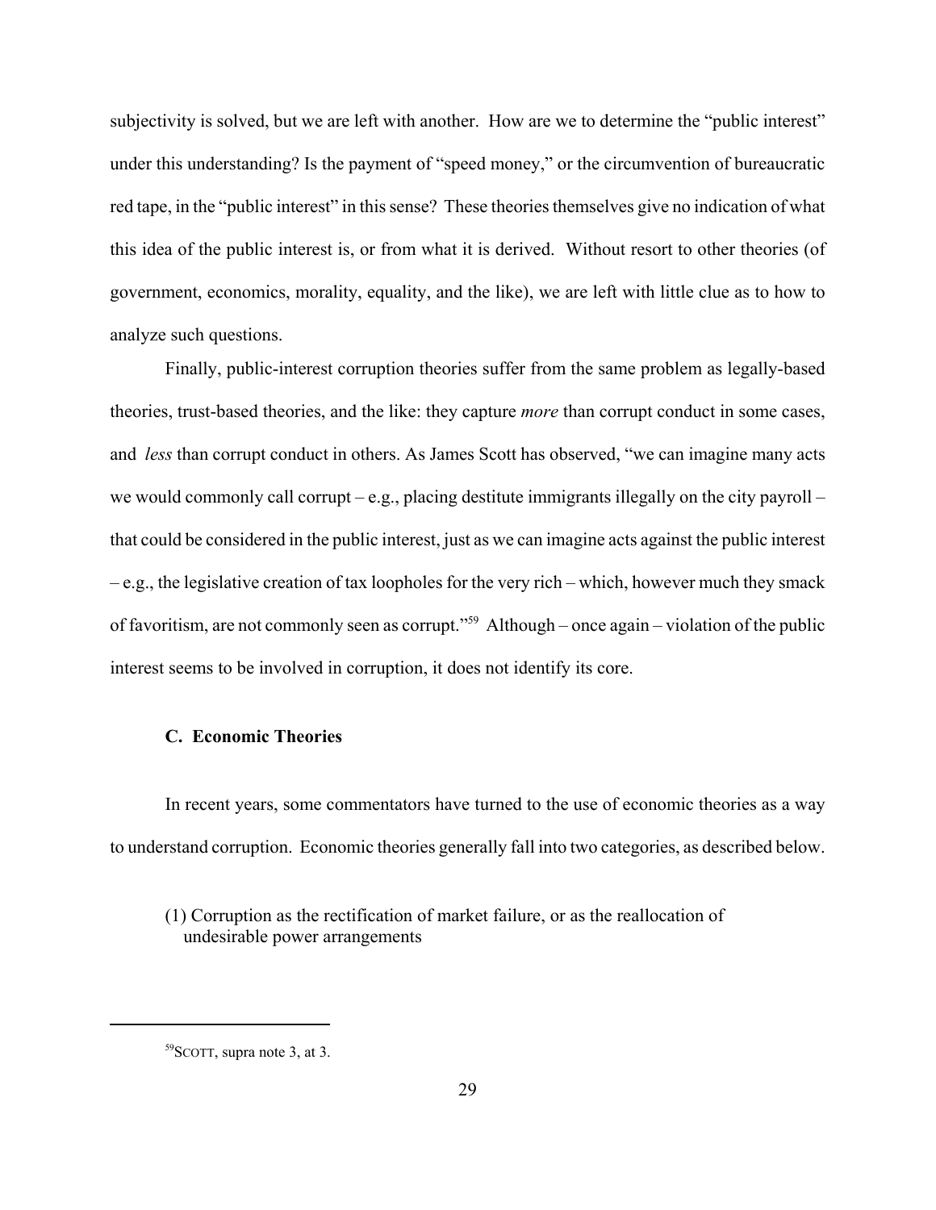subjectivity is solved, but we are left with another. How are we to determine the "public interest" under this understanding? Is the payment of "speed money," or the circumvention of bureaucratic red tape, in the "public interest" in this sense? These theories themselves give no indication of what this idea of the public interest is, or from what it is derived. Without resort to other theories (of government, economics, morality, equality, and the like), we are left with little clue as to how to analyze such questions.

Finally, public-interest corruption theories suffer from the same problem as legally-based theories, trust-based theories, and the like: they capture *more* than corrupt conduct in some cases, and *less* than corrupt conduct in others. As James Scott has observed, "we can imagine many acts we would commonly call corrupt – e.g., placing destitute immigrants illegally on the city payroll – that could be considered in the public interest, just as we can imagine acts against the public interest – e.g., the legislative creation of tax loopholes for the very rich – which, however much they smack of favoritism, are not commonly seen as corrupt."[59] Although – once again – violation of the public interest seems to be involved in corruption, it does not identify its core.

### C. Economic Theories

In recent years, some commentators have turned to the use of economic theories as a way to understand corruption. Economic theories generally fall into two categories, as described below.

(1) Corruption as the rectification of market failure, or as the reallocation of undesirable power arrangements

---

[59] SCOTT, supra note 3, at 3.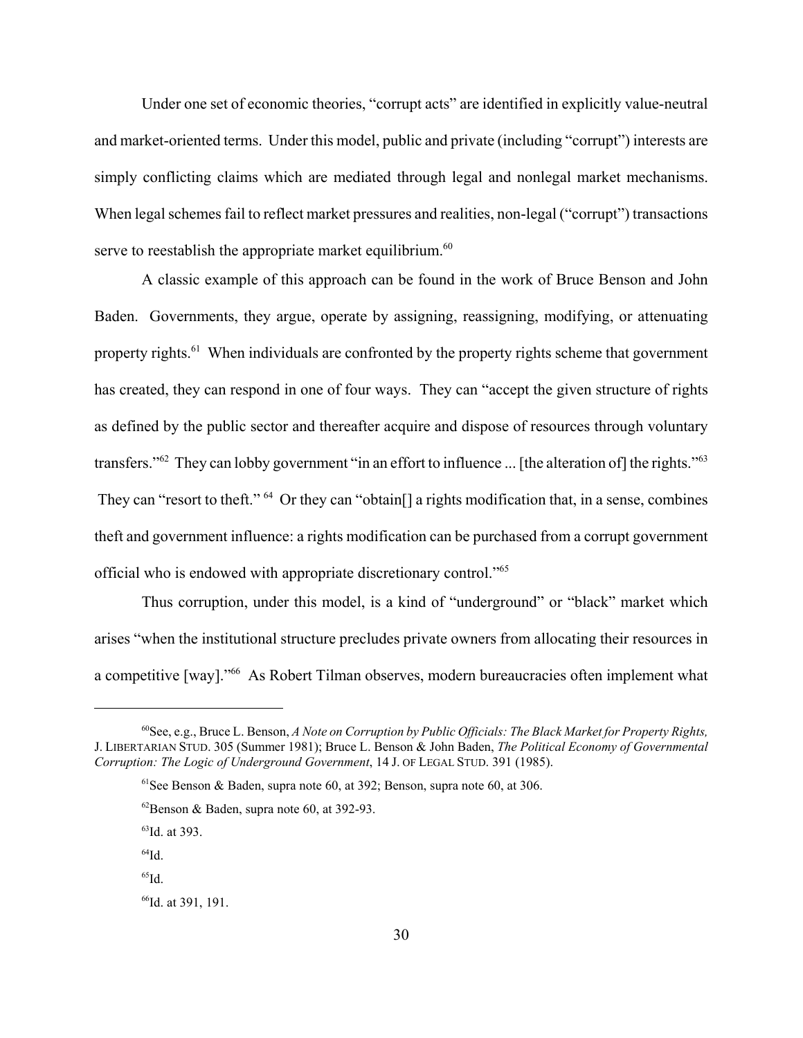Under one set of economic theories, "corrupt acts" are identified in explicitly value-neutral and market-oriented terms. Under this model, public and private (including "corrupt") interests are simply conflicting claims which are mediated through legal and nonlegal market mechanisms. When legal schemes fail to reflect market pressures and realities, non-legal ("corrupt") transactions serve to reestablish the appropriate market equilibrium.[60]

A classic example of this approach can be found in the work of Bruce Benson and John Baden. Governments, they argue, operate by assigning, reassigning, modifying, or attenuating property rights.[61] When individuals are confronted by the property rights scheme that government has created, they can respond in one of four ways. They can "accept the given structure of rights as defined by the public sector and thereafter acquire and dispose of resources through voluntary transfers."[62] They can lobby government "in an effort to influence ... [the alteration of] the rights."[63] They can "resort to theft."[64] Or they can "obtain[] a rights modification that, in a sense, combines theft and government influence: a rights modification can be purchased from a corrupt government official who is endowed with appropriate discretionary control."[65]

Thus corruption, under this model, is a kind of "underground" or "black" market which arises "when the institutional structure precludes private owners from allocating their resources in a competitive [way]."[66] As Robert Tilman observes, modern bureaucracies often implement what

---

[60]See, e.g., Bruce L. Benson, *A Note on Corruption by Public Officials: The Black Market for Property Rights,* J. LIBERTARIAN STUD. 305 (Summer 1981); Bruce L. Benson & John Baden, *The Political Economy of Governmental Corruption: The Logic of Underground Government*, 14 J. OF LEGAL STUD. 391 (1985).

[61]See Benson & Baden, supra note 60, at 392; Benson, supra note 60, at 306.

[62]Benson & Baden, supra note 60, at 392-93.

[63]Id. at 393.

[64]Id.

[65]Id.

[66]Id. at 391, 191.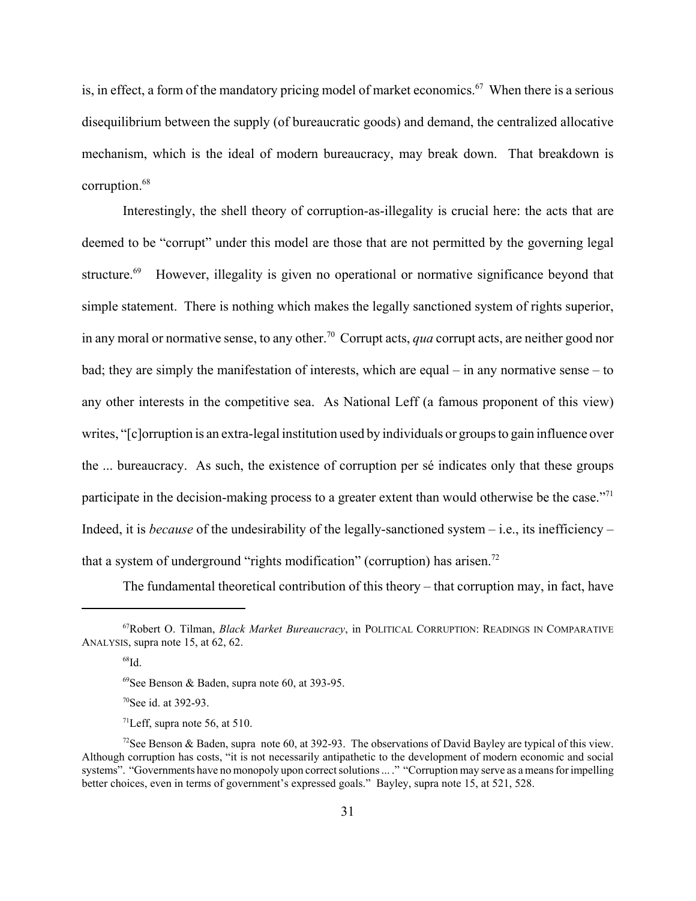is, in effect, a form of the mandatory pricing model of market economics.[67] When there is a serious disequilibrium between the supply (of bureaucratic goods) and demand, the centralized allocative mechanism, which is the ideal of modern bureaucracy, may break down. That breakdown is corruption.[68]

Interestingly, the shell theory of corruption-as-illegality is crucial here: the acts that are deemed to be "corrupt" under this model are those that are not permitted by the governing legal structure.[69] However, illegality is given no operational or normative significance beyond that simple statement. There is nothing which makes the legally sanctioned system of rights superior, in any moral or normative sense, to any other.[70] Corrupt acts, *qua* corrupt acts, are neither good nor bad; they are simply the manifestation of interests, which are equal – in any normative sense – to any other interests in the competitive sea. As National Leff (a famous proponent of this view) writes, "[c]orruption is an extra-legal institution used by individuals or groups to gain influence over the ... bureaucracy. As such, the existence of corruption per sé indicates only that these groups participate in the decision-making process to a greater extent than would otherwise be the case."[71] Indeed, it is *because* of the undesirability of the legally-sanctioned system – i.e., its inefficiency – that a system of underground "rights modification" (corruption) has arisen.[72]

The fundamental theoretical contribution of this theory – that corruption may, in fact, have

---

[67] Robert O. Tilman, *Black Market Bureaucracy*, in POLITICAL CORRUPTION: READINGS IN COMPARATIVE ANALYSIS, supra note 15, at 62, 62.

[68] Id.

[69] See Benson & Baden, supra note 60, at 393-95.

[70] See id. at 392-93.

[71] Leff, supra note 56, at 510.

[72] See Benson & Baden, supra note 60, at 392-93. The observations of David Bayley are typical of this view. Although corruption has costs, "it is not necessarily antipathetic to the development of modern economic and social systems". "Governments have no monopoly upon correct solutions ... ." "Corruption may serve as a means for impelling better choices, even in terms of government's expressed goals." Bayley, supra note 15, at 521, 528.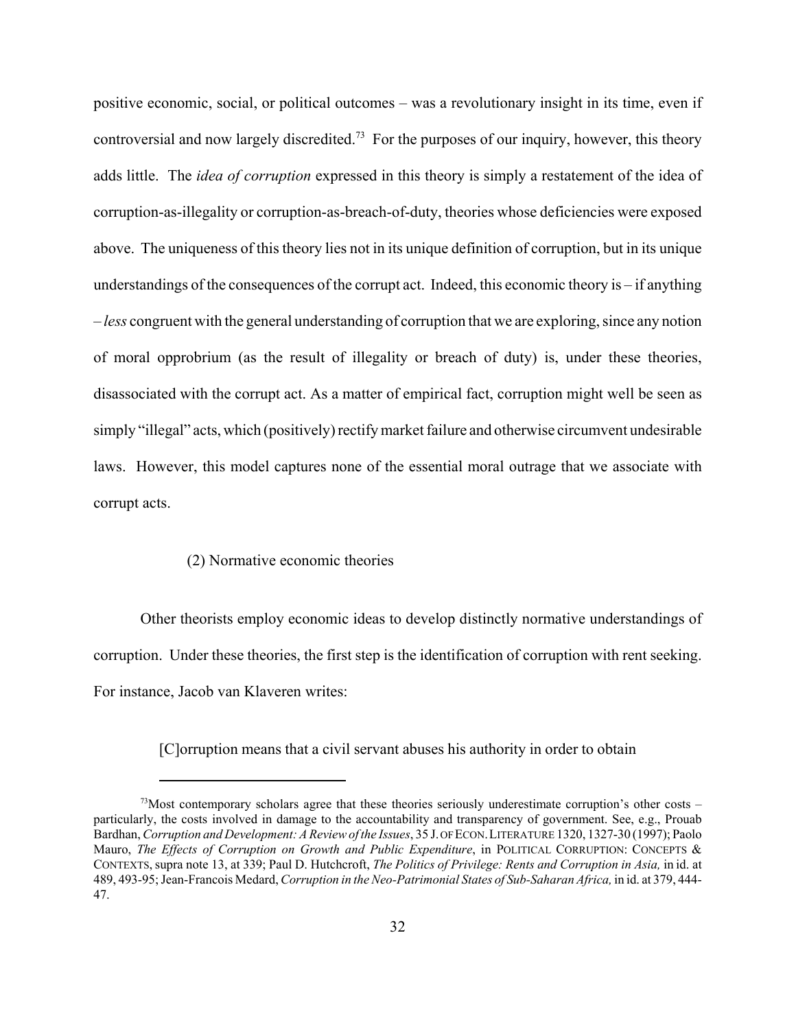positive economic, social, or political outcomes – was a revolutionary insight in its time, even if controversial and now largely discredited.[73] For the purposes of our inquiry, however, this theory adds little. The *idea of corruption* expressed in this theory is simply a restatement of the idea of corruption-as-illegality or corruption-as-breach-of-duty, theories whose deficiencies were exposed above. The uniqueness of this theory lies not in its unique definition of corruption, but in its unique understandings of the consequences of the corrupt act. Indeed, this economic theory is – if anything – *less* congruent with the general understanding of corruption that we are exploring, since any notion of moral opprobrium (as the result of illegality or breach of duty) is, under these theories, disassociated with the corrupt act. As a matter of empirical fact, corruption might well be seen as simply "illegal" acts, which (positively) rectify market failure and otherwise circumvent undesirable laws. However, this model captures none of the essential moral outrage that we associate with corrupt acts.

(2) Normative economic theories

Other theorists employ economic ideas to develop distinctly normative understandings of corruption. Under these theories, the first step is the identification of corruption with rent seeking. For instance, Jacob van Klaveren writes:

> [C]orruption means that a civil servant abuses his authority in order to obtain

---

[73] Most contemporary scholars agree that these theories seriously underestimate corruption's other costs – particularly, the costs involved in damage to the accountability and transparency of government. See, e.g., Prouab Bardhan, *Corruption and Development: A Review of the Issues*, 35 J. OF ECON. LITERATURE 1320, 1327-30 (1997); Paolo Mauro, *The Effects of Corruption on Growth and Public Expenditure*, in POLITICAL CORRUPTION: CONCEPTS & CONTEXTS, supra note 13, at 339; Paul D. Hutchcroft, *The Politics of Privilege: Rents and Corruption in Asia,* in id. at 489, 493-95; Jean-Francois Medard, *Corruption in the Neo-Patrimonial States of Sub-Saharan Africa,* in id. at 379, 444-47.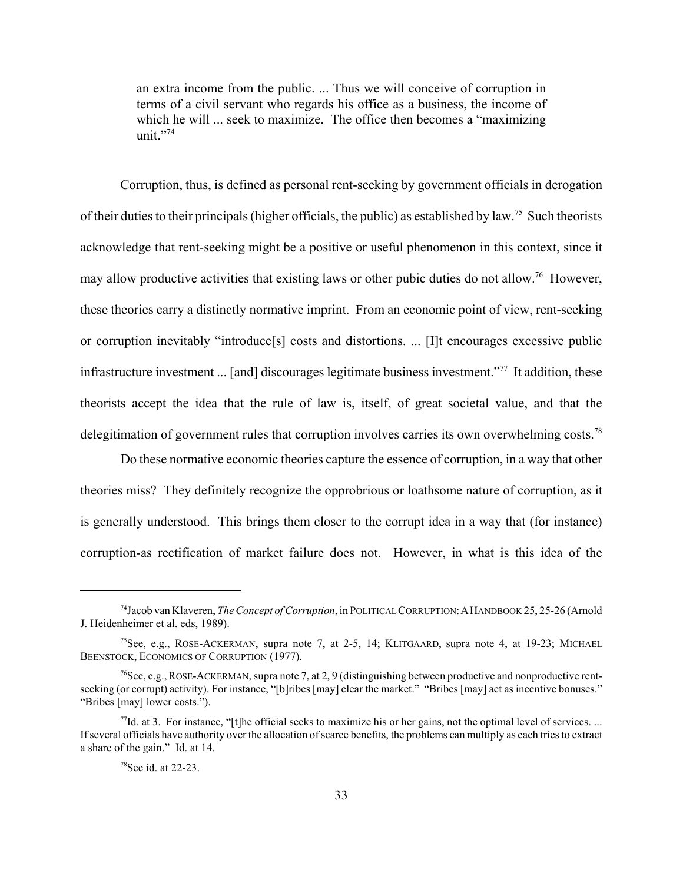> an extra income from the public. ... Thus we will conceive of corruption in terms of a civil servant who regards his office as a business, the income of which he will ... seek to maximize. The office then becomes a "maximizing unit."[74]

Corruption, thus, is defined as personal rent-seeking by government officials in derogation of their duties to their principals (higher officials, the public) as established by law.[75] Such theorists acknowledge that rent-seeking might be a positive or useful phenomenon in this context, since it may allow productive activities that existing laws or other pubic duties do not allow.[76] However, these theories carry a distinctly normative imprint. From an economic point of view, rent-seeking or corruption inevitably "introduce[s] costs and distortions. ... [I]t encourages excessive public infrastructure investment ... [and] discourages legitimate business investment."[77] It addition, these theorists accept the idea that the rule of law is, itself, of great societal value, and that the delegitimation of government rules that corruption involves carries its own overwhelming costs.[78]

Do these normative economic theories capture the essence of corruption, in a way that other theories miss? They definitely recognize the opprobrious or loathsome nature of corruption, as it is generally understood. This brings them closer to the corrupt idea in a way that (for instance) corruption-as rectification of market failure does not. However, in what is this idea of the

---

[74] Jacob van Klaveren, *The Concept of Corruption*, in POLITICAL CORRUPTION: A HANDBOOK 25, 25-26 (Arnold J. Heidenheimer et al. eds, 1989).

[75] See, e.g., ROSE-ACKERMAN, supra note 7, at 2-5, 14; KLITGAARD, supra note 4, at 19-23; MICHAEL BEENSTOCK, ECONOMICS OF CORRUPTION (1977).

[76] See, e.g., ROSE-ACKERMAN, supra note 7, at 2, 9 (distinguishing between productive and nonproductive rent-seeking (or corrupt) activity). For instance, "[b]ribes [may] clear the market." "Bribes [may] act as incentive bonuses." "Bribes [may] lower costs.").

[77] Id. at 3. For instance, "[t]he official seeks to maximize his or her gains, not the optimal level of services. ... If several officials have authority over the allocation of scarce benefits, the problems can multiply as each tries to extract a share of the gain." Id. at 14.

[78] See id. at 22-23.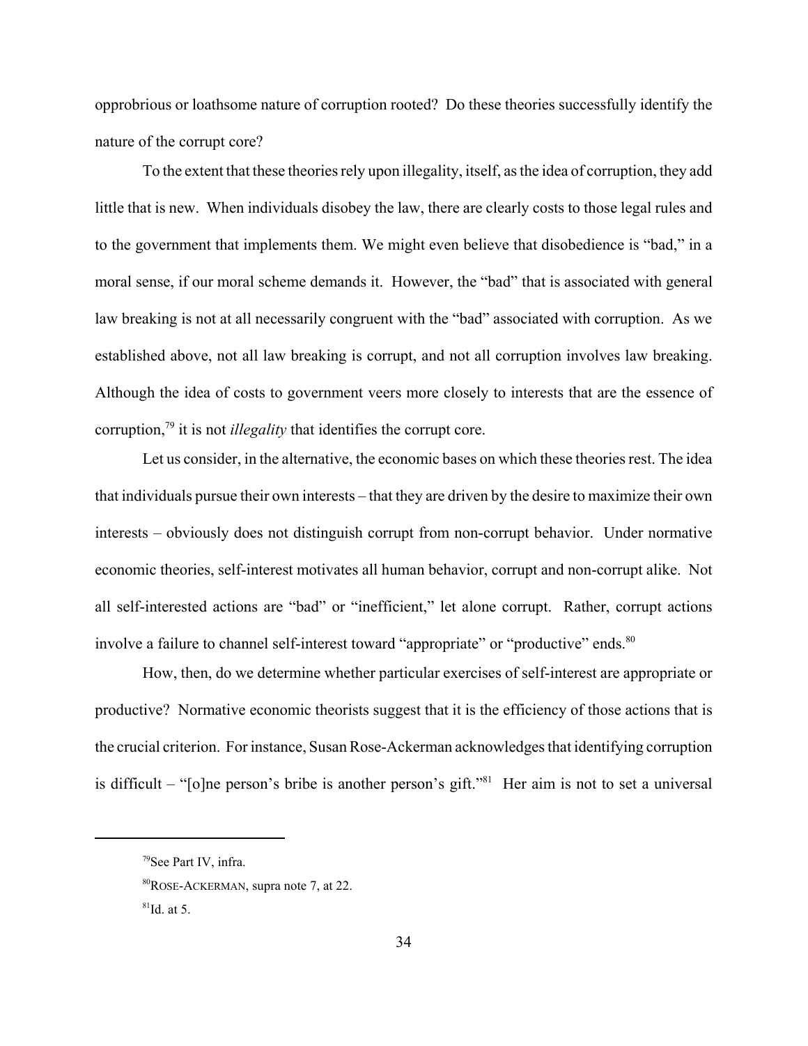opprobrious or loathsome nature of corruption rooted? Do these theories successfully identify the nature of the corrupt core?

To the extent that these theories rely upon illegality, itself, as the idea of corruption, they add little that is new. When individuals disobey the law, there are clearly costs to those legal rules and to the government that implements them. We might even believe that disobedience is "bad," in a moral sense, if our moral scheme demands it. However, the "bad" that is associated with general law breaking is not at all necessarily congruent with the "bad" associated with corruption. As we established above, not all law breaking is corrupt, and not all corruption involves law breaking. Although the idea of costs to government veers more closely to interests that are the essence of corruption,[79] it is not *illegality* that identifies the corrupt core.

Let us consider, in the alternative, the economic bases on which these theories rest. The idea that individuals pursue their own interests – that they are driven by the desire to maximize their own interests – obviously does not distinguish corrupt from non-corrupt behavior. Under normative economic theories, self-interest motivates all human behavior, corrupt and non-corrupt alike. Not all self-interested actions are "bad" or "inefficient," let alone corrupt. Rather, corrupt actions involve a failure to channel self-interest toward "appropriate" or "productive" ends.[80]

How, then, do we determine whether particular exercises of self-interest are appropriate or productive? Normative economic theorists suggest that it is the efficiency of those actions that is the crucial criterion. For instance, Susan Rose-Ackerman acknowledges that identifying corruption is difficult – "[o]ne person's bribe is another person's gift."[81] Her aim is not to set a universal

---

[79] See Part IV, infra.

[80] ROSE-ACKERMAN, supra note 7, at 22.

[81] Id. at 5.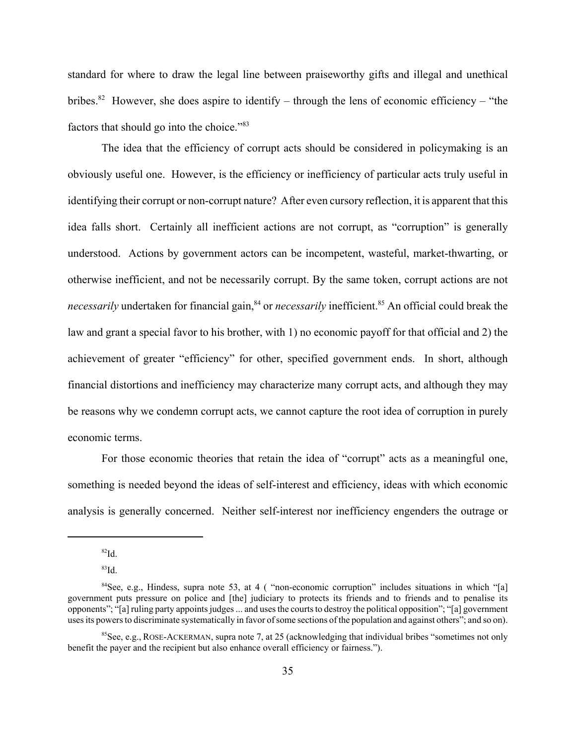standard for where to draw the legal line between praiseworthy gifts and illegal and unethical bribes.[82] However, she does aspire to identify – through the lens of economic efficiency – "the factors that should go into the choice."[83]

The idea that the efficiency of corrupt acts should be considered in policymaking is an obviously useful one. However, is the efficiency or inefficiency of particular acts truly useful in identifying their corrupt or non-corrupt nature? After even cursory reflection, it is apparent that this idea falls short. Certainly all inefficient actions are not corrupt, as "corruption" is generally understood. Actions by government actors can be incompetent, wasteful, market-thwarting, or otherwise inefficient, and not be necessarily corrupt. By the same token, corrupt actions are not *necessarily* undertaken for financial gain,[84] or *necessarily* inefficient.[85] An official could break the law and grant a special favor to his brother, with 1) no economic payoff for that official and 2) the achievement of greater "efficiency" for other, specified government ends. In short, although financial distortions and inefficiency may characterize many corrupt acts, and although they may be reasons why we condemn corrupt acts, we cannot capture the root idea of corruption in purely economic terms.

For those economic theories that retain the idea of "corrupt" acts as a meaningful one, something is needed beyond the ideas of self-interest and efficiency, ideas with which economic analysis is generally concerned. Neither self-interest nor inefficiency engenders the outrage or

---

[82]Id.

[83]Id.

[84]See, e.g., Hindess, supra note 53, at 4 ( "non-economic corruption" includes situations in which "[a] government puts pressure on police and [the] judiciary to protects its friends and to friends and to penalise its opponents"; "[a] ruling party appoints judges ... and uses the courts to destroy the political opposition"; "[a] government uses its powers to discriminate systematically in favor of some sections of the population and against others"; and so on).

[85]See, e.g., ROSE-ACKERMAN, supra note 7, at 25 (acknowledging that individual bribes "sometimes not only benefit the payer and the recipient but also enhance overall efficiency or fairness.").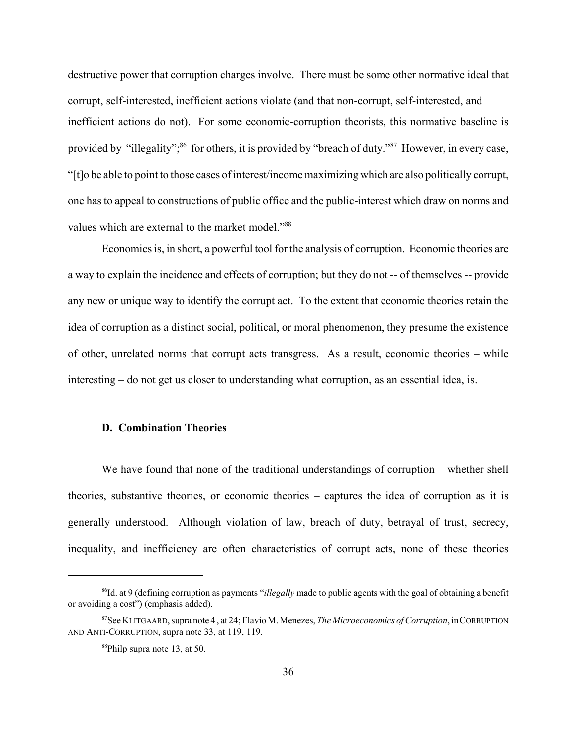destructive power that corruption charges involve. There must be some other normative ideal that corrupt, self-interested, inefficient actions violate (and that non-corrupt, self-interested, and inefficient actions do not). For some economic-corruption theorists, this normative baseline is provided by "illegality";[86] for others, it is provided by "breach of duty."[87] However, in every case, "[t]o be able to point to those cases of interest/income maximizing which are also politically corrupt, one has to appeal to constructions of public office and the public-interest which draw on norms and values which are external to the market model."[88]

Economics is, in short, a powerful tool for the analysis of corruption. Economic theories are a way to explain the incidence and effects of corruption; but they do not -- of themselves -- provide any new or unique way to identify the corrupt act. To the extent that economic theories retain the idea of corruption as a distinct social, political, or moral phenomenon, they presume the existence of other, unrelated norms that corrupt acts transgress. As a result, economic theories – while interesting – do not get us closer to understanding what corruption, as an essential idea, is.

### D. Combination Theories

We have found that none of the traditional understandings of corruption – whether shell theories, substantive theories, or economic theories – captures the idea of corruption as it is generally understood. Although violation of law, breach of duty, betrayal of trust, secrecy, inequality, and inefficiency are often characteristics of corrupt acts, none of these theories

---

[86] Id. at 9 (defining corruption as payments "*illegally* made to public agents with the goal of obtaining a benefit or avoiding a cost") (emphasis added).

[87] See KLITGAARD, supra note 4 , at 24; Flavio M. Menezes, *The Microeconomics of Corruption*, in CORRUPTION AND ANTI-CORRUPTION, supra note 33, at 119, 119.

[88] Philp supra note 13, at 50.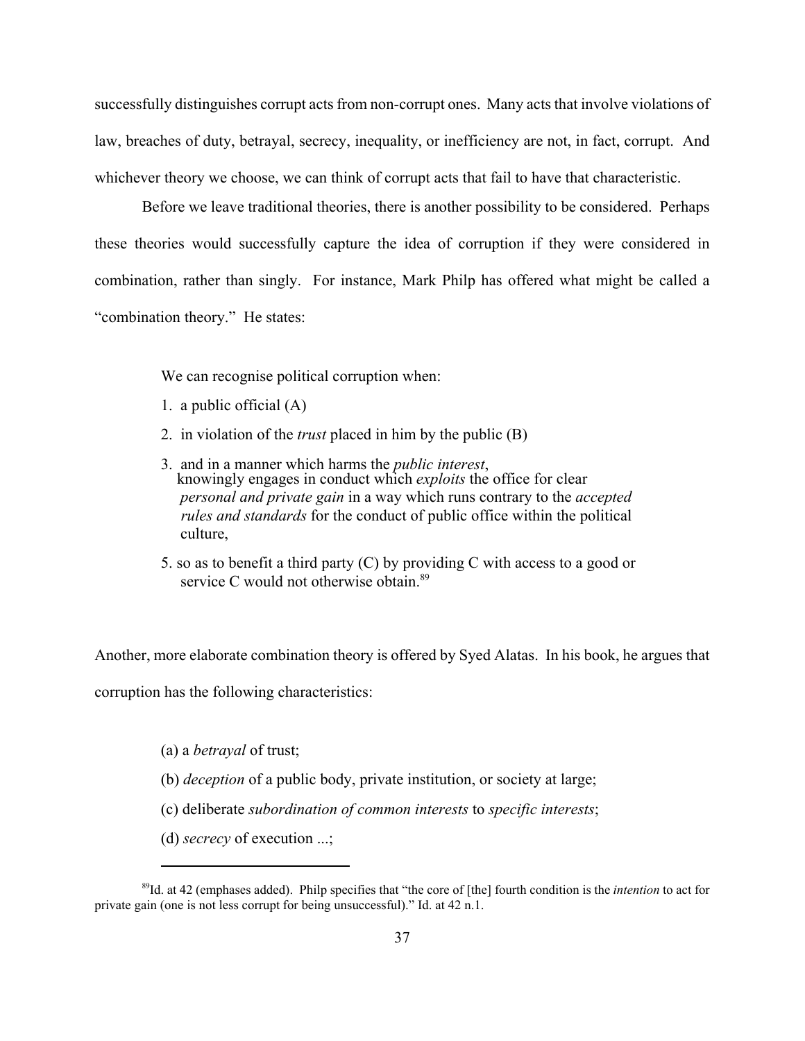successfully distinguishes corrupt acts from non-corrupt ones. Many acts that involve violations of law, breaches of duty, betrayal, secrecy, inequality, or inefficiency are not, in fact, corrupt. And whichever theory we choose, we can think of corrupt acts that fail to have that characteristic.

Before we leave traditional theories, there is another possibility to be considered. Perhaps these theories would successfully capture the idea of corruption if they were considered in combination, rather than singly. For instance, Mark Philp has offered what might be called a "combination theory." He states:

> We can recognise political corruption when:
>
> 1. a public official (A)
> 2. in violation of the *trust* placed in him by the public (B)
> 3. and in a manner which harms the *public interest*,
>    knowingly engages in conduct which *exploits* the office for clear *personal and private gain* in a way which runs contrary to the *accepted rules and standards* for the conduct of public office within the political culture,
>
> 5. so as to benefit a third party (C) by providing C with access to a good or service C would not otherwise obtain.[89]

Another, more elaborate combination theory is offered by Syed Alatas. In his book, he argues that corruption has the following characteristics:

> (a) a *betrayal* of trust;
>
> (b) *deception* of a public body, private institution, or society at large;
>
> (c) deliberate *subordination of common interests* to *specific interests*;
>
> (d) *secrecy* of execution ...;

---

[89]Id. at 42 (emphases added). Philp specifies that "the core of [the] fourth condition is the *intention* to act for private gain (one is not less corrupt for being unsuccessful)." Id. at 42 n.1.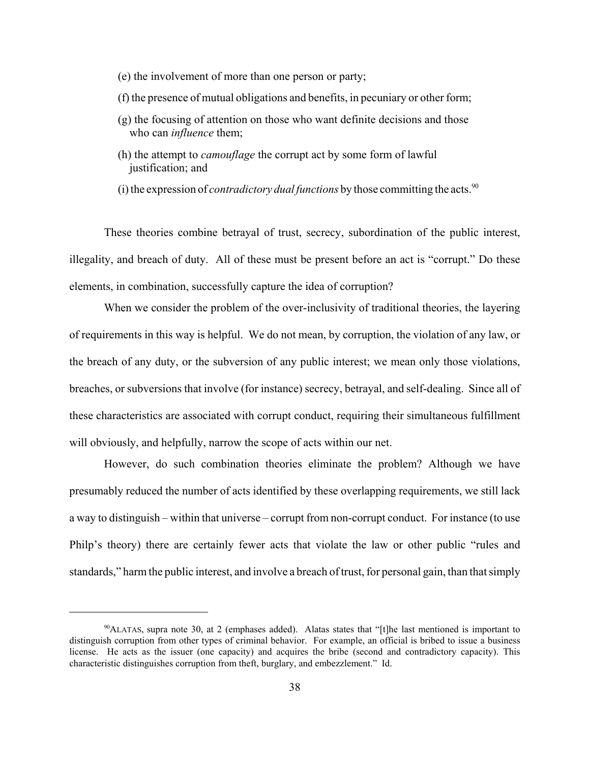(e) the involvement of more than one person or party;

(f) the presence of mutual obligations and benefits, in pecuniary or other form;

(g) the focusing of attention on those who want definite decisions and those who can *influence* them;

(h) the attempt to *camouflage* the corrupt act by some form of lawful justification; and

(i) the expression of *contradictory dual functions* by those committing the acts.[90]

These theories combine betrayal of trust, secrecy, subordination of the public interest, illegality, and breach of duty. All of these must be present before an act is "corrupt." Do these elements, in combination, successfully capture the idea of corruption?

When we consider the problem of the over-inclusivity of traditional theories, the layering of requirements in this way is helpful. We do not mean, by corruption, the violation of any law, or the breach of any duty, or the subversion of any public interest; we mean only those violations, breaches, or subversions that involve (for instance) secrecy, betrayal, and self-dealing. Since all of these characteristics are associated with corrupt conduct, requiring their simultaneous fulfillment will obviously, and helpfully, narrow the scope of acts within our net.

However, do such combination theories eliminate the problem? Although we have presumably reduced the number of acts identified by these overlapping requirements, we still lack a way to distinguish – within that universe – corrupt from non-corrupt conduct. For instance (to use Philp's theory) there are certainly fewer acts that violate the law or other public "rules and standards," harm the public interest, and involve a breach of trust, for personal gain, than that simply

[90] ALATAS, supra note 30, at 2 (emphases added). Alatas states that "[t]he last mentioned is important to distinguish corruption from other types of criminal behavior. For example, an official is bribed to issue a business license. He acts as the issuer (one capacity) and acquires the bribe (second and contradictory capacity). This characteristic distinguishes corruption from theft, burglary, and embezzlement." Id.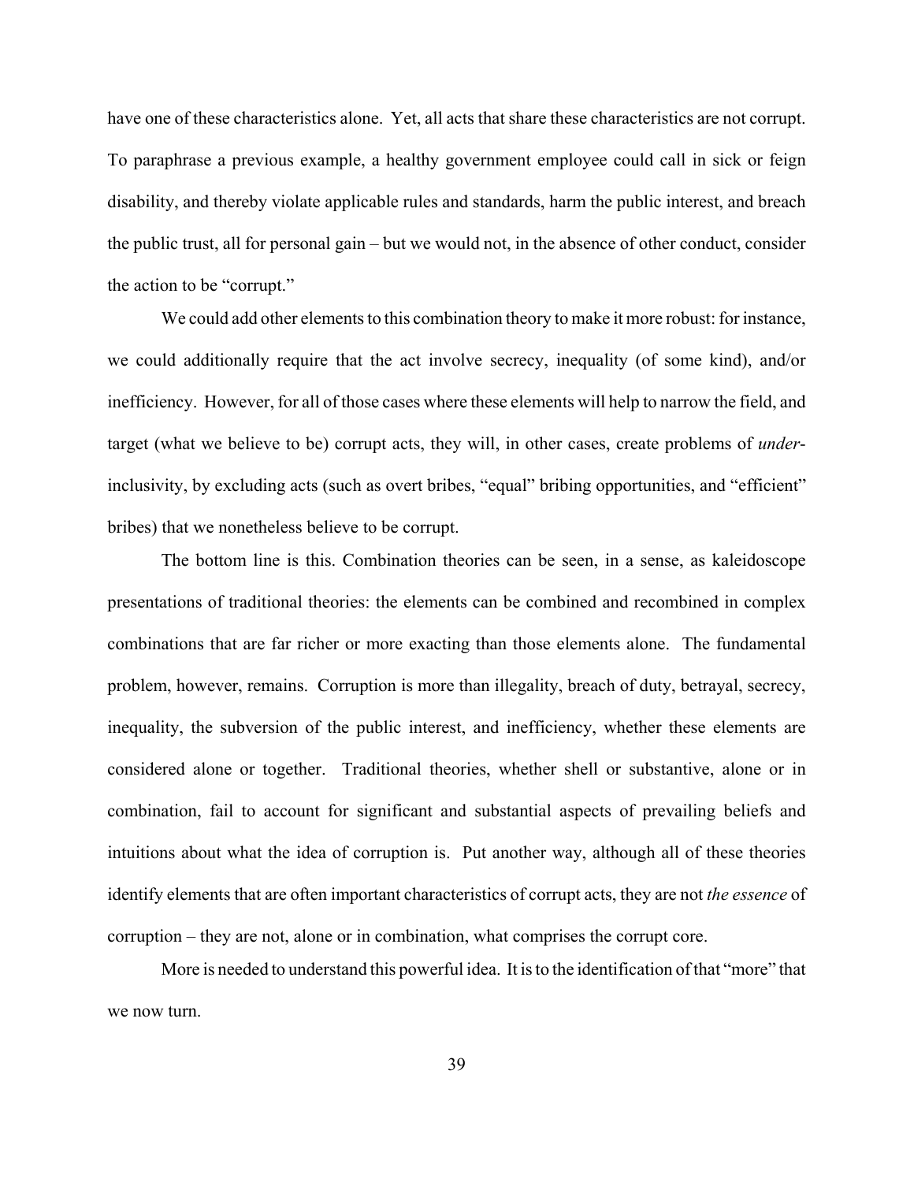have one of these characteristics alone. Yet, all acts that share these characteristics are not corrupt. To paraphrase a previous example, a healthy government employee could call in sick or feign disability, and thereby violate applicable rules and standards, harm the public interest, and breach the public trust, all for personal gain – but we would not, in the absence of other conduct, consider the action to be "corrupt."

We could add other elements to this combination theory to make it more robust: for instance, we could additionally require that the act involve secrecy, inequality (of some kind), and/or inefficiency. However, for all of those cases where these elements will help to narrow the field, and target (what we believe to be) corrupt acts, they will, in other cases, create problems of *under*-inclusivity, by excluding acts (such as overt bribes, "equal" bribing opportunities, and "efficient" bribes) that we nonetheless believe to be corrupt.

The bottom line is this. Combination theories can be seen, in a sense, as kaleidoscope presentations of traditional theories: the elements can be combined and recombined in complex combinations that are far richer or more exacting than those elements alone. The fundamental problem, however, remains. Corruption is more than illegality, breach of duty, betrayal, secrecy, inequality, the subversion of the public interest, and inefficiency, whether these elements are considered alone or together. Traditional theories, whether shell or substantive, alone or in combination, fail to account for significant and substantial aspects of prevailing beliefs and intuitions about what the idea of corruption is. Put another way, although all of these theories identify elements that are often important characteristics of corrupt acts, they are not *the essence* of corruption – they are not, alone or in combination, what comprises the corrupt core.

More is needed to understand this powerful idea. It is to the identification of that "more" that we now turn.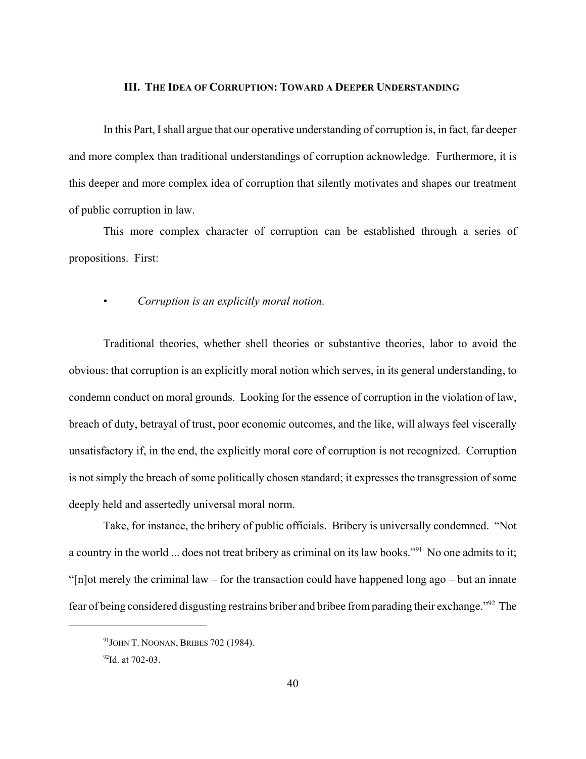## III. The Idea of Corruption: Toward a Deeper Understanding

In this Part, I shall argue that our operative understanding of corruption is, in fact, far deeper and more complex than traditional understandings of corruption acknowledge. Furthermore, it is this deeper and more complex idea of corruption that silently motivates and shapes our treatment of public corruption in law.

This more complex character of corruption can be established through a series of propositions. First:

- *Corruption is an explicitly moral notion.*

Traditional theories, whether shell theories or substantive theories, labor to avoid the obvious: that corruption is an explicitly moral notion which serves, in its general understanding, to condemn conduct on moral grounds. Looking for the essence of corruption in the violation of law, breach of duty, betrayal of trust, poor economic outcomes, and the like, will always feel viscerally unsatisfactory if, in the end, the explicitly moral core of corruption is not recognized. Corruption is not simply the breach of some politically chosen standard; it expresses the transgression of some deeply held and assertedly universal moral norm.

Take, for instance, the bribery of public officials. Bribery is universally condemned. "Not a country in the world ... does not treat bribery as criminal on its law books."[91] No one admits to it; "[n]ot merely the criminal law – for the transaction could have happened long ago – but an innate fear of being considered disgusting restrains briber and bribee from parading their exchange."[92] The

---

[91] John T. Noonan, Bribes 702 (1984).

[92] Id. at 702-03.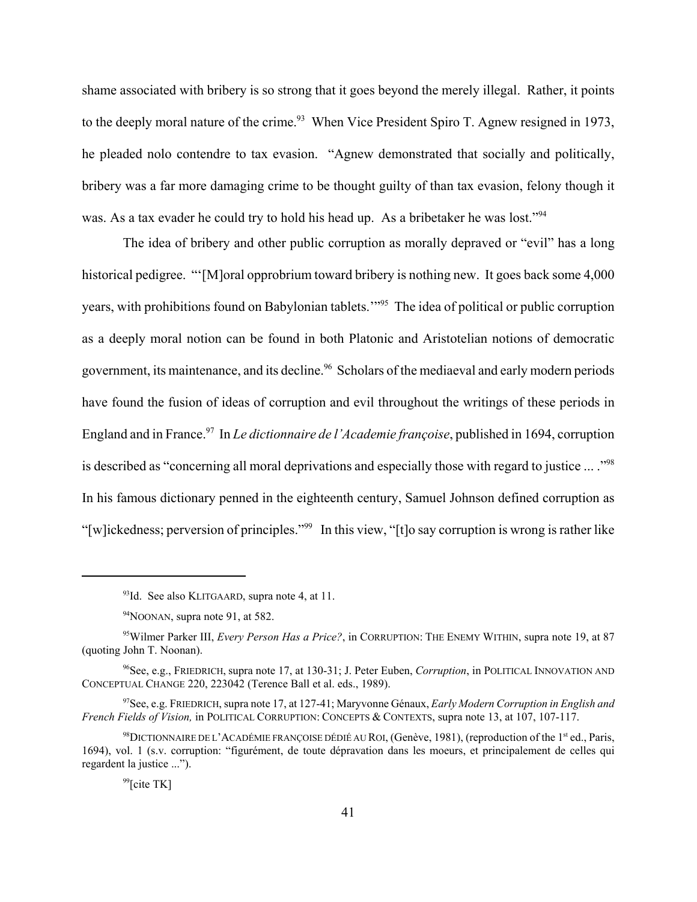shame associated with bribery is so strong that it goes beyond the merely illegal. Rather, it points to the deeply moral nature of the crime.[93] When Vice President Spiro T. Agnew resigned in 1973, he pleaded nolo contendre to tax evasion. "Agnew demonstrated that socially and politically, bribery was a far more damaging crime to be thought guilty of than tax evasion, felony though it was. As a tax evader he could try to hold his head up. As a bribetaker he was lost."[94]

The idea of bribery and other public corruption as morally depraved or "evil" has a long historical pedigree. "'[M]oral opprobrium toward bribery is nothing new. It goes back some 4,000 years, with prohibitions found on Babylonian tablets.'"[95] The idea of political or public corruption as a deeply moral notion can be found in both Platonic and Aristotelian notions of democratic government, its maintenance, and its decline.[96] Scholars of the mediaeval and early modern periods have found the fusion of ideas of corruption and evil throughout the writings of these periods in England and in France.[97] In *Le dictionnaire de l'Academie françoise*, published in 1694, corruption is described as "concerning all moral deprivations and especially those with regard to justice ... ."[98] In his famous dictionary penned in the eighteenth century, Samuel Johnson defined corruption as "[w]ickedness; perversion of principles."[99] In this view, "[t]o say corruption is wrong is rather like

---

[93] Id. See also KLITGAARD, supra note 4, at 11.

[94] NOONAN, supra note 91, at 582.

[95] Wilmer Parker III, *Every Person Has a Price?*, in CORRUPTION: THE ENEMY WITHIN, supra note 19, at 87 (quoting John T. Noonan).

[96] See, e.g., FRIEDRICH, supra note 17, at 130-31; J. Peter Euben, *Corruption*, in POLITICAL INNOVATION AND CONCEPTUAL CHANGE 220, 223042 (Terence Ball et al. eds., 1989).

[97] See, e.g. FRIEDRICH, supra note 17, at 127-41; Maryvonne Génaux, *Early Modern Corruption in English and French Fields of Vision,* in POLITICAL CORRUPTION: CONCEPTS & CONTEXTS, supra note 13, at 107, 107-117.

[98] DICTIONNAIRE DE L'ACADÉMIE FRANÇOISE DÉDIÉ AU ROI, (Genève, 1981), (reproduction of the 1st ed., Paris, 1694), vol. 1 (s.v. corruption: "figurément, de toute dépravation dans les moeurs, et principalement de celles qui regardent la justice ...").

[99] [cite TK]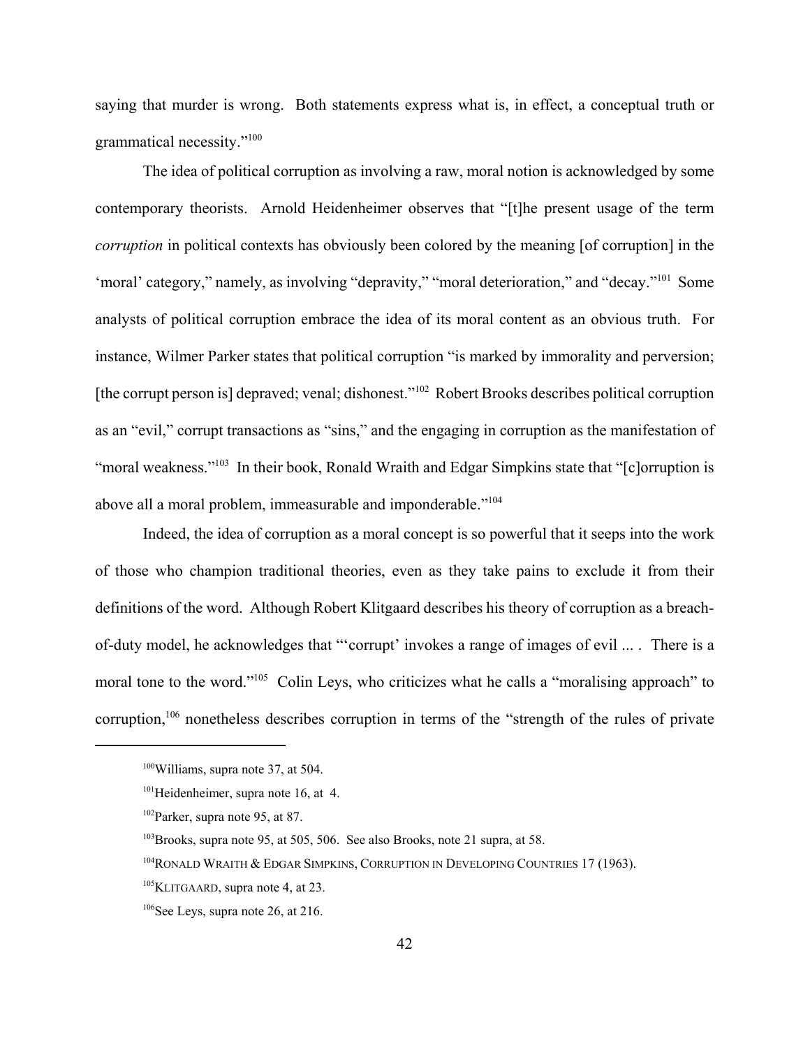saying that murder is wrong. Both statements express what is, in effect, a conceptual truth or grammatical necessity."[100]

The idea of political corruption as involving a raw, moral notion is acknowledged by some contemporary theorists. Arnold Heidenheimer observes that "[t]he present usage of the term *corruption* in political contexts has obviously been colored by the meaning [of corruption] in the 'moral' category," namely, as involving "depravity," "moral deterioration," and "decay."[101] Some analysts of political corruption embrace the idea of its moral content as an obvious truth. For instance, Wilmer Parker states that political corruption "is marked by immorality and perversion; [the corrupt person is] depraved; venal; dishonest."[102] Robert Brooks describes political corruption as an "evil," corrupt transactions as "sins," and the engaging in corruption as the manifestation of "moral weakness."[103] In their book, Ronald Wraith and Edgar Simpkins state that "[c]orruption is above all a moral problem, immeasurable and imponderable."[104]

Indeed, the idea of corruption as a moral concept is so powerful that it seeps into the work of those who champion traditional theories, even as they take pains to exclude it from their definitions of the word. Although Robert Klitgaard describes his theory of corruption as a breach-of-duty model, he acknowledges that "'corrupt' invokes a range of images of evil ... . There is a moral tone to the word."[105] Colin Leys, who criticizes what he calls a "moralising approach" to corruption,[106] nonetheless describes corruption in terms of the "strength of the rules of private

---

[100]Williams, supra note 37, at 504.

[101]Heidenheimer, supra note 16, at 4.

[102]Parker, supra note 95, at 87.

[103]Brooks, supra note 95, at 505, 506. See also Brooks, note 21 supra, at 58.

[104]RONALD WRAITH & EDGAR SIMPKINS, CORRUPTION IN DEVELOPING COUNTRIES 17 (1963).

[105]KLITGAARD, supra note 4, at 23.

[106]See Leys, supra note 26, at 216.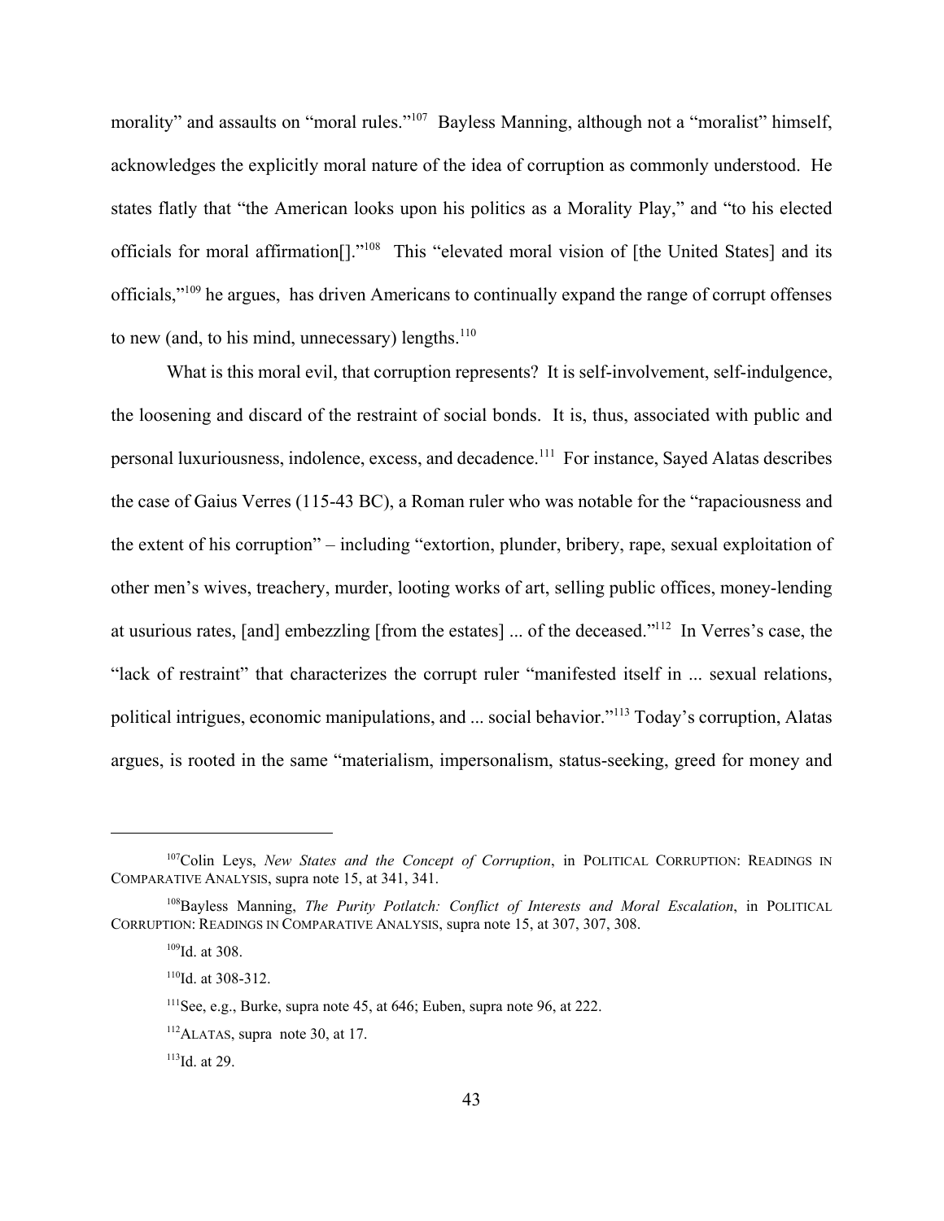morality" and assaults on "moral rules."[107] Bayless Manning, although not a "moralist" himself, acknowledges the explicitly moral nature of the idea of corruption as commonly understood. He states flatly that "the American looks upon his politics as a Morality Play," and "to his elected officials for moral affirmation[]."[108] This "elevated moral vision of [the United States] and its officials,"[109] he argues, has driven Americans to continually expand the range of corrupt offenses to new (and, to his mind, unnecessary) lengths.[110]

What is this moral evil, that corruption represents? It is self-involvement, self-indulgence, the loosening and discard of the restraint of social bonds. It is, thus, associated with public and personal luxuriousness, indolence, excess, and decadence.[111] For instance, Sayed Alatas describes the case of Gaius Verres (115-43 BC), a Roman ruler who was notable for the "rapaciousness and the extent of his corruption" – including "extortion, plunder, bribery, rape, sexual exploitation of other men's wives, treachery, murder, looting works of art, selling public offices, money-lending at usurious rates, [and] embezzling [from the estates] ... of the deceased."[112] In Verres's case, the "lack of restraint" that characterizes the corrupt ruler "manifested itself in ... sexual relations, political intrigues, economic manipulations, and ... social behavior."[113] Today's corruption, Alatas argues, is rooted in the same "materialism, impersonalism, status-seeking, greed for money and

---

[107]Colin Leys, *New States and the Concept of Corruption*, in POLITICAL CORRUPTION: READINGS IN COMPARATIVE ANALYSIS, supra note 15, at 341, 341.

[108]Bayless Manning, *The Purity Potlatch: Conflict of Interests and Moral Escalation*, in POLITICAL CORRUPTION: READINGS IN COMPARATIVE ANALYSIS, supra note 15, at 307, 307, 308.

[109]Id. at 308.

[110]Id. at 308-312.

[111]See, e.g., Burke, supra note 45, at 646; Euben, supra note 96, at 222.

[112]ALATAS, supra note 30, at 17.

[113]Id. at 29.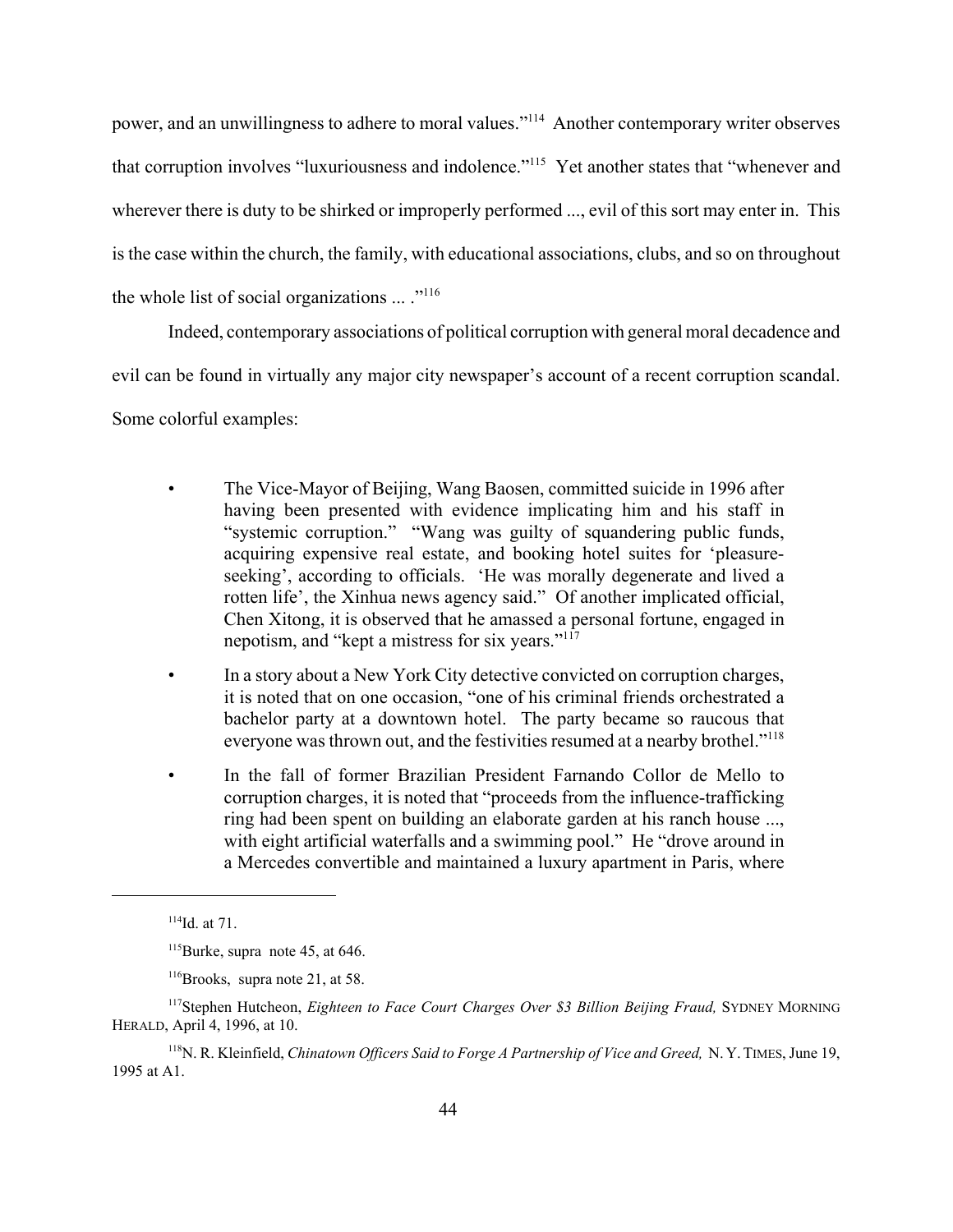power, and an unwillingness to adhere to moral values."[114] Another contemporary writer observes that corruption involves "luxuriousness and indolence."[115] Yet another states that "whenever and wherever there is duty to be shirked or improperly performed ..., evil of this sort may enter in. This is the case within the church, the family, with educational associations, clubs, and so on throughout the whole list of social organizations ... ."[116]

Indeed, contemporary associations of political corruption with general moral decadence and evil can be found in virtually any major city newspaper's account of a recent corruption scandal. Some colorful examples:

- The Vice-Mayor of Beijing, Wang Baosen, committed suicide in 1996 after having been presented with evidence implicating him and his staff in "systemic corruption." "Wang was guilty of squandering public funds, acquiring expensive real estate, and booking hotel suites for 'pleasure-seeking', according to officials. 'He was morally degenerate and lived a rotten life', the Xinhua news agency said." Of another implicated official, Chen Xitong, it is observed that he amassed a personal fortune, engaged in nepotism, and "kept a mistress for six years."[117]

- In a story about a New York City detective convicted on corruption charges, it is noted that on one occasion, "one of his criminal friends orchestrated a bachelor party at a downtown hotel. The party became so raucous that everyone was thrown out, and the festivities resumed at a nearby brothel."[118]

- In the fall of former Brazilian President Farnando Collor de Mello to corruption charges, it is noted that "proceeds from the influence-trafficking ring had been spent on building an elaborate garden at his ranch house ..., with eight artificial waterfalls and a swimming pool." He "drove around in a Mercedes convertible and maintained a luxury apartment in Paris, where

---

[114] Id. at 71.

[115] Burke, supra note 45, at 646.

[116] Brooks, supra note 21, at 58.

[117] Stephen Hutcheon, *Eighteen to Face Court Charges Over $3 Billion Beijing Fraud,* SYDNEY MORNING HERALD, April 4, 1996, at 10.

[118] N. R. Kleinfield, *Chinatown Officers Said to Forge A Partnership of Vice and Greed,* N. Y. TIMES, June 19, 1995 at A1.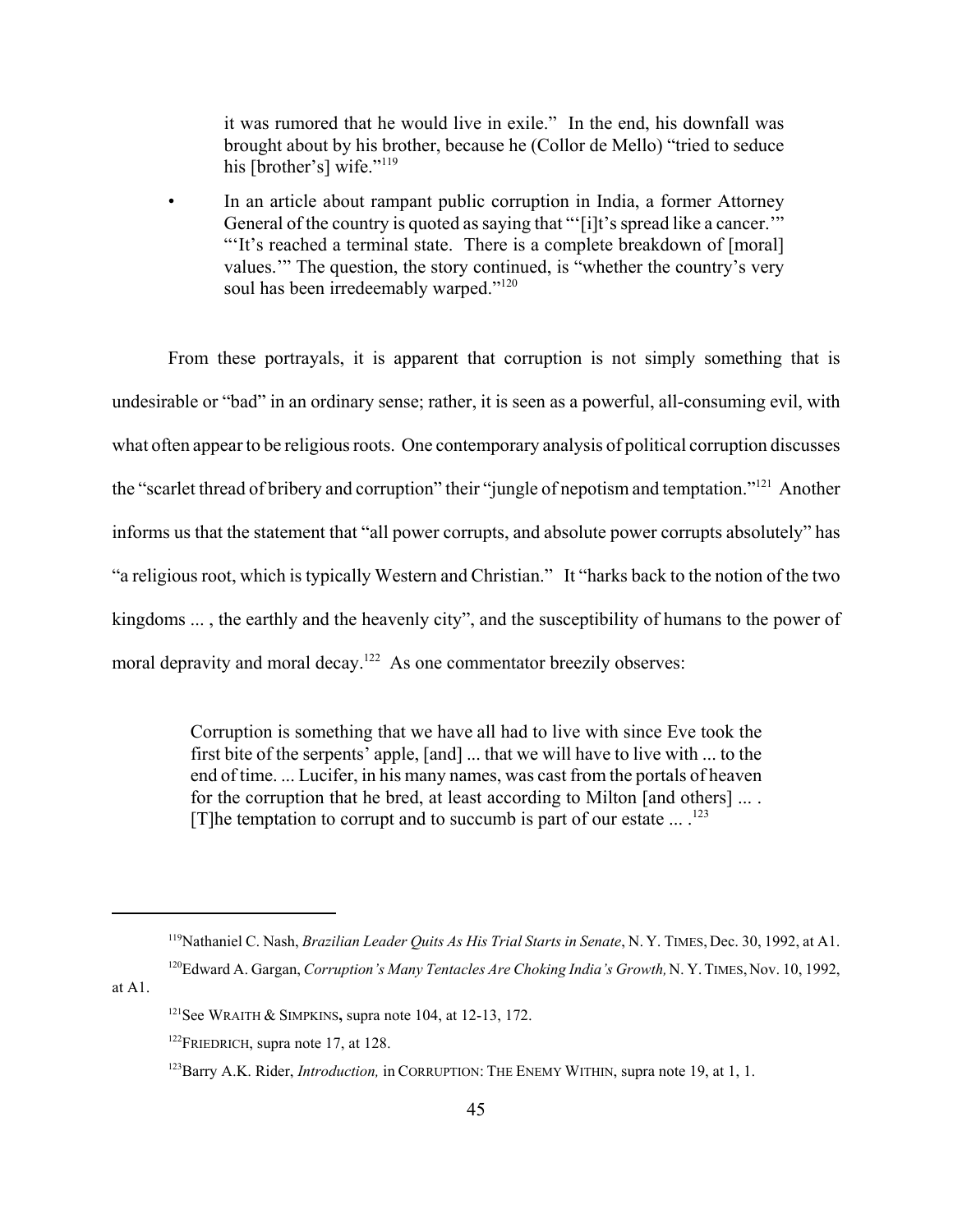it was rumored that he would live in exile." In the end, his downfall was brought about by his brother, because he (Collor de Mello) "tried to seduce his [brother's] wife."[119]

- In an article about rampant public corruption in India, a former Attorney General of the country is quoted as saying that "'[i]t's spread like a cancer.'" "'It's reached a terminal state. There is a complete breakdown of [moral] values.'" The question, the story continued, is "whether the country's very soul has been irredeemably warped."[120]

From these portrayals, it is apparent that corruption is not simply something that is undesirable or "bad" in an ordinary sense; rather, it is seen as a powerful, all-consuming evil, with what often appear to be religious roots. One contemporary analysis of political corruption discusses the "scarlet thread of bribery and corruption" their "jungle of nepotism and temptation."[121] Another informs us that the statement that "all power corrupts, and absolute power corrupts absolutely" has "a religious root, which is typically Western and Christian." It "harks back to the notion of the two kingdoms ... , the earthly and the heavenly city", and the susceptibility of humans to the power of moral depravity and moral decay.[122] As one commentator breezily observes:

> Corruption is something that we have all had to live with since Eve took the first bite of the serpents' apple, [and] ... that we will have to live with ... to the end of time. ... Lucifer, in his many names, was cast from the portals of heaven for the corruption that he bred, at least according to Milton [and others] ... . [T]he temptation to corrupt and to succumb is part of our estate ... .[123]

---

[119] Nathaniel C. Nash, *Brazilian Leader Quits As His Trial Starts in Senate*, N. Y. TIMES, Dec. 30, 1992, at A1.

[120] Edward A. Gargan, *Corruption's Many Tentacles Are Choking India's Growth,* N. Y. TIMES, Nov. 10, 1992, at A1.

[121] See WRAITH & SIMPKINS, supra note 104, at 12-13, 172.

[122] FRIEDRICH, supra note 17, at 128.

[123] Barry A.K. Rider, *Introduction,* in CORRUPTION: THE ENEMY WITHIN, supra note 19, at 1, 1.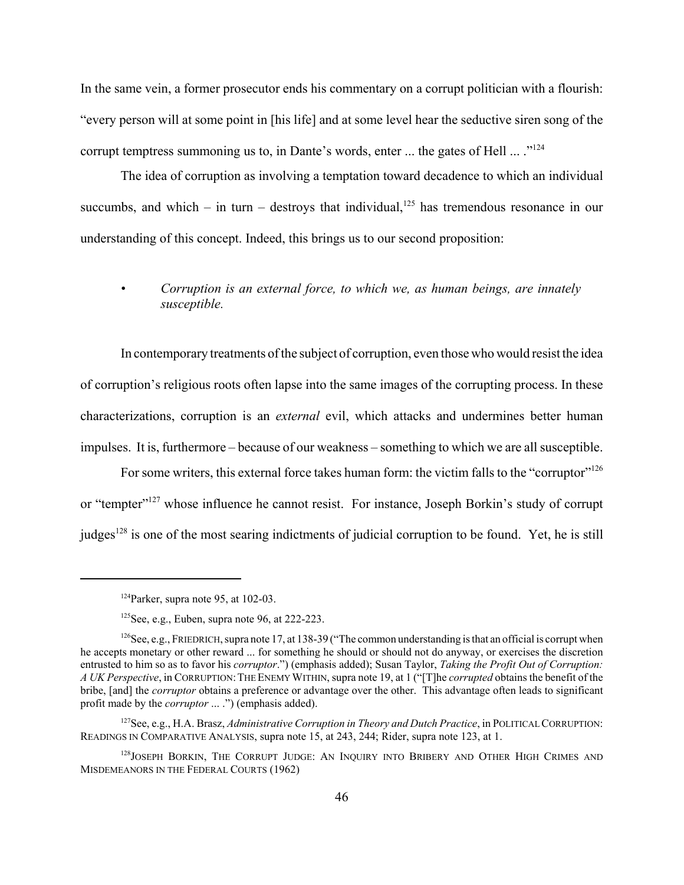In the same vein, a former prosecutor ends his commentary on a corrupt politician with a flourish: "every person will at some point in [his life] and at some level hear the seductive siren song of the corrupt temptress summoning us to, in Dante's words, enter ... the gates of Hell ... ."[124]

The idea of corruption as involving a temptation toward decadence to which an individual succumbs, and which – in turn – destroys that individual,[125] has tremendous resonance in our understanding of this concept. Indeed, this brings us to our second proposition:

- *Corruption is an external force, to which we, as human beings, are innately susceptible.*

In contemporary treatments of the subject of corruption, even those who would resist the idea of corruption's religious roots often lapse into the same images of the corrupting process. In these characterizations, corruption is an *external* evil, which attacks and undermines better human impulses. It is, furthermore – because of our weakness – something to which we are all susceptible.

For some writers, this external force takes human form: the victim falls to the "corruptor"[126] or "tempter"[127] whose influence he cannot resist. For instance, Joseph Borkin's study of corrupt judges[128] is one of the most searing indictments of judicial corruption to be found. Yet, he is still

---

[124] Parker, supra note 95, at 102-03.

[125] See, e.g., Euben, supra note 96, at 222-223.

[126] See, e.g., FRIEDRICH, supra note 17, at 138-39 ("The common understanding is that an official is corrupt when he accepts monetary or other reward ... for something he should or should not do anyway, or exercises the discretion entrusted to him so as to favor his *corruptor*.") (emphasis added); Susan Taylor, *Taking the Profit Out of Corruption: A UK Perspective*, in CORRUPTION: THE ENEMY WITHIN, supra note 19, at 1 ("[T]he *corrupted* obtains the benefit of the bribe, [and] the *corruptor* obtains a preference or advantage over the other. This advantage often leads to significant profit made by the *corruptor* ... .") (emphasis added).

[127] See, e.g., H.A. Brasz, *Administrative Corruption in Theory and Dutch Practice*, in POLITICAL CORRUPTION: READINGS IN COMPARATIVE ANALYSIS, supra note 15, at 243, 244; Rider, supra note 123, at 1.

[128] JOSEPH BORKIN, THE CORRUPT JUDGE: AN INQUIRY INTO BRIBERY AND OTHER HIGH CRIMES AND MISDEMEANORS IN THE FEDERAL COURTS (1962)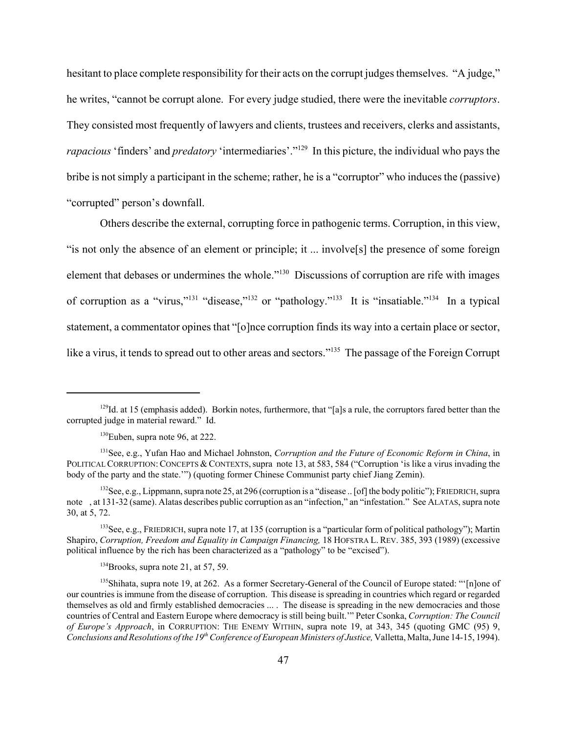hesitant to place complete responsibility for their acts on the corrupt judges themselves. "A judge," he writes, "cannot be corrupt alone. For every judge studied, there were the inevitable *corruptors*. They consisted most frequently of lawyers and clients, trustees and receivers, clerks and assistants, *rapacious* 'finders' and *predatory* 'intermediaries'."[129] In this picture, the individual who pays the bribe is not simply a participant in the scheme; rather, he is a "corruptor" who induces the (passive) "corrupted" person's downfall.

Others describe the external, corrupting force in pathogenic terms. Corruption, in this view, "is not only the absence of an element or principle; it ... involve[s] the presence of some foreign element that debases or undermines the whole."[130] Discussions of corruption are rife with images of corruption as a "virus,"[131] "disease,"[132] or "pathology."[133] It is "insatiable."[134] In a typical statement, a commentator opines that "[o]nce corruption finds its way into a certain place or sector, like a virus, it tends to spread out to other areas and sectors."[135] The passage of the Foreign Corrupt

---

[129] Id. at 15 (emphasis added). Borkin notes, furthermore, that "[a]s a rule, the corruptors fared better than the corrupted judge in material reward." Id.

[130] Euben, supra note 96, at 222.

[131] See, e.g., Yufan Hao and Michael Johnston, *Corruption and the Future of Economic Reform in China*, in POLITICAL CORRUPTION: CONCEPTS & CONTEXTS, supra note 13, at 583, 584 ("Corruption 'is like a virus invading the body of the party and the state.'") (quoting former Chinese Communist party chief Jiang Zemin).

[132] See, e.g., Lippmann, supra note 25, at 296 (corruption is a "disease .. [of] the body politic"); FRIEDRICH, supra note , at 131-32 (same). Alatas describes public corruption as an "infection," an "infestation." See ALATAS, supra note 30, at 5, 72.

[133] See, e.g., FRIEDRICH, supra note 17, at 135 (corruption is a "particular form of political pathology"); Martin Shapiro, *Corruption, Freedom and Equality in Campaign Financing,* 18 HOFSTRA L. REV. 385, 393 (1989) (excessive political influence by the rich has been characterized as a "pathology" to be "excised").

[134] Brooks, supra note 21, at 57, 59.

[135] Shihata, supra note 19, at 262. As a former Secretary-General of the Council of Europe stated: "'[n]one of our countries is immune from the disease of corruption. This disease is spreading in countries which regard or regarded themselves as old and firmly established democracies ... . The disease is spreading in the new democracies and those countries of Central and Eastern Europe where democracy is still being built.'" Peter Csonka, *Corruption: The Council of Europe's Approach*, in CORRUPTION: THE ENEMY WITHIN, supra note 19, at 343, 345 (quoting GMC (95) 9, *Conclusions and Resolutions of the 19th Conference of European Ministers of Justice,* Valletta, Malta, June 14-15, 1994).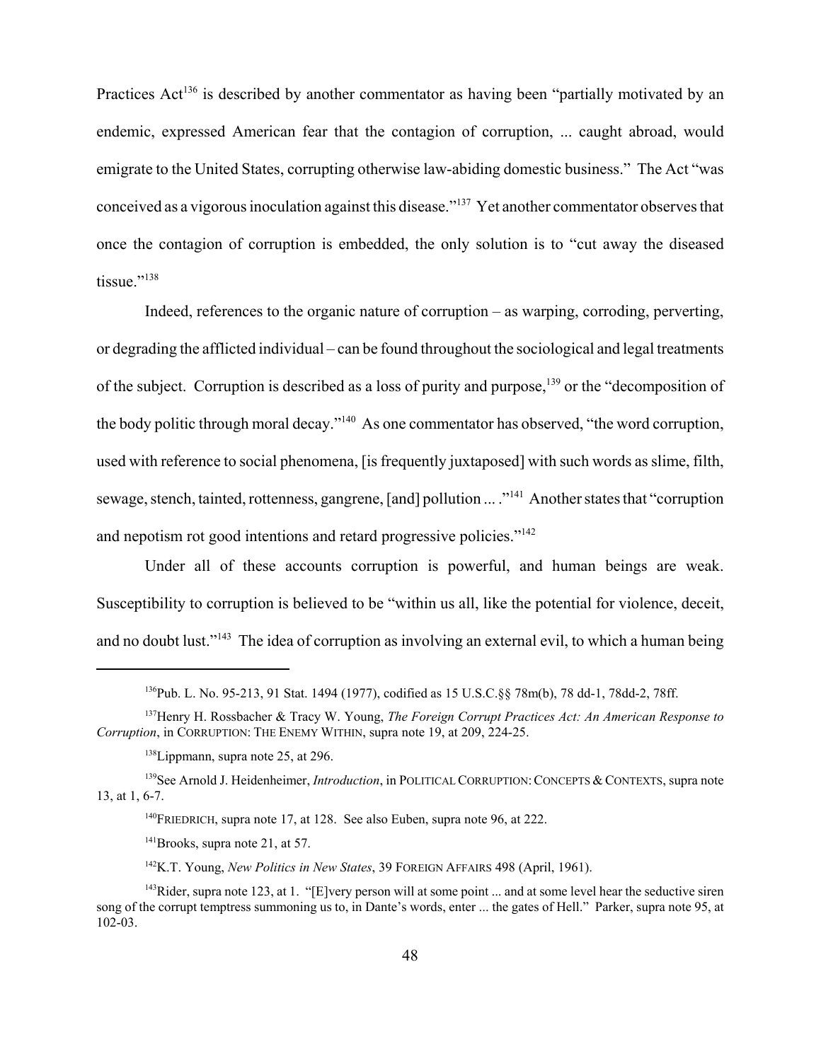Practices Act[136] is described by another commentator as having been "partially motivated by an endemic, expressed American fear that the contagion of corruption, ... caught abroad, would emigrate to the United States, corrupting otherwise law-abiding domestic business." The Act "was conceived as a vigorous inoculation against this disease."[137] Yet another commentator observes that once the contagion of corruption is embedded, the only solution is to "cut away the diseased tissue."[138]

Indeed, references to the organic nature of corruption – as warping, corroding, perverting, or degrading the afflicted individual – can be found throughout the sociological and legal treatments of the subject. Corruption is described as a loss of purity and purpose,[139] or the "decomposition of the body politic through moral decay."[140] As one commentator has observed, "the word corruption, used with reference to social phenomena, [is frequently juxtaposed] with such words as slime, filth, sewage, stench, tainted, rottenness, gangrene, [and] pollution ... ."[141] Another states that "corruption and nepotism rot good intentions and retard progressive policies."[142]

Under all of these accounts corruption is powerful, and human beings are weak. Susceptibility to corruption is believed to be "within us all, like the potential for violence, deceit, and no doubt lust."[143] The idea of corruption as involving an external evil, to which a human being

---

[136] Pub. L. No. 95-213, 91 Stat. 1494 (1977), codified as 15 U.S.C.§§ 78m(b), 78 dd-1, 78dd-2, 78ff.

[137] Henry H. Rossbacher & Tracy W. Young, *The Foreign Corrupt Practices Act: An American Response to Corruption*, in CORRUPTION: THE ENEMY WITHIN, supra note 19, at 209, 224-25.

[138] Lippmann, supra note 25, at 296.

[139] See Arnold J. Heidenheimer, *Introduction*, in POLITICAL CORRUPTION: CONCEPTS & CONTEXTS, supra note 13, at 1, 6-7.

[140] FRIEDRICH, supra note 17, at 128. See also Euben, supra note 96, at 222.

[141] Brooks, supra note 21, at 57.

[142] K.T. Young, *New Politics in New States*, 39 FOREIGN AFFAIRS 498 (April, 1961).

[143] Rider, supra note 123, at 1. "[E]very person will at some point ... and at some level hear the seductive siren song of the corrupt temptress summoning us to, in Dante's words, enter ... the gates of Hell." Parker, supra note 95, at 102-03.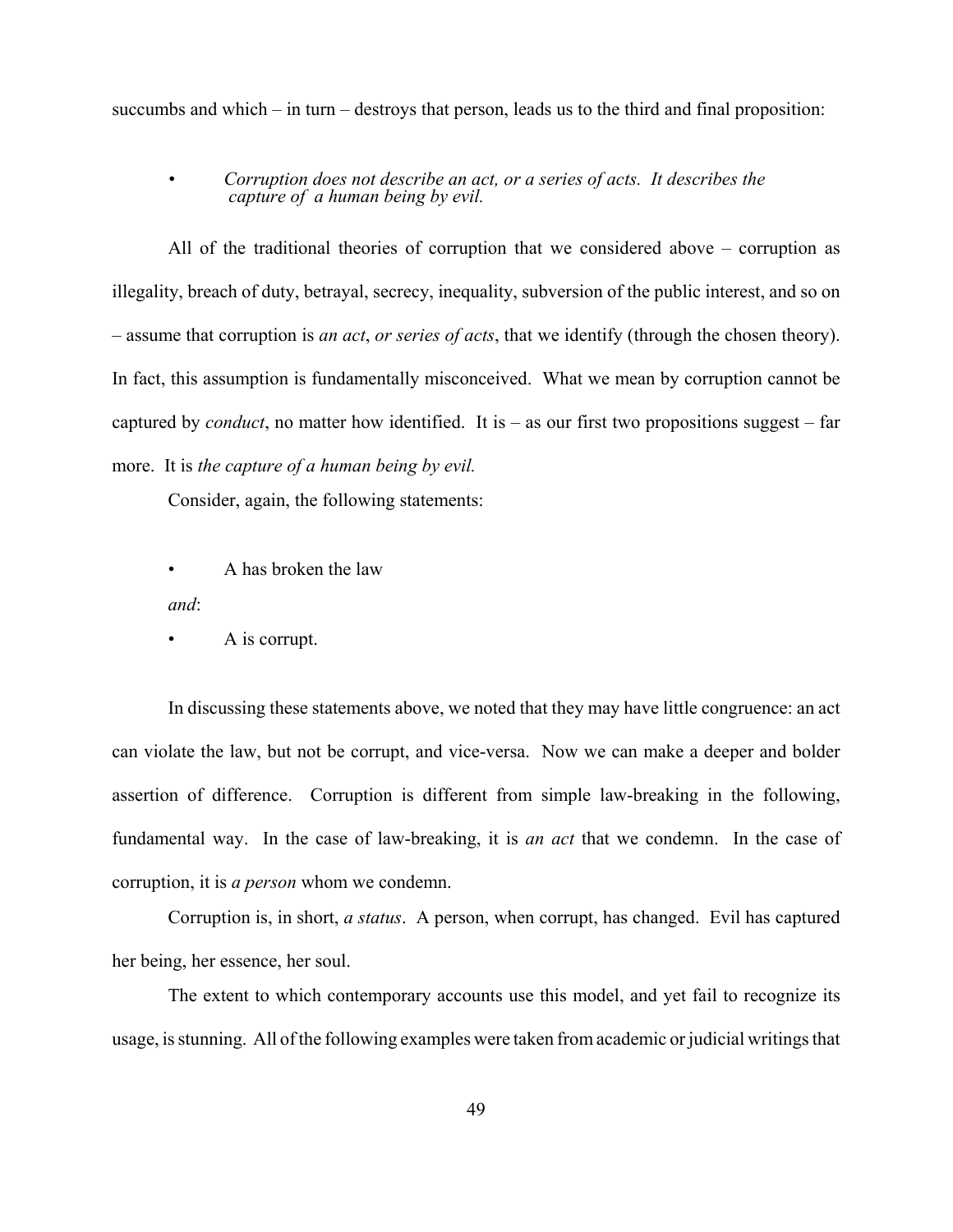succumbs and which – in turn – destroys that person, leads us to the third and final proposition:

- *Corruption does not describe an act, or a series of acts. It describes the capture of a human being by evil.*

All of the traditional theories of corruption that we considered above – corruption as illegality, breach of duty, betrayal, secrecy, inequality, subversion of the public interest, and so on – assume that corruption is *an act*, *or series of acts*, that we identify (through the chosen theory). In fact, this assumption is fundamentally misconceived. What we mean by corruption cannot be captured by *conduct*, no matter how identified. It is – as our first two propositions suggest – far more. It is *the capture of a human being by evil.*

Consider, again, the following statements:

- A has broken the law

*and*:

- A is corrupt.

In discussing these statements above, we noted that they may have little congruence: an act can violate the law, but not be corrupt, and vice-versa. Now we can make a deeper and bolder assertion of difference. Corruption is different from simple law-breaking in the following, fundamental way. In the case of law-breaking, it is *an act* that we condemn. In the case of corruption, it is *a person* whom we condemn.

Corruption is, in short, *a status*. A person, when corrupt, has changed. Evil has captured her being, her essence, her soul.

The extent to which contemporary accounts use this model, and yet fail to recognize its usage, is stunning. All of the following examples were taken from academic or judicial writings that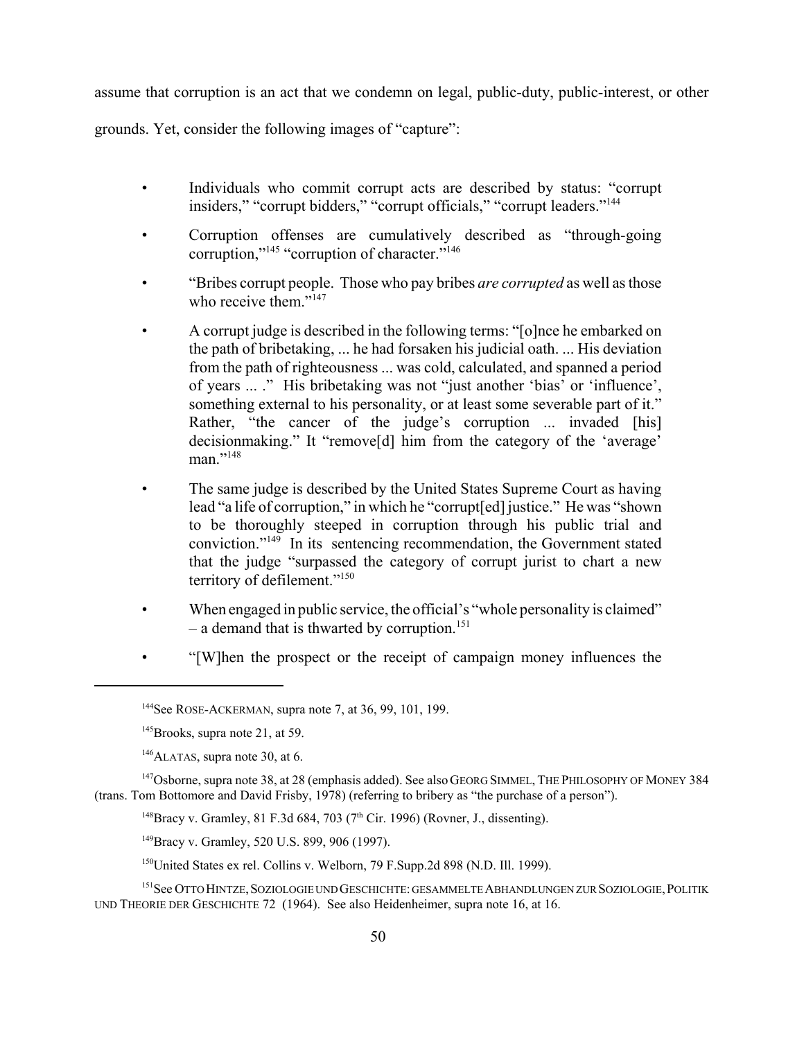assume that corruption is an act that we condemn on legal, public-duty, public-interest, or other grounds. Yet, consider the following images of "capture":

- Individuals who commit corrupt acts are described by status: "corrupt insiders," "corrupt bidders," "corrupt officials," "corrupt leaders."[144]
- Corruption offenses are cumulatively described as "through-going corruption,"[145] "corruption of character."[146]
- "Bribes corrupt people. Those who pay bribes *are corrupted* as well as those who receive them."[147]
- A corrupt judge is described in the following terms: "[o]nce he embarked on the path of bribetaking, ... he had forsaken his judicial oath. ... His deviation from the path of righteousness ... was cold, calculated, and spanned a period of years ... ." His bribetaking was not "just another 'bias' or 'influence', something external to his personality, or at least some severable part of it." Rather, "the cancer of the judge's corruption ... invaded [his] decisionmaking." It "remove[d] him from the category of the 'average' man."[148]
- The same judge is described by the United States Supreme Court as having lead "a life of corruption," in which he "corrupt[ed] justice." He was "shown to be thoroughly steeped in corruption through his public trial and conviction."[149] In its sentencing recommendation, the Government stated that the judge "surpassed the category of corrupt jurist to chart a new territory of defilement."[150]
- When engaged in public service, the official's "whole personality is claimed" – a demand that is thwarted by corruption.[151]
- "[W]hen the prospect or the receipt of campaign money influences the

---

[144]See ROSE-ACKERMAN, supra note 7, at 36, 99, 101, 199.

[145]Brooks, supra note 21, at 59.

[146]ALATAS, supra note 30, at 6.

[147]Osborne, supra note 38, at 28 (emphasis added). See also GEORG SIMMEL, THE PHILOSOPHY OF MONEY 384 (trans. Tom Bottomore and David Frisby, 1978) (referring to bribery as "the purchase of a person").

[148]Bracy v. Gramley, 81 F.3d 684, 703 (7th Cir. 1996) (Rovner, J., dissenting).

[149]Bracy v. Gramley, 520 U.S. 899, 906 (1997).

[150]United States ex rel. Collins v. Welborn, 79 F.Supp.2d 898 (N.D. Ill. 1999).

[151]See OTTO HINTZE, SOZIOLOGIE UND GESCHICHTE: GESAMMELTE ABHANDLUNGEN ZUR SOZIOLOGIE, POLITIK UND THEORIE DER GESCHICHTE 72 (1964). See also Heidenheimer, supra note 16, at 16.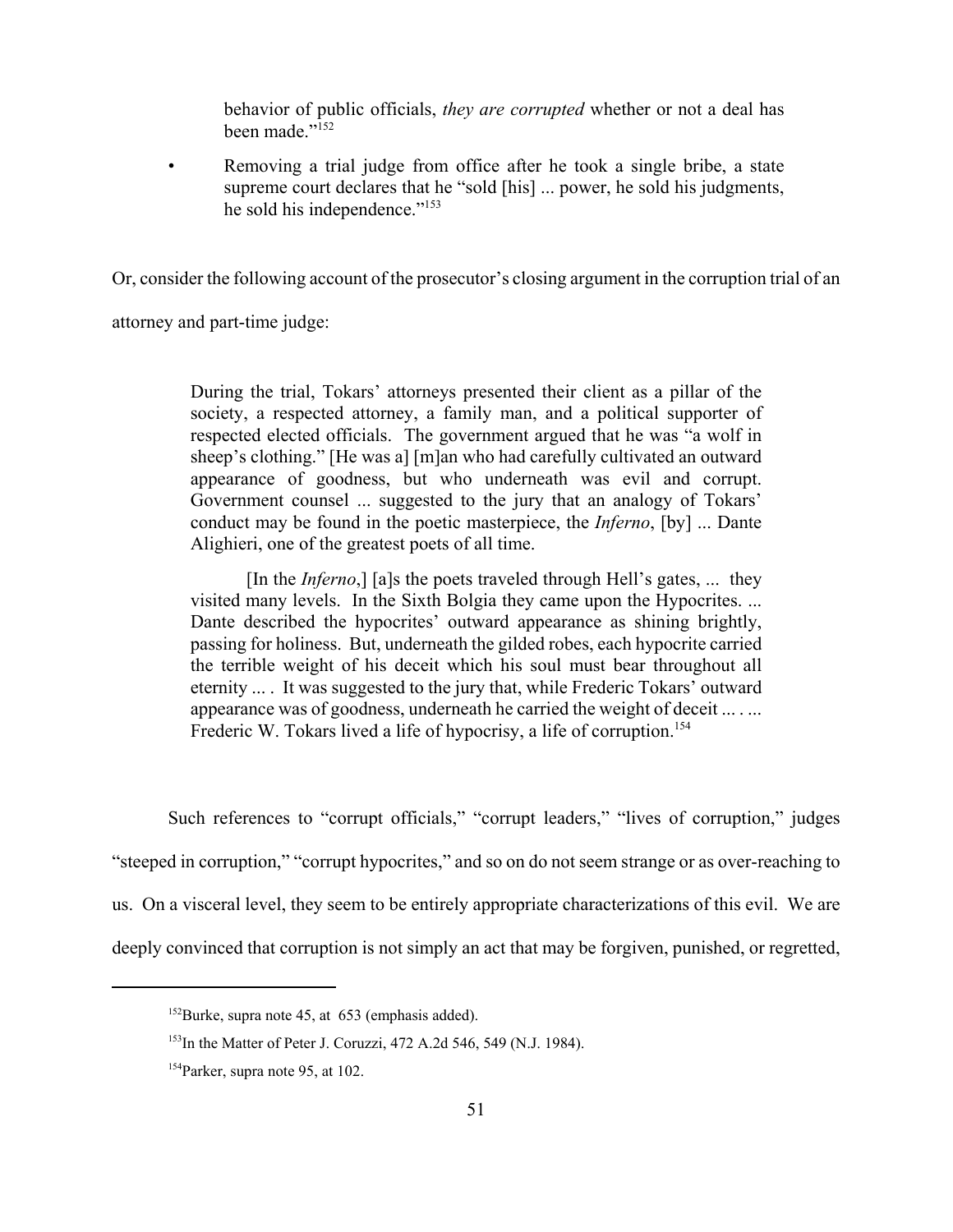> behavior of public officials, *they are corrupted* whether or not a deal has been made."[152]

- Removing a trial judge from office after he took a single bribe, a state supreme court declares that he "sold [his] ... power, he sold his judgments, he sold his independence."[153]

Or, consider the following account of the prosecutor's closing argument in the corruption trial of an attorney and part-time judge:

> During the trial, Tokars' attorneys presented their client as a pillar of the society, a respected attorney, a family man, and a political supporter of respected elected officials. The government argued that he was "a wolf in sheep's clothing." [He was a] [m]an who had carefully cultivated an outward appearance of goodness, but who underneath was evil and corrupt. Government counsel ... suggested to the jury that an analogy of Tokars' conduct may be found in the poetic masterpiece, the *Inferno*, [by] ... Dante Alighieri, one of the greatest poets of all time.
>
> [In the *Inferno*,] [a]s the poets traveled through Hell's gates, ... they visited many levels. In the Sixth Bolgia they came upon the Hypocrites. ... Dante described the hypocrites' outward appearance as shining brightly, passing for holiness. But, underneath the gilded robes, each hypocrite carried the terrible weight of his deceit which his soul must bear throughout all eternity ... . It was suggested to the jury that, while Frederic Tokars' outward appearance was of goodness, underneath he carried the weight of deceit ... . ... Frederic W. Tokars lived a life of hypocrisy, a life of corruption.[154]

Such references to "corrupt officials," "corrupt leaders," "lives of corruption," judges "steeped in corruption," "corrupt hypocrites," and so on do not seem strange or as over-reaching to us. On a visceral level, they seem to be entirely appropriate characterizations of this evil. We are deeply convinced that corruption is not simply an act that may be forgiven, punished, or regretted,

---

[152] Burke, supra note 45, at 653 (emphasis added).

[153] In the Matter of Peter J. Coruzzi, 472 A.2d 546, 549 (N.J. 1984).

[154] Parker, supra note 95, at 102.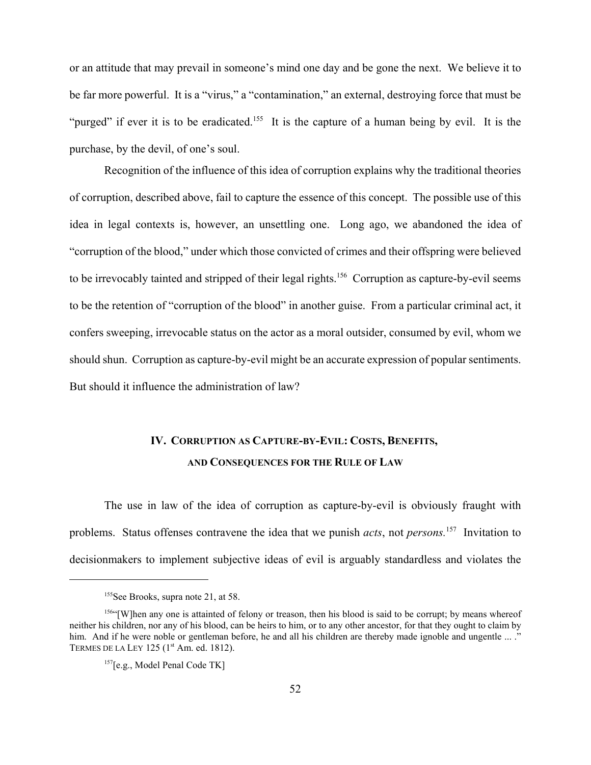or an attitude that may prevail in someone's mind one day and be gone the next. We believe it to be far more powerful. It is a "virus," a "contamination," an external, destroying force that must be "purged" if ever it is to be eradicated.[155] It is the capture of a human being by evil. It is the purchase, by the devil, of one's soul.

Recognition of the influence of this idea of corruption explains why the traditional theories of corruption, described above, fail to capture the essence of this concept. The possible use of this idea in legal contexts is, however, an unsettling one. Long ago, we abandoned the idea of "corruption of the blood," under which those convicted of crimes and their offspring were believed to be irrevocably tainted and stripped of their legal rights.[156] Corruption as capture-by-evil seems to be the retention of "corruption of the blood" in another guise. From a particular criminal act, it confers sweeping, irrevocable status on the actor as a moral outsider, consumed by evil, whom we should shun. Corruption as capture-by-evil might be an accurate expression of popular sentiments. But should it influence the administration of law?

## IV. CORRUPTION AS CAPTURE-BY-EVIL: COSTS, BENEFITS, AND CONSEQUENCES FOR THE RULE OF LAW

The use in law of the idea of corruption as capture-by-evil is obviously fraught with problems. Status offenses contravene the idea that we punish *acts*, not *persons*.[157] Invitation to decisionmakers to implement subjective ideas of evil is arguably standardless and violates the

---

[155] See Brooks, supra note 21, at 58.

[156] "[W]hen any one is attainted of felony or treason, then his blood is said to be corrupt; by means whereof neither his children, nor any of his blood, can be heirs to him, or to any other ancestor, for that they ought to claim by him. And if he were noble or gentleman before, he and all his children are thereby made ignoble and ungentle ... ." TERMES DE LA LEY 125 (1st Am. ed. 1812).

[157] [e.g., Model Penal Code TK]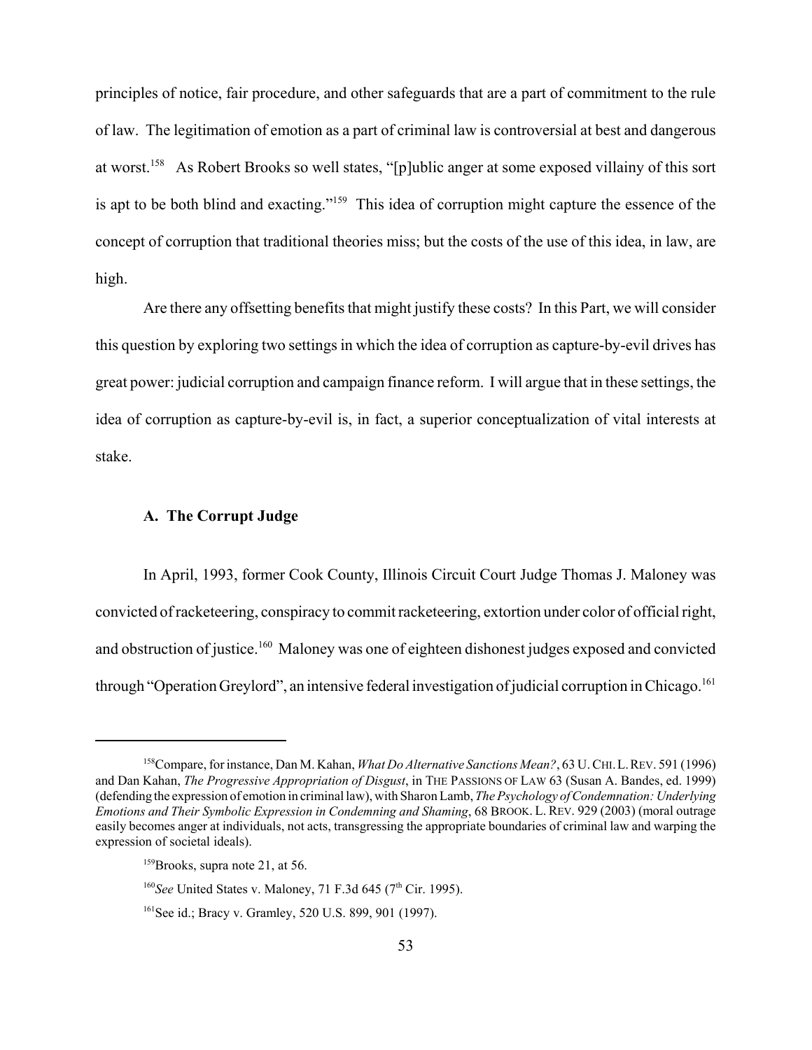principles of notice, fair procedure, and other safeguards that are a part of commitment to the rule of law. The legitimation of emotion as a part of criminal law is controversial at best and dangerous at worst.[158] As Robert Brooks so well states, "[p]ublic anger at some exposed villainy of this sort is apt to be both blind and exacting."[159] This idea of corruption might capture the essence of the concept of corruption that traditional theories miss; but the costs of the use of this idea, in law, are high.

Are there any offsetting benefits that might justify these costs? In this Part, we will consider this question by exploring two settings in which the idea of corruption as capture-by-evil drives has great power: judicial corruption and campaign finance reform. I will argue that in these settings, the idea of corruption as capture-by-evil is, in fact, a superior conceptualization of vital interests at stake.

### A. The Corrupt Judge

In April, 1993, former Cook County, Illinois Circuit Court Judge Thomas J. Maloney was convicted of racketeering, conspiracy to commit racketeering, extortion under color of official right, and obstruction of justice.[160] Maloney was one of eighteen dishonest judges exposed and convicted through "Operation Greylord", an intensive federal investigation of judicial corruption in Chicago.[161]

---

[158] Compare, for instance, Dan M. Kahan, *What Do Alternative Sanctions Mean?*, 63 U. CHI. L. REV. 591 (1996) and Dan Kahan, *The Progressive Appropriation of Disgust*, in THE PASSIONS OF LAW 63 (Susan A. Bandes, ed. 1999) (defending the expression of emotion in criminal law), with Sharon Lamb, *The Psychology of Condemnation: Underlying Emotions and Their Symbolic Expression in Condemning and Shaming*, 68 BROOK. L. REV. 929 (2003) (moral outrage easily becomes anger at individuals, not acts, transgressing the appropriate boundaries of criminal law and warping the expression of societal ideals).

[159] Brooks, supra note 21, at 56.

[160] *See* United States v. Maloney, 71 F.3d 645 (7th Cir. 1995).

[161] See id.; Bracy v. Gramley, 520 U.S. 899, 901 (1997).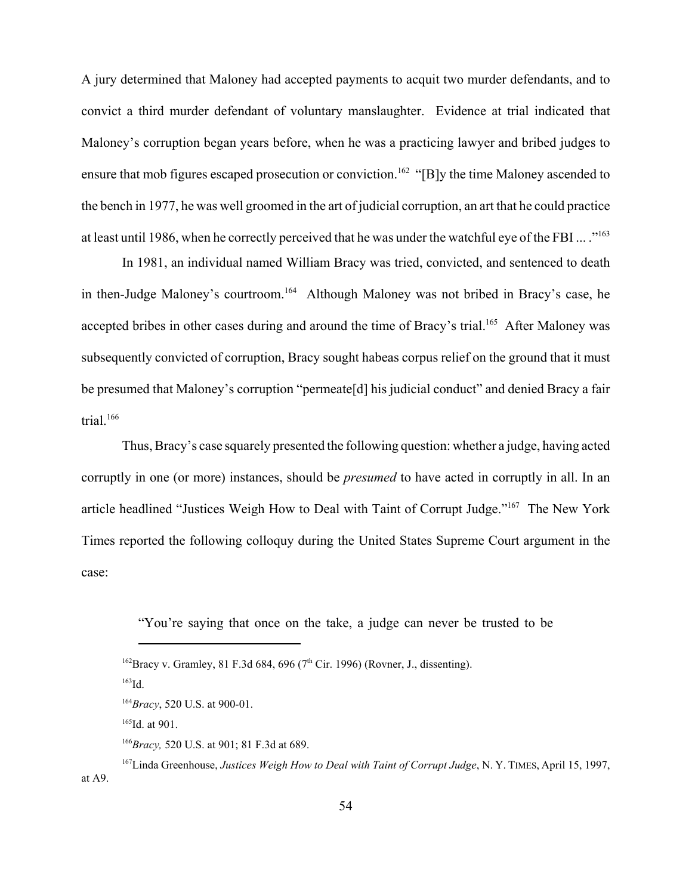A jury determined that Maloney had accepted payments to acquit two murder defendants, and to convict a third murder defendant of voluntary manslaughter. Evidence at trial indicated that Maloney's corruption began years before, when he was a practicing lawyer and bribed judges to ensure that mob figures escaped prosecution or conviction.[162] "[B]y the time Maloney ascended to the bench in 1977, he was well groomed in the art of judicial corruption, an art that he could practice at least until 1986, when he correctly perceived that he was under the watchful eye of the FBI ... ."[163]

In 1981, an individual named William Bracy was tried, convicted, and sentenced to death in then-Judge Maloney's courtroom.[164] Although Maloney was not bribed in Bracy's case, he accepted bribes in other cases during and around the time of Bracy's trial.[165] After Maloney was subsequently convicted of corruption, Bracy sought habeas corpus relief on the ground that it must be presumed that Maloney's corruption "permeate[d] his judicial conduct" and denied Bracy a fair trial.[166]

Thus, Bracy's case squarely presented the following question: whether a judge, having acted corruptly in one (or more) instances, should be *presumed* to have acted in corruptly in all. In an article headlined "Justices Weigh How to Deal with Taint of Corrupt Judge."[167] The New York Times reported the following colloquy during the United States Supreme Court argument in the case:

> "You're saying that once on the take, a judge can never be trusted to be

---

[162] Bracy v. Gramley, 81 F.3d 684, 696 (7th Cir. 1996) (Rovner, J., dissenting).

[163] Id.

[164] *Bracy*, 520 U.S. at 900-01.

[165] Id. at 901.

[166] *Bracy,* 520 U.S. at 901; 81 F.3d at 689.

[167] Linda Greenhouse, *Justices Weigh How to Deal with Taint of Corrupt Judge*, N. Y. TIMES, April 15, 1997, at A9.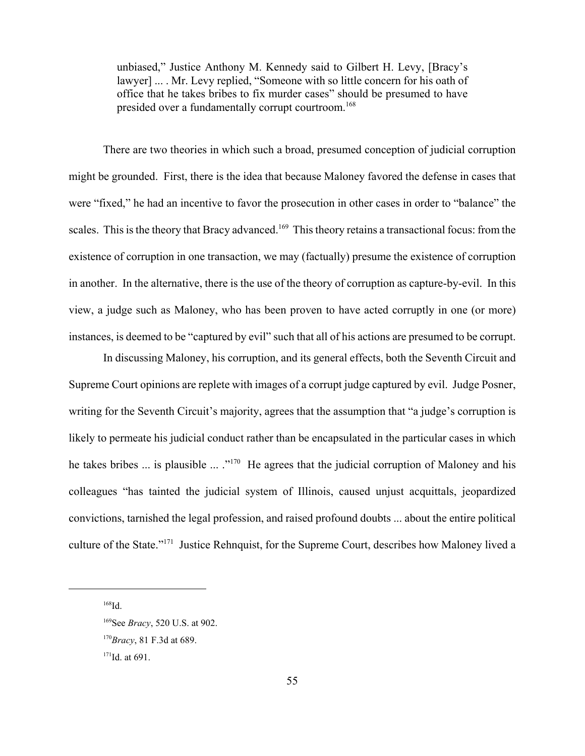> unbiased," Justice Anthony M. Kennedy said to Gilbert H. Levy, [Bracy's lawyer] ... . Mr. Levy replied, "Someone with so little concern for his oath of office that he takes bribes to fix murder cases" should be presumed to have presided over a fundamentally corrupt courtroom.[168]

There are two theories in which such a broad, presumed conception of judicial corruption might be grounded. First, there is the idea that because Maloney favored the defense in cases that were "fixed," he had an incentive to favor the prosecution in other cases in order to "balance" the scales. This is the theory that Bracy advanced.[169] This theory retains a transactional focus: from the existence of corruption in one transaction, we may (factually) presume the existence of corruption in another. In the alternative, there is the use of the theory of corruption as capture-by-evil. In this view, a judge such as Maloney, who has been proven to have acted corruptly in one (or more) instances, is deemed to be "captured by evil" such that all of his actions are presumed to be corrupt.

In discussing Maloney, his corruption, and its general effects, both the Seventh Circuit and Supreme Court opinions are replete with images of a corrupt judge captured by evil. Judge Posner, writing for the Seventh Circuit's majority, agrees that the assumption that "a judge's corruption is likely to permeate his judicial conduct rather than be encapsulated in the particular cases in which he takes bribes ... is plausible ... ."[170] He agrees that the judicial corruption of Maloney and his colleagues "has tainted the judicial system of Illinois, caused unjust acquittals, jeopardized convictions, tarnished the legal profession, and raised profound doubts ... about the entire political culture of the State."[171] Justice Rehnquist, for the Supreme Court, describes how Maloney lived a

---

[168]Id.

[169]See *Bracy*, 520 U.S. at 902.

[170]*Bracy*, 81 F.3d at 689.

[171]Id. at 691.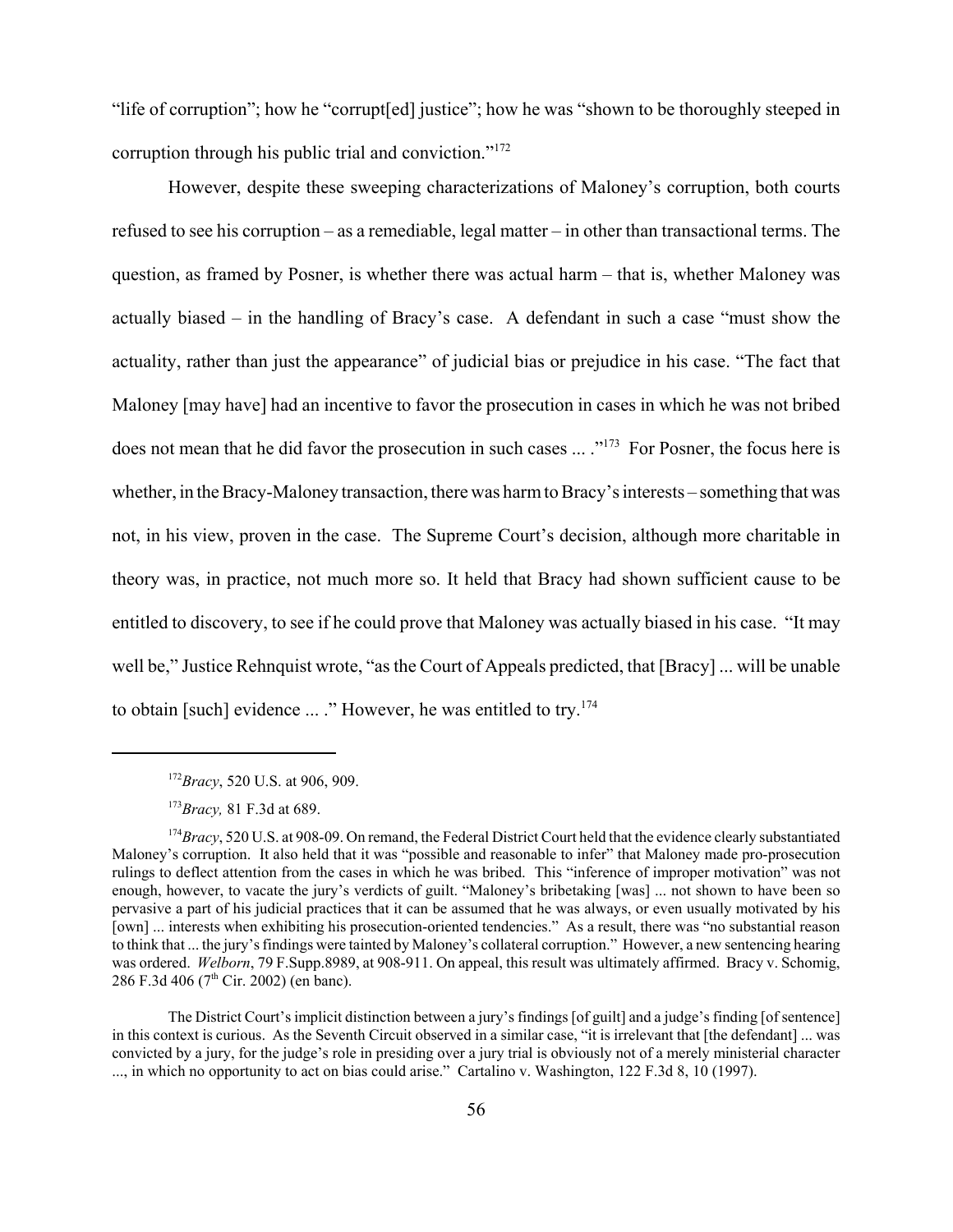"life of corruption"; how he "corrupt[ed] justice"; how he was "shown to be thoroughly steeped in corruption through his public trial and conviction."[172]

However, despite these sweeping characterizations of Maloney's corruption, both courts refused to see his corruption – as a remediable, legal matter – in other than transactional terms. The question, as framed by Posner, is whether there was actual harm – that is, whether Maloney was actually biased – in the handling of Bracy's case. A defendant in such a case "must show the actuality, rather than just the appearance" of judicial bias or prejudice in his case. "The fact that Maloney [may have] had an incentive to favor the prosecution in cases in which he was not bribed does not mean that he did favor the prosecution in such cases ... ."[173] For Posner, the focus here is whether, in the Bracy-Maloney transaction, there was harm to Bracy's interests – something that was not, in his view, proven in the case. The Supreme Court's decision, although more charitable in theory was, in practice, not much more so. It held that Bracy had shown sufficient cause to be entitled to discovery, to see if he could prove that Maloney was actually biased in his case. "It may well be," Justice Rehnquist wrote, "as the Court of Appeals predicted, that [Bracy] ... will be unable to obtain [such] evidence ... ." However, he was entitled to try.[174]

---

[172] *Bracy*, 520 U.S. at 906, 909.

[173] *Bracy,* 81 F.3d at 689.

[174] *Bracy*, 520 U.S. at 908-09. On remand, the Federal District Court held that the evidence clearly substantiated Maloney's corruption. It also held that it was "possible and reasonable to infer" that Maloney made pro-prosecution rulings to deflect attention from the cases in which he was bribed. This "inference of improper motivation" was not enough, however, to vacate the jury's verdicts of guilt. "Maloney's bribetaking [was] ... not shown to have been so pervasive a part of his judicial practices that it can be assumed that he was always, or even usually motivated by his [own] ... interests when exhibiting his prosecution-oriented tendencies." As a result, there was "no substantial reason to think that ... the jury's findings were tainted by Maloney's collateral corruption." However, a new sentencing hearing was ordered. *Welborn*, 79 F.Supp.8989, at 908-911. On appeal, this result was ultimately affirmed. Bracy v. Schomig, 286 F.3d 406 (7th Cir. 2002) (en banc).

The District Court's implicit distinction between a jury's findings [of guilt] and a judge's finding [of sentence] in this context is curious. As the Seventh Circuit observed in a similar case, "it is irrelevant that [the defendant] ... was convicted by a jury, for the judge's role in presiding over a jury trial is obviously not of a merely ministerial character ..., in which no opportunity to act on bias could arise." Cartalino v. Washington, 122 F.3d 8, 10 (1997).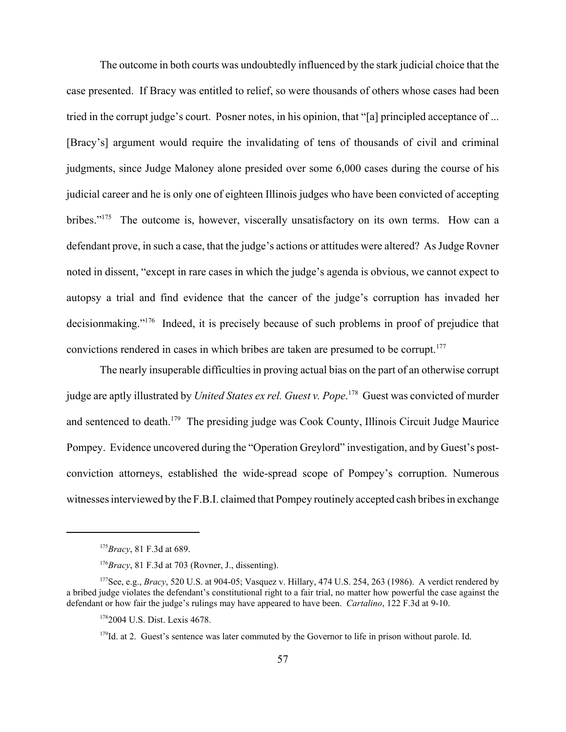The outcome in both courts was undoubtedly influenced by the stark judicial choice that the case presented. If Bracy was entitled to relief, so were thousands of others whose cases had been tried in the corrupt judge's court. Posner notes, in his opinion, that "[a] principled acceptance of ... [Bracy's] argument would require the invalidating of tens of thousands of civil and criminal judgments, since Judge Maloney alone presided over some 6,000 cases during the course of his judicial career and he is only one of eighteen Illinois judges who have been convicted of accepting bribes."[175] The outcome is, however, viscerally unsatisfactory on its own terms. How can a defendant prove, in such a case, that the judge's actions or attitudes were altered? As Judge Rovner noted in dissent, "except in rare cases in which the judge's agenda is obvious, we cannot expect to autopsy a trial and find evidence that the cancer of the judge's corruption has invaded her decisionmaking."[176] Indeed, it is precisely because of such problems in proof of prejudice that convictions rendered in cases in which bribes are taken are presumed to be corrupt.[177]

The nearly insuperable difficulties in proving actual bias on the part of an otherwise corrupt judge are aptly illustrated by *United States ex rel. Guest v. Pope*.[178] Guest was convicted of murder and sentenced to death.[179] The presiding judge was Cook County, Illinois Circuit Judge Maurice Pompey. Evidence uncovered during the "Operation Greylord" investigation, and by Guest's post-conviction attorneys, established the wide-spread scope of Pompey's corruption. Numerous witnesses interviewed by the F.B.I. claimed that Pompey routinely accepted cash bribes in exchange

---

[175] *Bracy*, 81 F.3d at 689.

[176] *Bracy*, 81 F.3d at 703 (Rovner, J., dissenting).

[177] See, e.g., *Bracy*, 520 U.S. at 904-05; Vasquez v. Hillary, 474 U.S. 254, 263 (1986). A verdict rendered by a bribed judge violates the defendant's constitutional right to a fair trial, no matter how powerful the case against the defendant or how fair the judge's rulings may have appeared to have been. *Cartalino*, 122 F.3d at 9-10.

[178] 2004 U.S. Dist. Lexis 4678.

[179] Id. at 2. Guest's sentence was later commuted by the Governor to life in prison without parole. Id.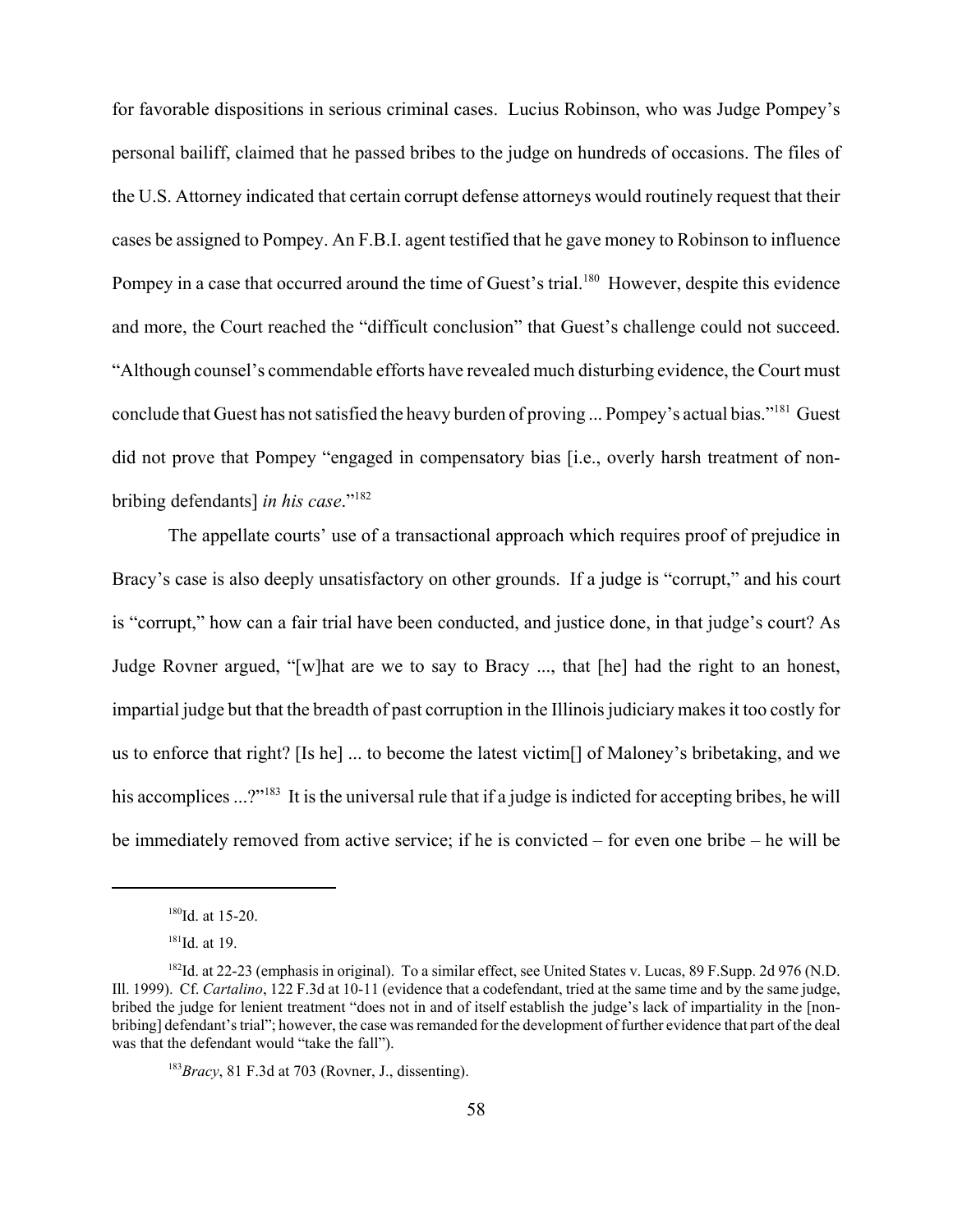for favorable dispositions in serious criminal cases. Lucius Robinson, who was Judge Pompey's personal bailiff, claimed that he passed bribes to the judge on hundreds of occasions. The files of the U.S. Attorney indicated that certain corrupt defense attorneys would routinely request that their cases be assigned to Pompey. An F.B.I. agent testified that he gave money to Robinson to influence Pompey in a case that occurred around the time of Guest's trial.[180] However, despite this evidence and more, the Court reached the "difficult conclusion" that Guest's challenge could not succeed. "Although counsel's commendable efforts have revealed much disturbing evidence, the Court must conclude that Guest has not satisfied the heavy burden of proving ... Pompey's actual bias."[181] Guest did not prove that Pompey "engaged in compensatory bias [i.e., overly harsh treatment of non-bribing defendants] *in his case*."[182]

The appellate courts' use of a transactional approach which requires proof of prejudice in Bracy's case is also deeply unsatisfactory on other grounds. If a judge is "corrupt," and his court is "corrupt," how can a fair trial have been conducted, and justice done, in that judge's court? As Judge Rovner argued, "[w]hat are we to say to Bracy ..., that [he] had the right to an honest, impartial judge but that the breadth of past corruption in the Illinois judiciary makes it too costly for us to enforce that right? [Is he] ... to become the latest victim[] of Maloney's bribetaking, and we his accomplices ...?"[183] It is the universal rule that if a judge is indicted for accepting bribes, he will be immediately removed from active service; if he is convicted – for even one bribe – he will be

---

[180] Id. at 15-20.

[181] Id. at 19.

[182] Id. at 22-23 (emphasis in original). To a similar effect, see United States v. Lucas, 89 F.Supp. 2d 976 (N.D. Ill. 1999). Cf. *Cartalino*, 122 F.3d at 10-11 (evidence that a codefendant, tried at the same time and by the same judge, bribed the judge for lenient treatment "does not in and of itself establish the judge's lack of impartiality in the [non-bribing] defendant's trial"; however, the case was remanded for the development of further evidence that part of the deal was that the defendant would "take the fall").

[183] *Bracy*, 81 F.3d at 703 (Rovner, J., dissenting).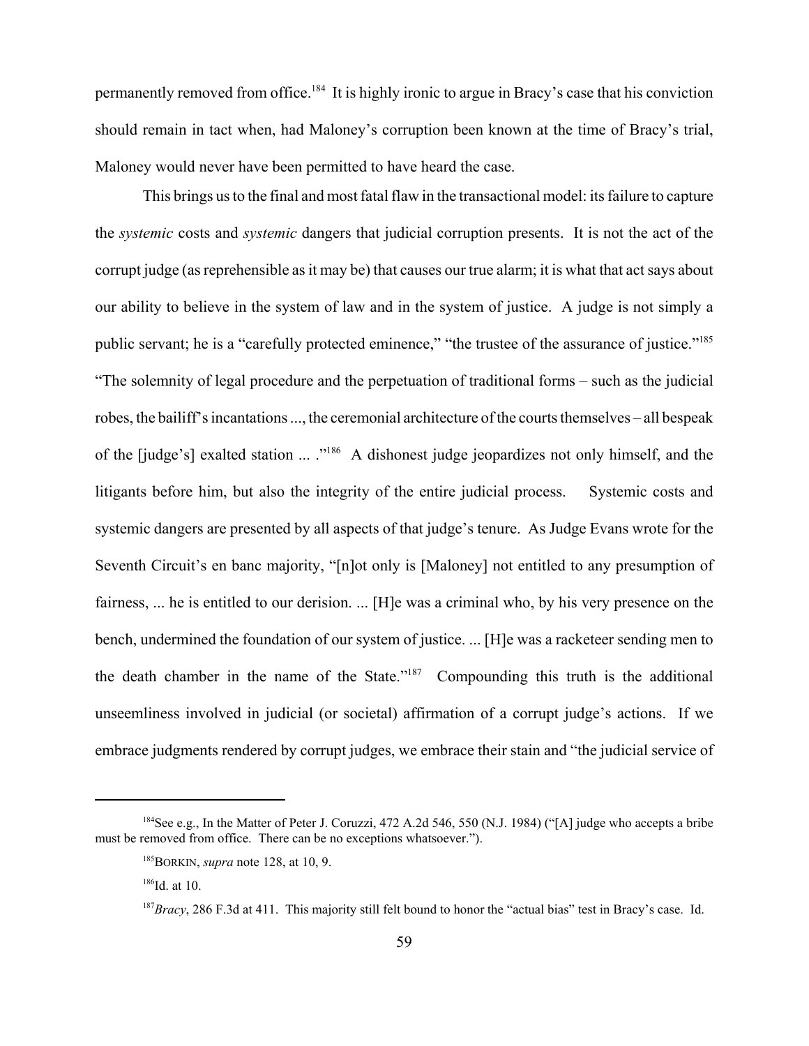permanently removed from office.[184] It is highly ironic to argue in Bracy's case that his conviction should remain in tact when, had Maloney's corruption been known at the time of Bracy's trial, Maloney would never have been permitted to have heard the case.

This brings us to the final and most fatal flaw in the transactional model: its failure to capture the *systemic* costs and *systemic* dangers that judicial corruption presents. It is not the act of the corrupt judge (as reprehensible as it may be) that causes our true alarm; it is what that act says about our ability to believe in the system of law and in the system of justice. A judge is not simply a public servant; he is a "carefully protected eminence," "the trustee of the assurance of justice."[185] "The solemnity of legal procedure and the perpetuation of traditional forms – such as the judicial robes, the bailiff's incantations ..., the ceremonial architecture of the courts themselves – all bespeak of the [judge's] exalted station ... ."[186] A dishonest judge jeopardizes not only himself, and the litigants before him, but also the integrity of the entire judicial process. Systemic costs and systemic dangers are presented by all aspects of that judge's tenure. As Judge Evans wrote for the Seventh Circuit's en banc majority, "[n]ot only is [Maloney] not entitled to any presumption of fairness, ... he is entitled to our derision. ... [H]e was a criminal who, by his very presence on the bench, undermined the foundation of our system of justice. ... [H]e was a racketeer sending men to the death chamber in the name of the State."[187] Compounding this truth is the additional unseemliness involved in judicial (or societal) affirmation of a corrupt judge's actions. If we embrace judgments rendered by corrupt judges, we embrace their stain and "the judicial service of

---

[184] See e.g., In the Matter of Peter J. Coruzzi, 472 A.2d 546, 550 (N.J. 1984) ("[A] judge who accepts a bribe must be removed from office. There can be no exceptions whatsoever.").

[185] BORKIN, *supra* note 128, at 10, 9.

[186] Id. at 10.

[187] *Bracy*, 286 F.3d at 411. This majority still felt bound to honor the "actual bias" test in Bracy's case. Id.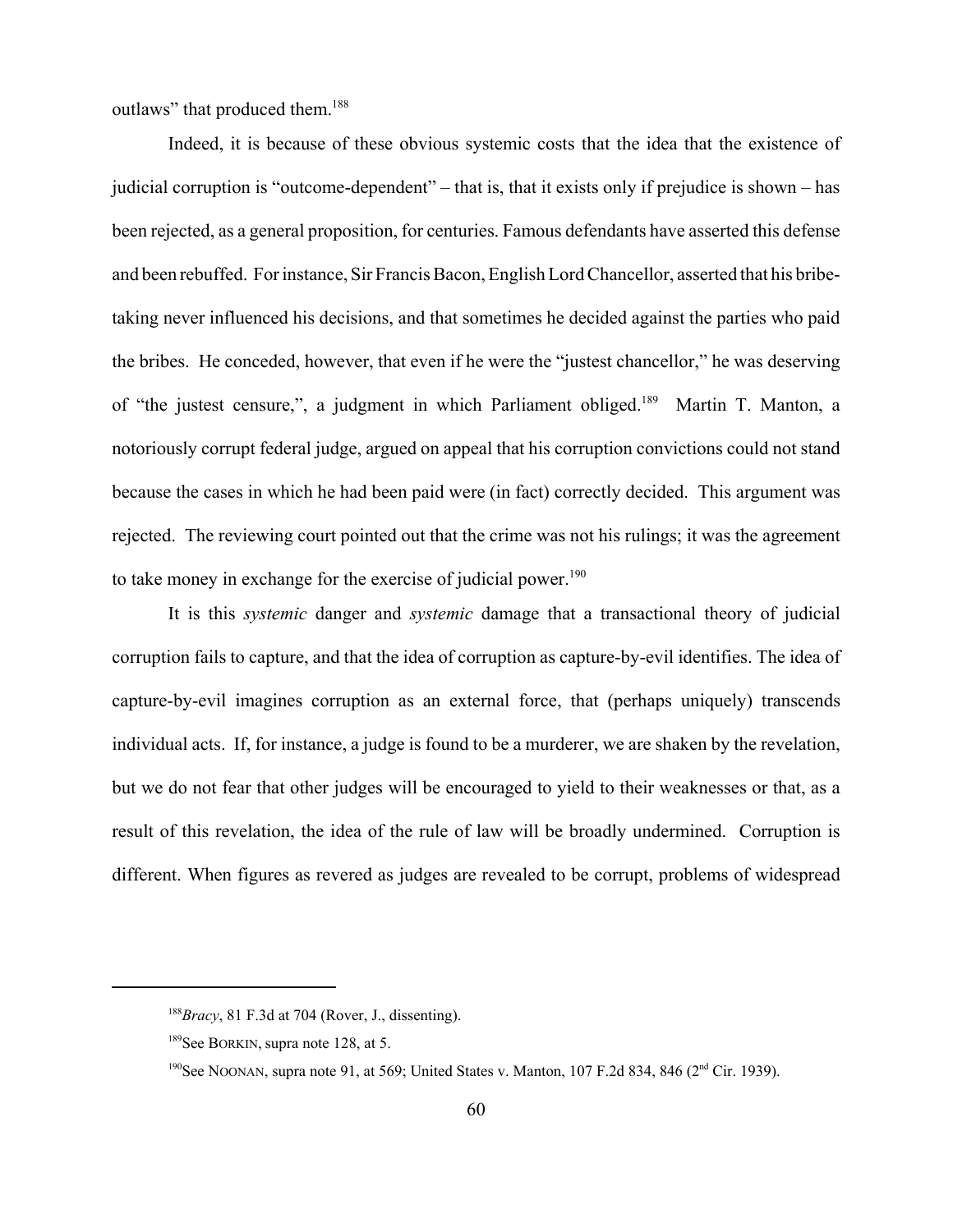outlaws" that produced them.[188]

Indeed, it is because of these obvious systemic costs that the idea that the existence of judicial corruption is "outcome-dependent" – that is, that it exists only if prejudice is shown – has been rejected, as a general proposition, for centuries. Famous defendants have asserted this defense and been rebuffed. For instance, Sir Francis Bacon, English Lord Chancellor, asserted that his bribe-taking never influenced his decisions, and that sometimes he decided against the parties who paid the bribes. He conceded, however, that even if he were the "justest chancellor," he was deserving of "the justest censure,", a judgment in which Parliament obliged.[189] Martin T. Manton, a notoriously corrupt federal judge, argued on appeal that his corruption convictions could not stand because the cases in which he had been paid were (in fact) correctly decided. This argument was rejected. The reviewing court pointed out that the crime was not his rulings; it was the agreement to take money in exchange for the exercise of judicial power.[190]

It is this *systemic* danger and *systemic* damage that a transactional theory of judicial corruption fails to capture, and that the idea of corruption as capture-by-evil identifies. The idea of capture-by-evil imagines corruption as an external force, that (perhaps uniquely) transcends individual acts. If, for instance, a judge is found to be a murderer, we are shaken by the revelation, but we do not fear that other judges will be encouraged to yield to their weaknesses or that, as a result of this revelation, the idea of the rule of law will be broadly undermined. Corruption is different. When figures as revered as judges are revealed to be corrupt, problems of widespread

---

[188]*Bracy*, 81 F.3d at 704 (Rover, J., dissenting).

[189]See BORKIN, supra note 128, at 5.

[190]See NOONAN, supra note 91, at 569; United States v. Manton, 107 F.2d 834, 846 (2nd Cir. 1939).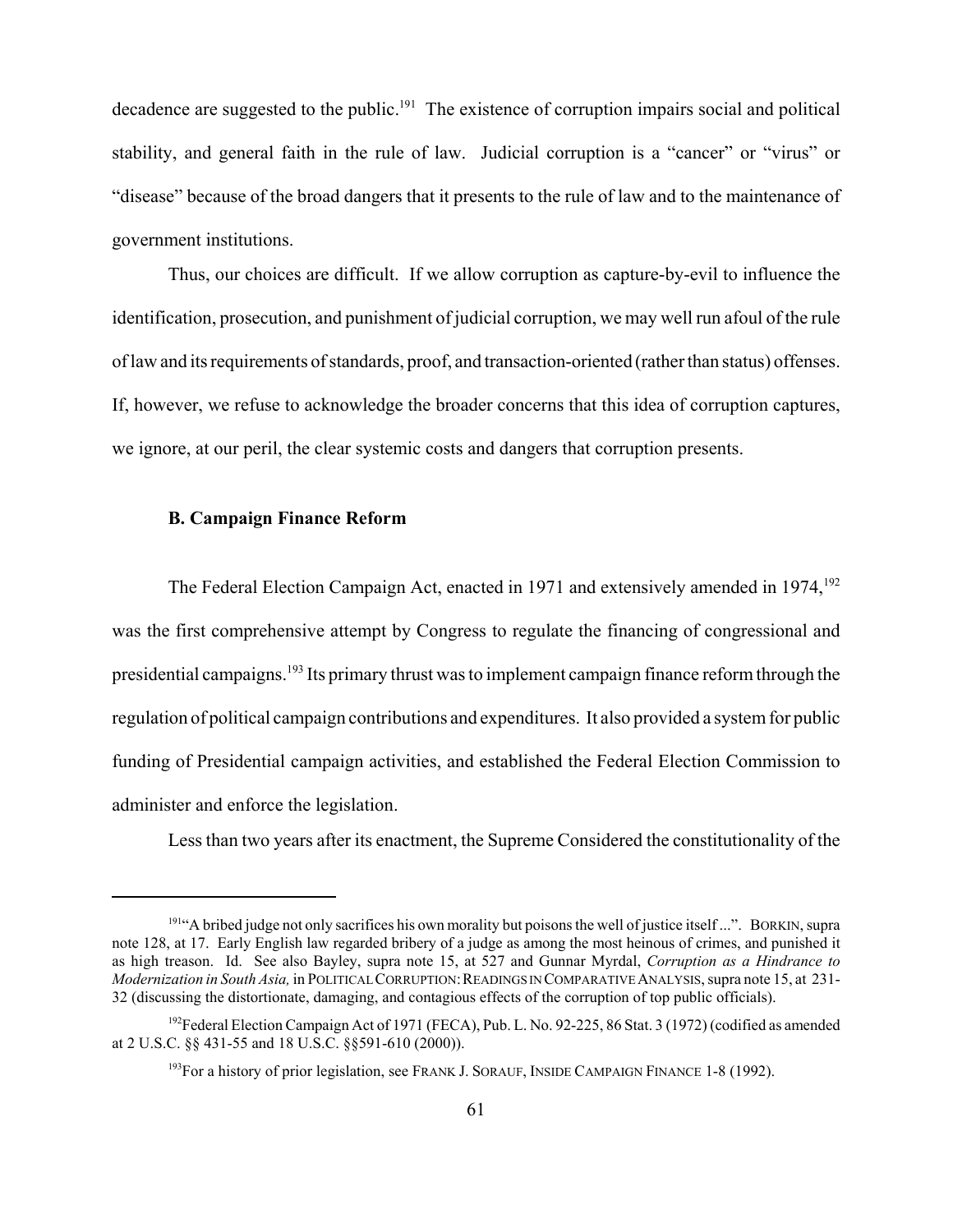decadence are suggested to the public.[191] The existence of corruption impairs social and political stability, and general faith in the rule of law. Judicial corruption is a "cancer" or "virus" or "disease" because of the broad dangers that it presents to the rule of law and to the maintenance of government institutions.

Thus, our choices are difficult. If we allow corruption as capture-by-evil to influence the identification, prosecution, and punishment of judicial corruption, we may well run afoul of the rule of law and its requirements of standards, proof, and transaction-oriented (rather than status) offenses. If, however, we refuse to acknowledge the broader concerns that this idea of corruption captures, we ignore, at our peril, the clear systemic costs and dangers that corruption presents.

### B. Campaign Finance Reform

The Federal Election Campaign Act, enacted in 1971 and extensively amended in 1974,[192] was the first comprehensive attempt by Congress to regulate the financing of congressional and presidential campaigns.[193] Its primary thrust was to implement campaign finance reform through the regulation of political campaign contributions and expenditures. It also provided a system for public funding of Presidential campaign activities, and established the Federal Election Commission to administer and enforce the legislation.

Less than two years after its enactment, the Supreme Considered the constitutionality of the

---

[191] "A bribed judge not only sacrifices his own morality but poisons the well of justice itself ...". BORKIN, supra note 128, at 17. Early English law regarded bribery of a judge as among the most heinous of crimes, and punished it as high treason. Id. See also Bayley, supra note 15, at 527 and Gunnar Myrdal, *Corruption as a Hindrance to Modernization in South Asia,* in POLITICAL CORRUPTION: READINGS IN COMPARATIVE ANALYSIS, supra note 15, at 231-32 (discussing the distortionate, damaging, and contagious effects of the corruption of top public officials).

[192] Federal Election Campaign Act of 1971 (FECA), Pub. L. No. 92-225, 86 Stat. 3 (1972) (codified as amended at 2 U.S.C. §§ 431-55 and 18 U.S.C. §§591-610 (2000)).

[193] For a history of prior legislation, see FRANK J. SORAUF, INSIDE CAMPAIGN FINANCE 1-8 (1992).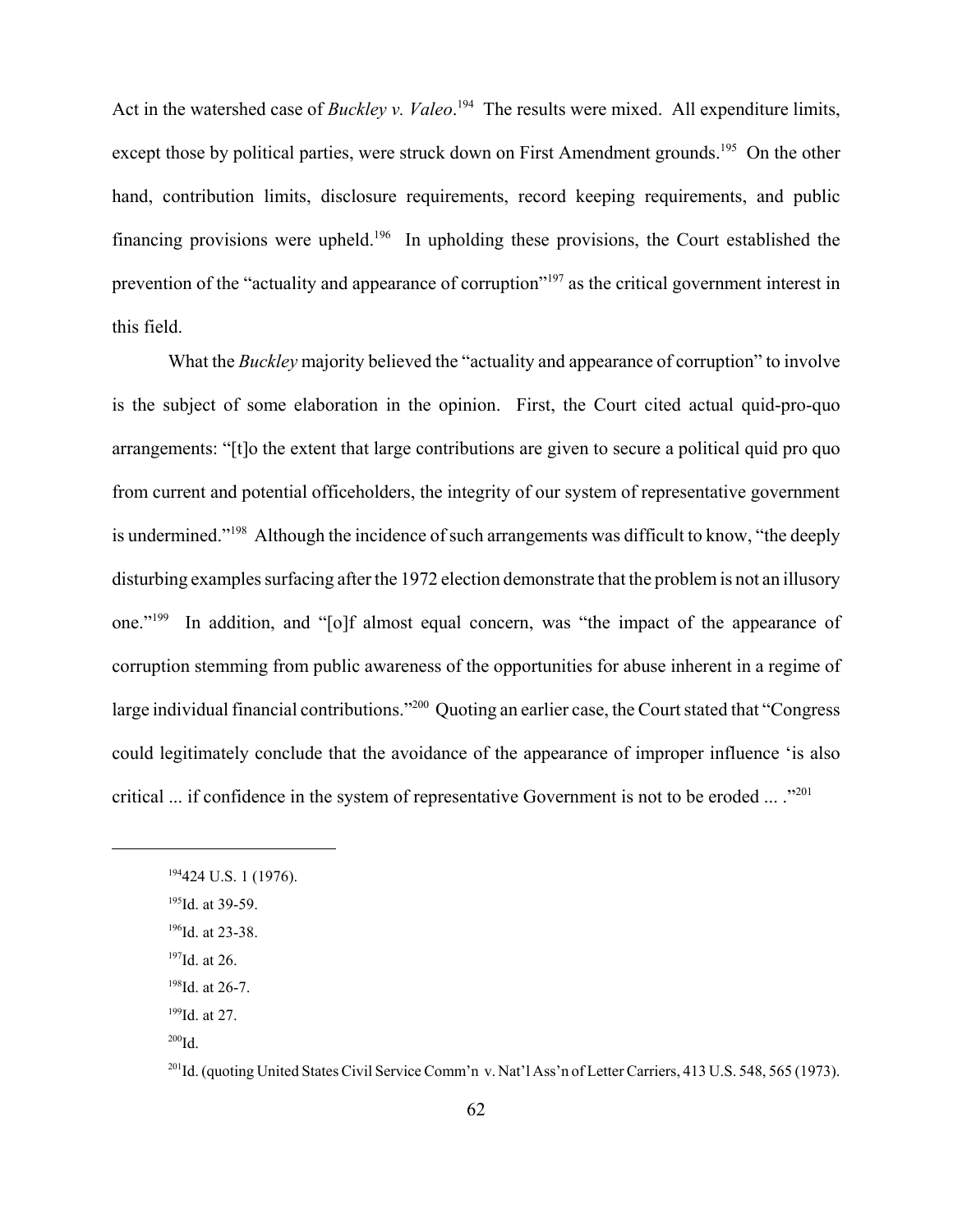Act in the watershed case of *Buckley v. Valeo*.[194] The results were mixed. All expenditure limits, except those by political parties, were struck down on First Amendment grounds.[195] On the other hand, contribution limits, disclosure requirements, record keeping requirements, and public financing provisions were upheld.[196] In upholding these provisions, the Court established the prevention of the "actuality and appearance of corruption"[197] as the critical government interest in this field.

What the *Buckley* majority believed the "actuality and appearance of corruption" to involve is the subject of some elaboration in the opinion. First, the Court cited actual quid-pro-quo arrangements: "[t]o the extent that large contributions are given to secure a political quid pro quo from current and potential officeholders, the integrity of our system of representative government is undermined."[198] Although the incidence of such arrangements was difficult to know, "the deeply disturbing examples surfacing after the 1972 election demonstrate that the problem is not an illusory one."[199] In addition, and "[o]f almost equal concern, was "the impact of the appearance of corruption stemming from public awareness of the opportunities for abuse inherent in a regime of large individual financial contributions."[200] Quoting an earlier case, the Court stated that "Congress could legitimately conclude that the avoidance of the appearance of improper influence 'is also critical ... if confidence in the system of representative Government is not to be eroded ... ."[201]

---

[194] 424 U.S. 1 (1976).

[195] Id. at 39-59.

[196] Id. at 23-38.

[197] Id. at 26.

[198] Id. at 26-7.

[199] Id. at 27.

[200] Id.

[201] Id. (quoting United States Civil Service Comm'n v. Nat'l Ass'n of Letter Carriers, 413 U.S. 548, 565 (1973).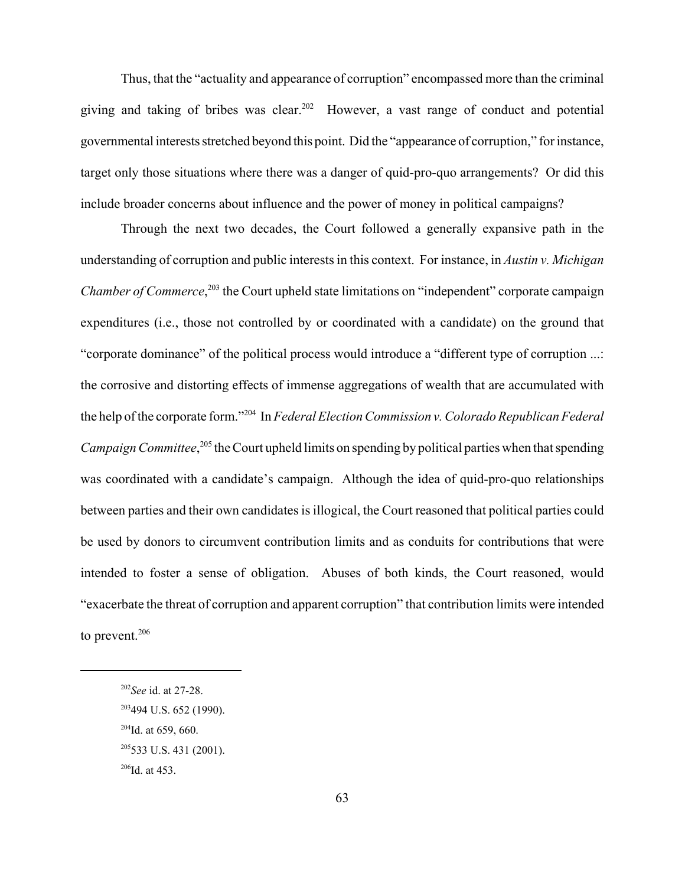Thus, that the "actuality and appearance of corruption" encompassed more than the criminal giving and taking of bribes was clear.[202] However, a vast range of conduct and potential governmental interests stretched beyond this point. Did the "appearance of corruption," for instance, target only those situations where there was a danger of quid-pro-quo arrangements? Or did this include broader concerns about influence and the power of money in political campaigns?

Through the next two decades, the Court followed a generally expansive path in the understanding of corruption and public interests in this context. For instance, in *Austin v. Michigan Chamber of Commerce*,[203] the Court upheld state limitations on "independent" corporate campaign expenditures (i.e., those not controlled by or coordinated with a candidate) on the ground that "corporate dominance" of the political process would introduce a "different type of corruption ...: the corrosive and distorting effects of immense aggregations of wealth that are accumulated with the help of the corporate form."[204] In *Federal Election Commission v. Colorado Republican Federal Campaign Committee*,[205] the Court upheld limits on spending by political parties when that spending was coordinated with a candidate's campaign. Although the idea of quid-pro-quo relationships between parties and their own candidates is illogical, the Court reasoned that political parties could be used by donors to circumvent contribution limits and as conduits for contributions that were intended to foster a sense of obligation. Abuses of both kinds, the Court reasoned, would "exacerbate the threat of corruption and apparent corruption" that contribution limits were intended to prevent.[206]

---

[202] *See* id. at 27-28.

[203] 494 U.S. 652 (1990).

[204] Id. at 659, 660.

[205] 533 U.S. 431 (2001).

[206] Id. at 453.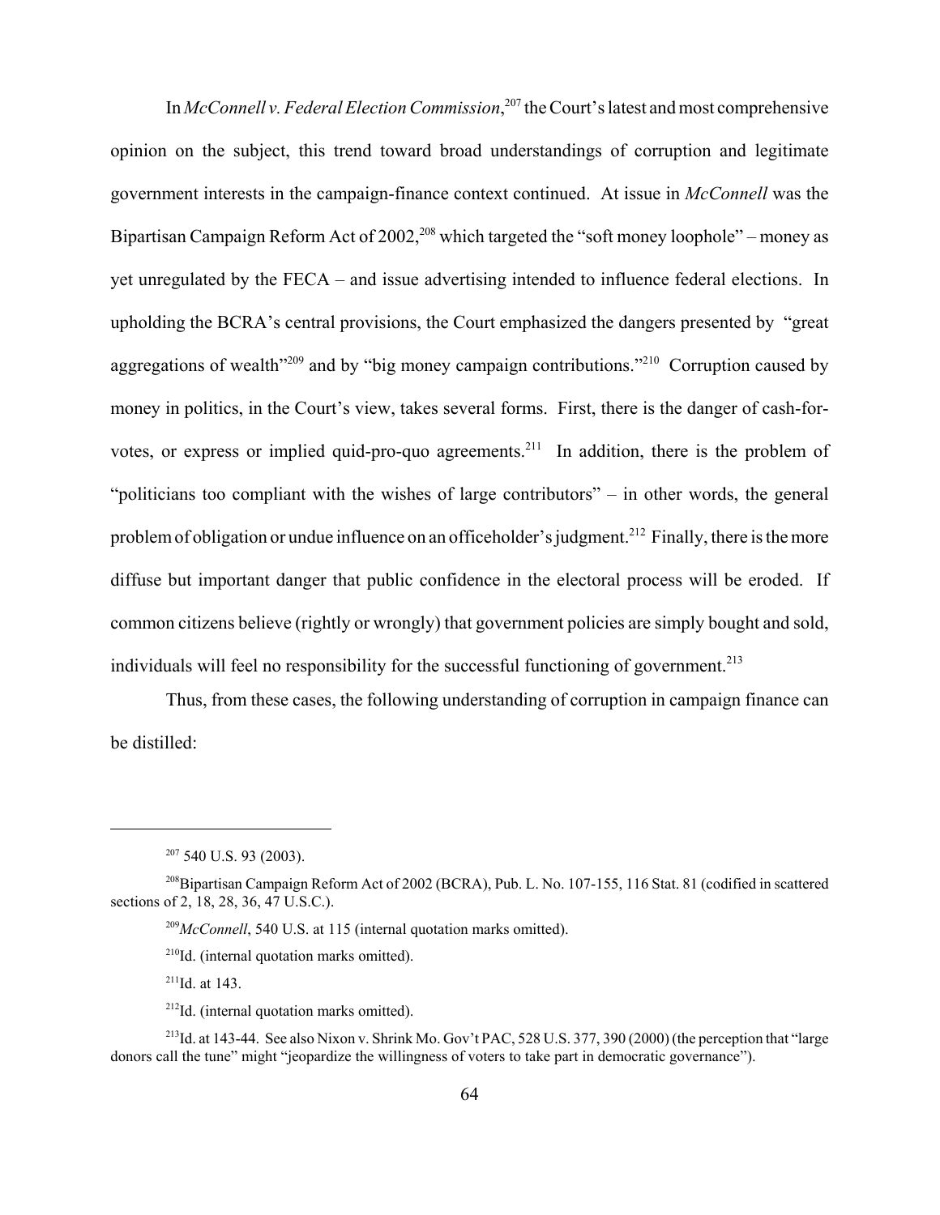In *McConnell v. Federal Election Commission*,[207] the Court's latest and most comprehensive opinion on the subject, this trend toward broad understandings of corruption and legitimate government interests in the campaign-finance context continued. At issue in *McConnell* was the Bipartisan Campaign Reform Act of 2002,[208] which targeted the "soft money loophole" – money as yet unregulated by the FECA – and issue advertising intended to influence federal elections. In upholding the BCRA's central provisions, the Court emphasized the dangers presented by "great aggregations of wealth"[209] and by "big money campaign contributions."[210] Corruption caused by money in politics, in the Court's view, takes several forms. First, there is the danger of cash-for-votes, or express or implied quid-pro-quo agreements.[211] In addition, there is the problem of "politicians too compliant with the wishes of large contributors" – in other words, the general problem of obligation or undue influence on an officeholder's judgment.[212] Finally, there is the more diffuse but important danger that public confidence in the electoral process will be eroded. If common citizens believe (rightly or wrongly) that government policies are simply bought and sold, individuals will feel no responsibility for the successful functioning of government.[213]

Thus, from these cases, the following understanding of corruption in campaign finance can be distilled:

---

[207] 540 U.S. 93 (2003).

[208] Bipartisan Campaign Reform Act of 2002 (BCRA), Pub. L. No. 107-155, 116 Stat. 81 (codified in scattered sections of 2, 18, 28, 36, 47 U.S.C.).

[209] *McConnell*, 540 U.S. at 115 (internal quotation marks omitted).

[210] Id. (internal quotation marks omitted).

[211] Id. at 143.

[212] Id. (internal quotation marks omitted).

[213] Id. at 143-44. See also Nixon v. Shrink Mo. Gov't PAC, 528 U.S. 377, 390 (2000) (the perception that "large donors call the tune" might "jeopardize the willingness of voters to take part in democratic governance").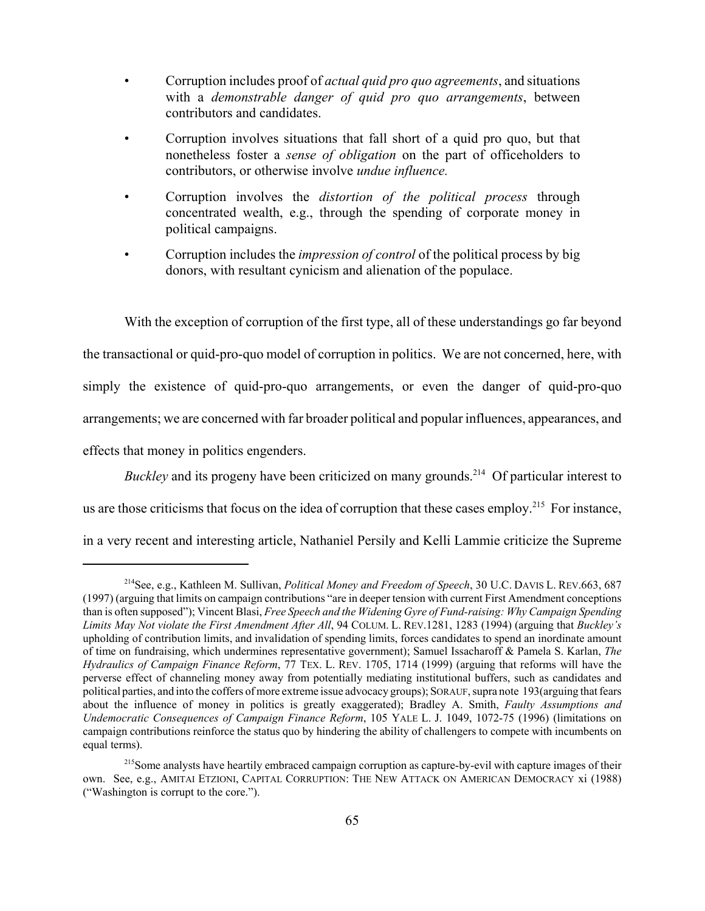- Corruption includes proof of *actual quid pro quo agreements*, and situations with a *demonstrable danger of quid pro quo arrangements*, between contributors and candidates.
- Corruption involves situations that fall short of a quid pro quo, but that nonetheless foster a *sense of obligation* on the part of officeholders to contributors, or otherwise involve *undue influence.*
- Corruption involves the *distortion of the political process* through concentrated wealth, e.g., through the spending of corporate money in political campaigns.
- Corruption includes the *impression of control* of the political process by big donors, with resultant cynicism and alienation of the populace.

With the exception of corruption of the first type, all of these understandings go far beyond the transactional or quid-pro-quo model of corruption in politics. We are not concerned, here, with simply the existence of quid-pro-quo arrangements, or even the danger of quid-pro-quo arrangements; we are concerned with far broader political and popular influences, appearances, and effects that money in politics engenders.

*Buckley* and its progeny have been criticized on many grounds.[214] Of particular interest to us are those criticisms that focus on the idea of corruption that these cases employ.[215] For instance, in a very recent and interesting article, Nathaniel Persily and Kelli Lammie criticize the Supreme

---

[214]See, e.g., Kathleen M. Sullivan, *Political Money and Freedom of Speech*, 30 U.C. DAVIS L. REV.663, 687 (1997) (arguing that limits on campaign contributions "are in deeper tension with current First Amendment conceptions than is often supposed"); Vincent Blasi, *Free Speech and the Widening Gyre of Fund-raising: Why Campaign Spending Limits May Not violate the First Amendment After All*, 94 COLUM. L. REV.1281, 1283 (1994) (arguing that *Buckley's* upholding of contribution limits, and invalidation of spending limits, forces candidates to spend an inordinate amount of time on fundraising, which undermines representative government); Samuel Issacharoff & Pamela S. Karlan, *The Hydraulics of Campaign Finance Reform*, 77 TEX. L. REV. 1705, 1714 (1999) (arguing that reforms will have the perverse effect of channeling money away from potentially mediating institutional buffers, such as candidates and political parties, and into the coffers of more extreme issue advocacy groups); SORAUF, supra note 193(arguing that fears about the influence of money in politics is greatly exaggerated); Bradley A. Smith, *Faulty Assumptions and Undemocratic Consequences of Campaign Finance Reform*, 105 YALE L. J. 1049, 1072-75 (1996) (limitations on campaign contributions reinforce the status quo by hindering the ability of challengers to compete with incumbents on equal terms).

[215]Some analysts have heartily embraced campaign corruption as capture-by-evil with capture images of their own. See, e.g., AMITAI ETZIONI, CAPITAL CORRUPTION: THE NEW ATTACK ON AMERICAN DEMOCRACY xi (1988) ("Washington is corrupt to the core.").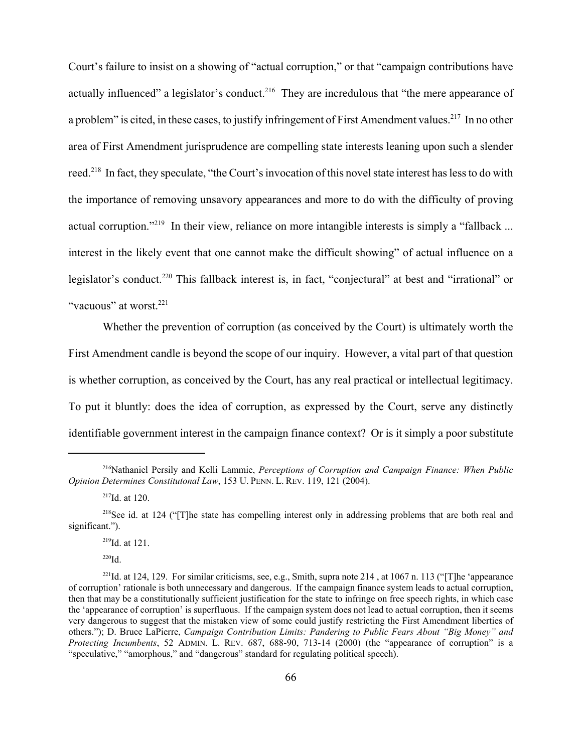Court's failure to insist on a showing of "actual corruption," or that "campaign contributions have actually influenced" a legislator's conduct.[216] They are incredulous that "the mere appearance of a problem" is cited, in these cases, to justify infringement of First Amendment values.[217] In no other area of First Amendment jurisprudence are compelling state interests leaning upon such a slender reed.[218] In fact, they speculate, "the Court's invocation of this novel state interest has less to do with the importance of removing unsavory appearances and more to do with the difficulty of proving actual corruption."[219] In their view, reliance on more intangible interests is simply a "fallback ... interest in the likely event that one cannot make the difficult showing" of actual influence on a legislator's conduct.[220] This fallback interest is, in fact, "conjectural" at best and "irrational" or "vacuous" at worst.[221]

Whether the prevention of corruption (as conceived by the Court) is ultimately worth the First Amendment candle is beyond the scope of our inquiry. However, a vital part of that question is whether corruption, as conceived by the Court, has any real practical or intellectual legitimacy. To put it bluntly: does the idea of corruption, as expressed by the Court, serve any distinctly identifiable government interest in the campaign finance context? Or is it simply a poor substitute

---

[216] Nathaniel Persily and Kelli Lammie, *Perceptions of Corruption and Campaign Finance: When Public Opinion Determines Constitutonal Law*, 153 U. PENN. L. REV. 119, 121 (2004).

[217] Id. at 120.

[218] See id. at 124 ("[T]he state has compelling interest only in addressing problems that are both real and significant.").

[219] Id. at 121.

[220] Id.

[221] Id. at 124, 129. For similar criticisms, see, e.g., Smith, supra note 214 , at 1067 n. 113 ("[T]he 'appearance of corruption' rationale is both unnecessary and dangerous. If the campaign finance system leads to actual corruption, then that may be a constitutionally sufficient justification for the state to infringe on free speech rights, in which case the 'appearance of corruption' is superfluous. If the campaign system does not lead to actual corruption, then it seems very dangerous to suggest that the mistaken view of some could justify restricting the First Amendment liberties of others."); D. Bruce LaPierre, *Campaign Contribution Limits: Pandering to Public Fears About "Big Money" and Protecting Incumbents*, 52 ADMIN. L. REV. 687, 688-90, 713-14 (2000) (the "appearance of corruption" is a "speculative," "amorphous," and "dangerous" standard for regulating political speech).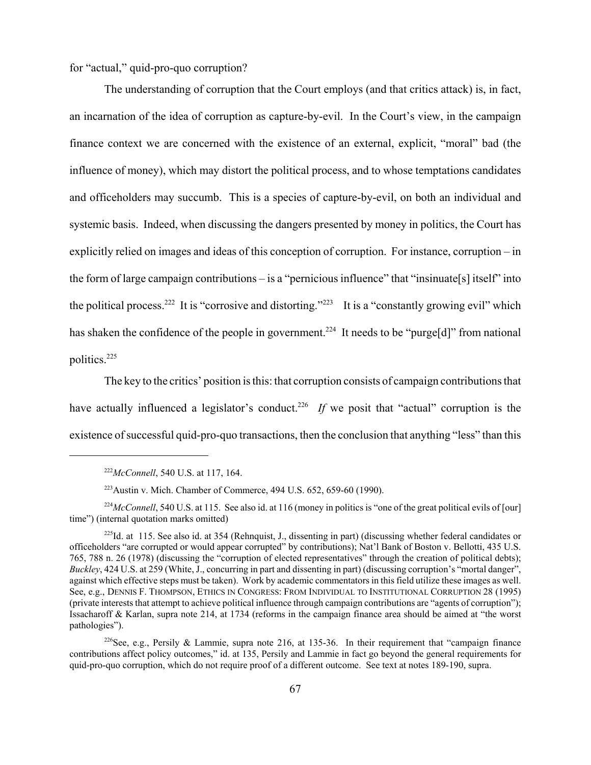for "actual," quid-pro-quo corruption?

The understanding of corruption that the Court employs (and that critics attack) is, in fact, an incarnation of the idea of corruption as capture-by-evil. In the Court's view, in the campaign finance context we are concerned with the existence of an external, explicit, "moral" bad (the influence of money), which may distort the political process, and to whose temptations candidates and officeholders may succumb. This is a species of capture-by-evil, on both an individual and systemic basis. Indeed, when discussing the dangers presented by money in politics, the Court has explicitly relied on images and ideas of this conception of corruption. For instance, corruption – in the form of large campaign contributions – is a "pernicious influence" that "insinuate[s] itself" into the political process.[222] It is "corrosive and distorting."[223] It is a "constantly growing evil" which has shaken the confidence of the people in government.[224] It needs to be "purge[d]" from national politics.[225]

The key to the critics' position is this: that corruption consists of campaign contributions that have actually influenced a legislator's conduct.[226] *If* we posit that "actual" corruption is the existence of successful quid-pro-quo transactions, then the conclusion that anything "less" than this

---

[222] *McConnell*, 540 U.S. at 117, 164.

[223] Austin v. Mich. Chamber of Commerce, 494 U.S. 652, 659-60 (1990).

[224] *McConnell*, 540 U.S. at 115. See also id. at 116 (money in politics is "one of the great political evils of [our] time") (internal quotation marks omitted)

[225] Id. at 115. See also id. at 354 (Rehnquist, J., dissenting in part) (discussing whether federal candidates or officeholders "are corrupted or would appear corrupted" by contributions); Nat'l Bank of Boston v. Bellotti, 435 U.S. 765, 788 n. 26 (1978) (discussing the "corruption of elected representatives" through the creation of political debts); *Buckley*, 424 U.S. at 259 (White, J., concurring in part and dissenting in part) (discussing corruption's "mortal danger", against which effective steps must be taken). Work by academic commentators in this field utilize these images as well. See, e.g., DENNIS F. THOMPSON, ETHICS IN CONGRESS: FROM INDIVIDUAL TO INSTITUTIONAL CORRUPTION 28 (1995) (private interests that attempt to achieve political influence through campaign contributions are "agents of corruption"); Issacharoff & Karlan, supra note 214, at 1734 (reforms in the campaign finance area should be aimed at "the worst pathologies").

[226] See, e.g., Persily & Lammie, supra note 216, at 135-36. In their requirement that "campaign finance contributions affect policy outcomes," id. at 135, Persily and Lammie in fact go beyond the general requirements for quid-pro-quo corruption, which do not require proof of a different outcome. See text at notes 189-190, supra.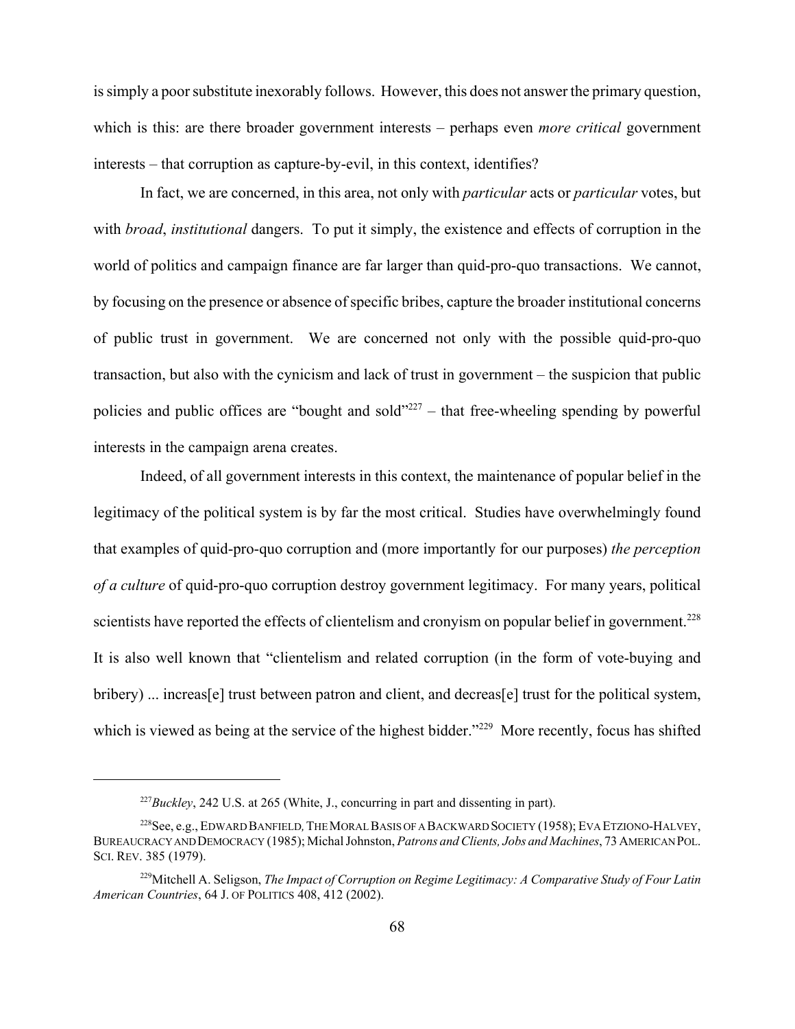is simply a poor substitute inexorably follows. However, this does not answer the primary question, which is this: are there broader government interests – perhaps even *more critical* government interests – that corruption as capture-by-evil, in this context, identifies?

In fact, we are concerned, in this area, not only with *particular* acts or *particular* votes, but with *broad*, *institutional* dangers. To put it simply, the existence and effects of corruption in the world of politics and campaign finance are far larger than quid-pro-quo transactions. We cannot, by focusing on the presence or absence of specific bribes, capture the broader institutional concerns of public trust in government. We are concerned not only with the possible quid-pro-quo transaction, but also with the cynicism and lack of trust in government – the suspicion that public policies and public offices are "bought and sold"[227] – that free-wheeling spending by powerful interests in the campaign arena creates.

Indeed, of all government interests in this context, the maintenance of popular belief in the legitimacy of the political system is by far the most critical. Studies have overwhelmingly found that examples of quid-pro-quo corruption and (more importantly for our purposes) *the perception of a culture* of quid-pro-quo corruption destroy government legitimacy. For many years, political scientists have reported the effects of clientelism and cronyism on popular belief in government.[228] It is also well known that "clientelism and related corruption (in the form of vote-buying and bribery) ... increas[e] trust between patron and client, and decreas[e] trust for the political system, which is viewed as being at the service of the highest bidder."[229] More recently, focus has shifted

---

[227] *Buckley*, 242 U.S. at 265 (White, J., concurring in part and dissenting in part).

[228] See, e.g., EDWARD BANFIELD, THE MORAL BASIS OF A BACKWARD SOCIETY (1958); EVA ETZIONO-HALVEY, BUREAUCRACY AND DEMOCRACY (1985); Michal Johnston, *Patrons and Clients, Jobs and Machines*, 73 AMERICAN POL. SCI. REV. 385 (1979).

[229] Mitchell A. Seligson, *The Impact of Corruption on Regime Legitimacy: A Comparative Study of Four Latin American Countries*, 64 J. OF POLITICS 408, 412 (2002).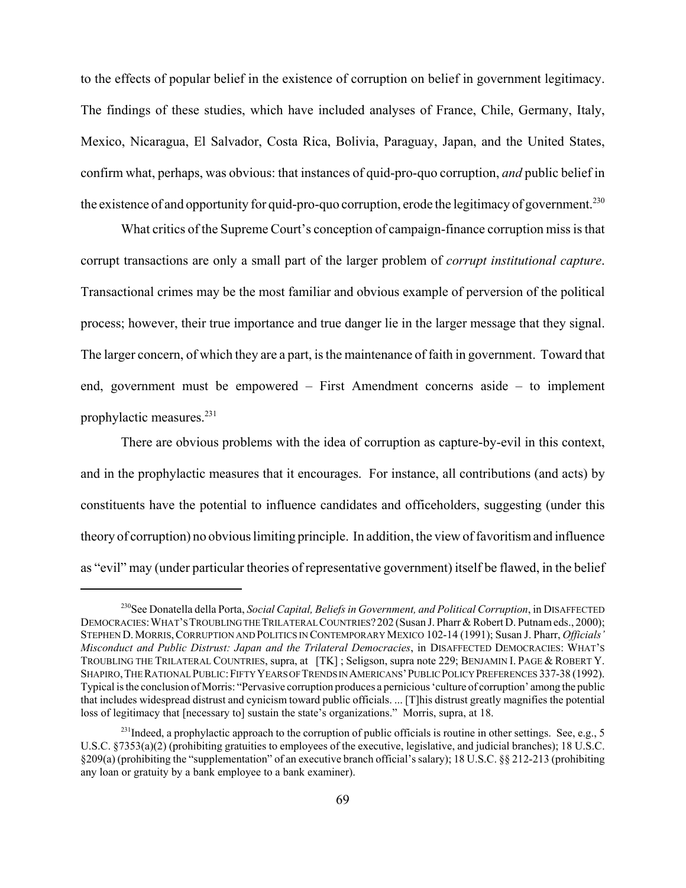to the effects of popular belief in the existence of corruption on belief in government legitimacy. The findings of these studies, which have included analyses of France, Chile, Germany, Italy, Mexico, Nicaragua, El Salvador, Costa Rica, Bolivia, Paraguay, Japan, and the United States, confirm what, perhaps, was obvious: that instances of quid-pro-quo corruption, *and* public belief in the existence of and opportunity for quid-pro-quo corruption, erode the legitimacy of government.[230]

What critics of the Supreme Court's conception of campaign-finance corruption miss is that corrupt transactions are only a small part of the larger problem of *corrupt institutional capture*. Transactional crimes may be the most familiar and obvious example of perversion of the political process; however, their true importance and true danger lie in the larger message that they signal. The larger concern, of which they are a part, is the maintenance of faith in government. Toward that end, government must be empowered – First Amendment concerns aside – to implement prophylactic measures.[231]

There are obvious problems with the idea of corruption as capture-by-evil in this context, and in the prophylactic measures that it encourages. For instance, all contributions (and acts) by constituents have the potential to influence candidates and officeholders, suggesting (under this theory of corruption) no obvious limiting principle. In addition, the view of favoritism and influence as "evil" may (under particular theories of representative government) itself be flawed, in the belief

---

[230]See Donatella della Porta, *Social Capital, Beliefs in Government, and Political Corruption*, in DISAFFECTED DEMOCRACIES: WHAT'S TROUBLING THE TRILATERAL COUNTRIES? 202 (Susan J. Pharr & Robert D. Putnam eds., 2000); STEPHEN D. MORRIS, CORRUPTION AND POLITICS IN CONTEMPORARY MEXICO 102-14 (1991); Susan J. Pharr, *Officials' Misconduct and Public Distrust: Japan and the Trilateral Democracies*, in DISAFFECTED DEMOCRACIES: WHAT'S TROUBLING THE TRILATERAL COUNTRIES, supra, at [TK] ; Seligson, supra note 229; BENJAMIN I. PAGE & ROBERT Y. SHAPIRO, THE RATIONAL PUBLIC: FIFTY YEARS OF TRENDS IN AMERICANS' PUBLIC POLICY PREFERENCES 337-38 (1992). Typical is the conclusion of Morris: "Pervasive corruption produces a pernicious 'culture of corruption' among the public that includes widespread distrust and cynicism toward public officials. ... [T]his distrust greatly magnifies the potential loss of legitimacy that [necessary to] sustain the state's organizations." Morris, supra, at 18.

[231]Indeed, a prophylactic approach to the corruption of public officials is routine in other settings. See, e.g., 5 U.S.C. §7353(a)(2) (prohibiting gratuities to employees of the executive, legislative, and judicial branches); 18 U.S.C. §209(a) (prohibiting the "supplementation" of an executive branch official's salary); 18 U.S.C. §§ 212-213 (prohibiting any loan or gratuity by a bank employee to a bank examiner).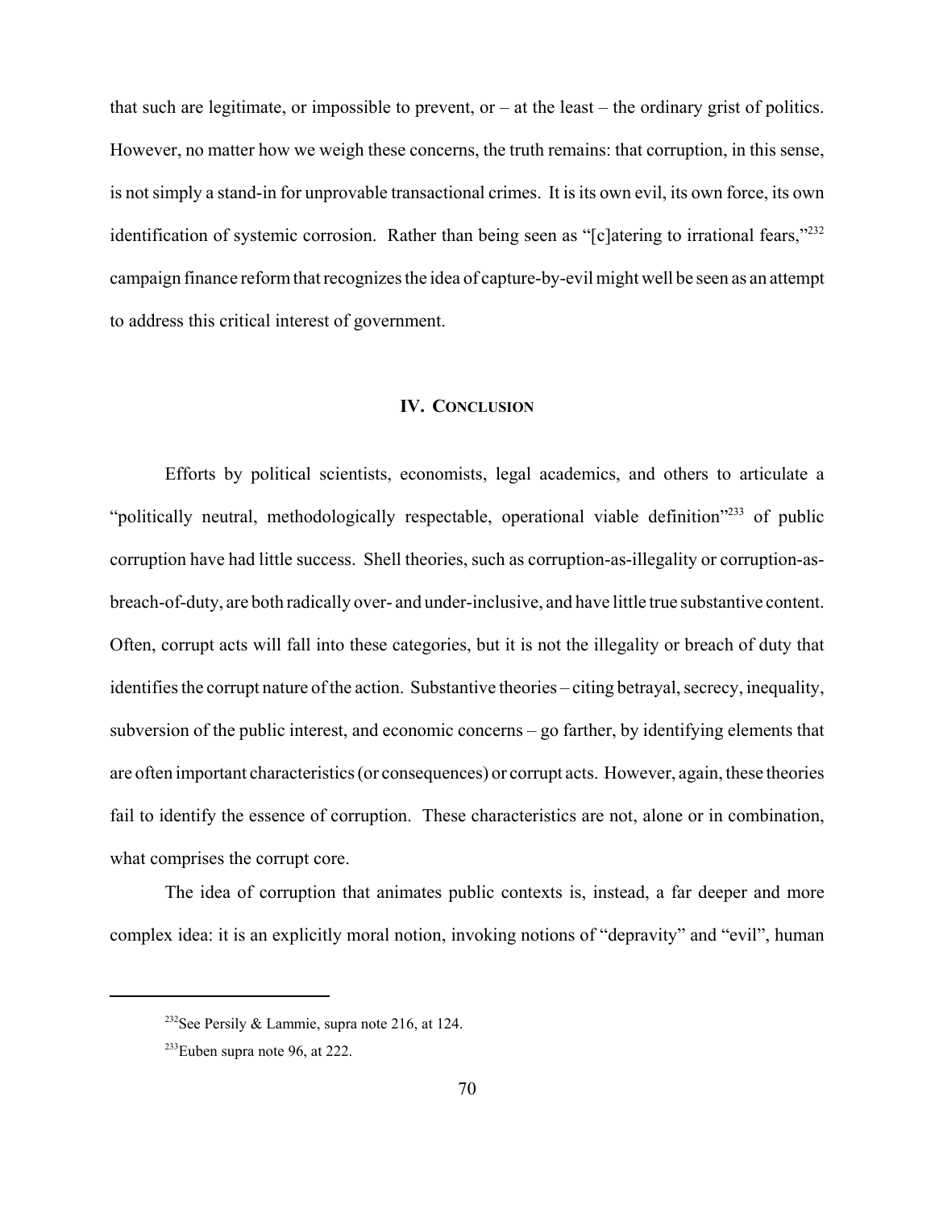that such are legitimate, or impossible to prevent, or – at the least – the ordinary grist of politics. However, no matter how we weigh these concerns, the truth remains: that corruption, in this sense, is not simply a stand-in for unprovable transactional crimes. It is its own evil, its own force, its own identification of systemic corrosion. Rather than being seen as "[c]atering to irrational fears,"[232] campaign finance reform that recognizes the idea of capture-by-evil might well be seen as an attempt to address this critical interest of government.

## IV. CONCLUSION

Efforts by political scientists, economists, legal academics, and others to articulate a "politically neutral, methodologically respectable, operational viable definition"[233] of public corruption have had little success. Shell theories, such as corruption-as-illegality or corruption-as-breach-of-duty, are both radically over- and under-inclusive, and have little true substantive content. Often, corrupt acts will fall into these categories, but it is not the illegality or breach of duty that identifies the corrupt nature of the action. Substantive theories – citing betrayal, secrecy, inequality, subversion of the public interest, and economic concerns – go farther, by identifying elements that are often important characteristics (or consequences) or corrupt acts. However, again, these theories fail to identify the essence of corruption. These characteristics are not, alone or in combination, what comprises the corrupt core.

The idea of corruption that animates public contexts is, instead, a far deeper and more complex idea: it is an explicitly moral notion, invoking notions of "depravity" and "evil", human

---

[232]See Persily & Lammie, supra note 216, at 124.

[233]Euben supra note 96, at 222.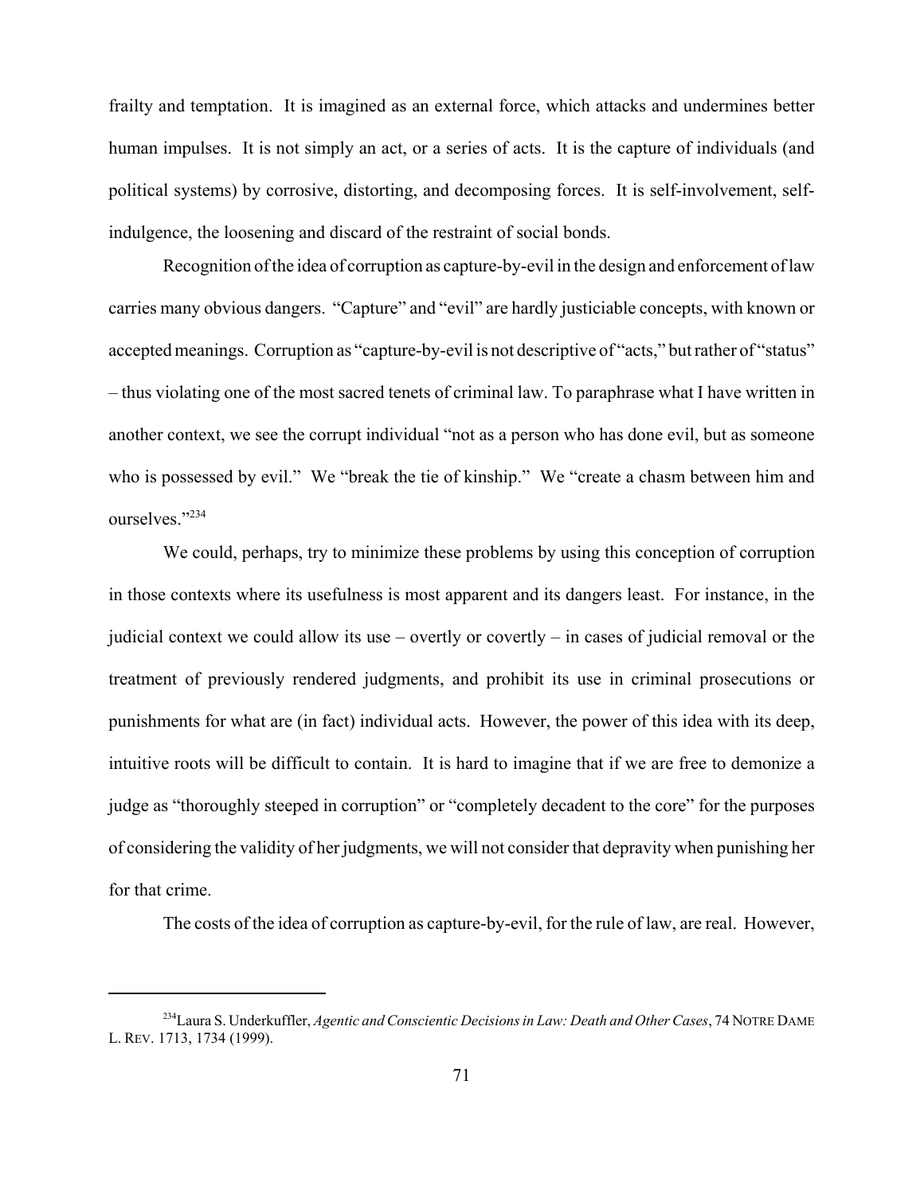frailty and temptation. It is imagined as an external force, which attacks and undermines better human impulses. It is not simply an act, or a series of acts. It is the capture of individuals (and political systems) by corrosive, distorting, and decomposing forces. It is self-involvement, self-indulgence, the loosening and discard of the restraint of social bonds.

Recognition of the idea of corruption as capture-by-evil in the design and enforcement of law carries many obvious dangers. "Capture" and "evil" are hardly justiciable concepts, with known or accepted meanings. Corruption as "capture-by-evil is not descriptive of "acts," but rather of "status" – thus violating one of the most sacred tenets of criminal law. To paraphrase what I have written in another context, we see the corrupt individual "not as a person who has done evil, but as someone who is possessed by evil." We "break the tie of kinship." We "create a chasm between him and ourselves."[234]

We could, perhaps, try to minimize these problems by using this conception of corruption in those contexts where its usefulness is most apparent and its dangers least. For instance, in the judicial context we could allow its use – overtly or covertly – in cases of judicial removal or the treatment of previously rendered judgments, and prohibit its use in criminal prosecutions or punishments for what are (in fact) individual acts. However, the power of this idea with its deep, intuitive roots will be difficult to contain. It is hard to imagine that if we are free to demonize a judge as "thoroughly steeped in corruption" or "completely decadent to the core" for the purposes of considering the validity of her judgments, we will not consider that depravity when punishing her for that crime.

The costs of the idea of corruption as capture-by-evil, for the rule of law, are real. However,

---

[234] Laura S. Underkuffler, *Agentic and Conscientic Decisions in Law: Death and Other Cases*, 74 NOTRE DAME L. REV. 1713, 1734 (1999).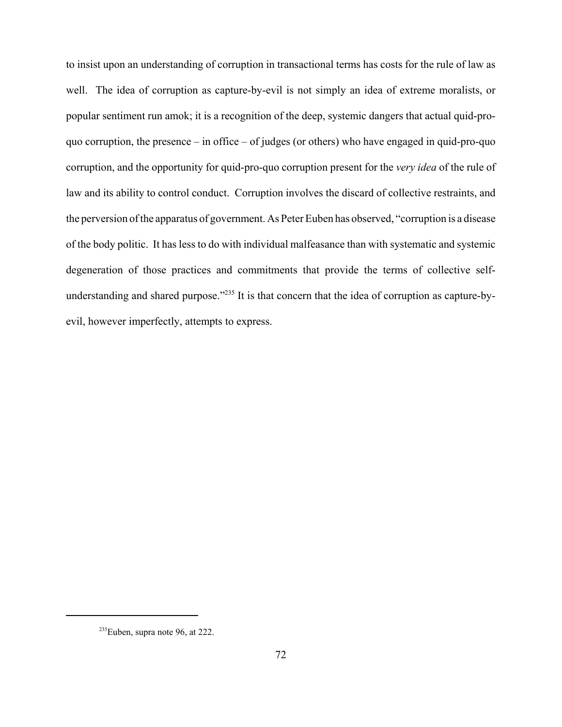to insist upon an understanding of corruption in transactional terms has costs for the rule of law as well. The idea of corruption as capture-by-evil is not simply an idea of extreme moralists, or popular sentiment run amok; it is a recognition of the deep, systemic dangers that actual quid-pro-quo corruption, the presence – in office – of judges (or others) who have engaged in quid-pro-quo corruption, and the opportunity for quid-pro-quo corruption present for the *very idea* of the rule of law and its ability to control conduct. Corruption involves the discard of collective restraints, and the perversion of the apparatus of government. As Peter Euben has observed, "corruption is a disease of the body politic. It has less to do with individual malfeasance than with systematic and systemic degeneration of those practices and commitments that provide the terms of collective self-understanding and shared purpose."[235] It is that concern that the idea of corruption as capture-by-evil, however imperfectly, attempts to express.

---

[235] Euben, supra note 96, at 222.